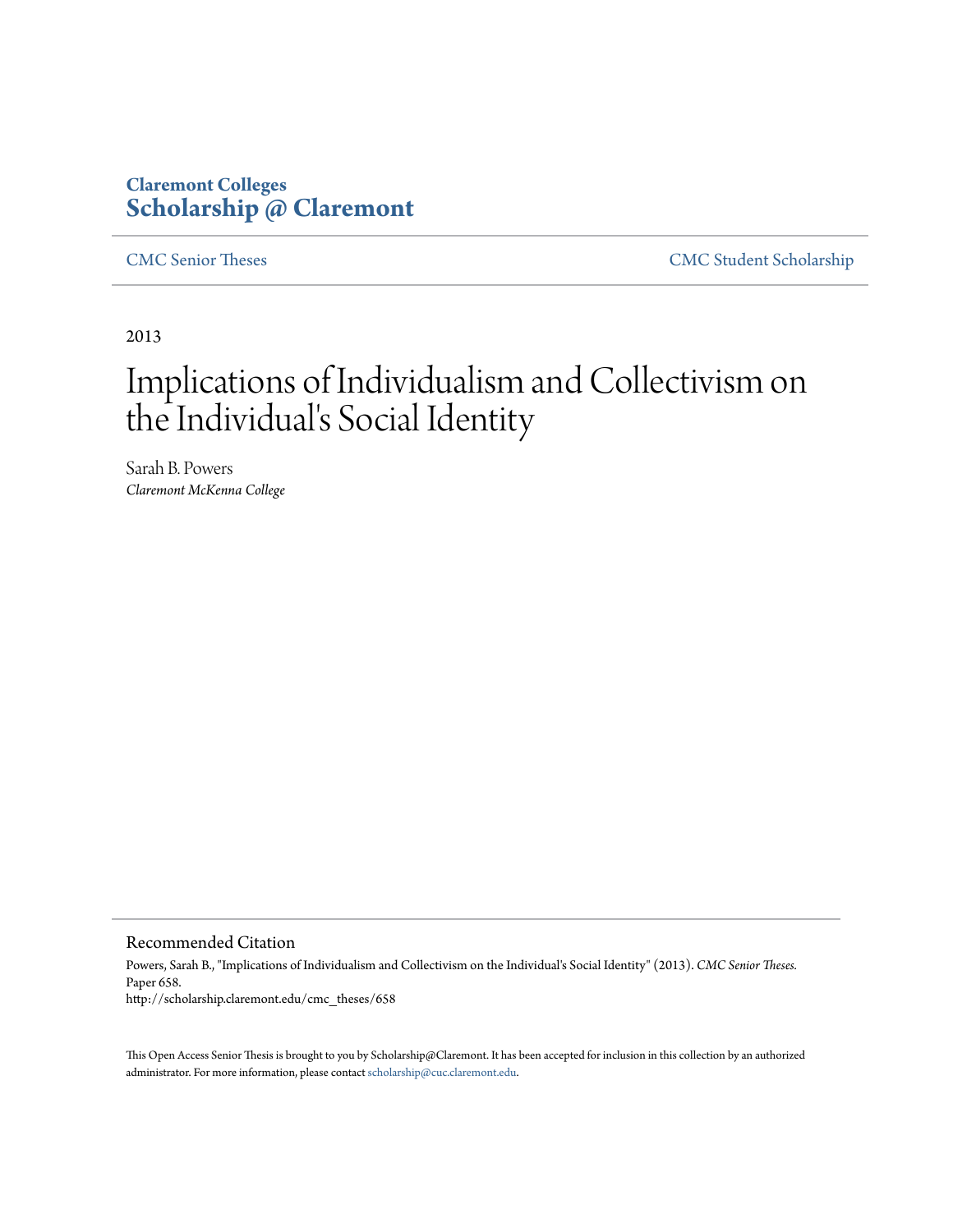**Claremont Colleges**
**Scholarship @ Claremont**

CMC Senior Theses | CMC Student Scholarship

2013

# Implications of Individualism and Collectivism on the Individual's Social Identity

Sarah B. Powers
*Claremont McKenna College*

## Recommended Citation

Powers, Sarah B., "Implications of Individualism and Collectivism on the Individual's Social Identity" (2013). *CMC Senior Theses.* Paper 658.
http://scholarship.claremont.edu/cmc_theses/658

This Open Access Senior Thesis is brought to you by Scholarship@Claremont. It has been accepted for inclusion in this collection by an authorized administrator. For more information, please contact scholarship@cuc.claremont.edu.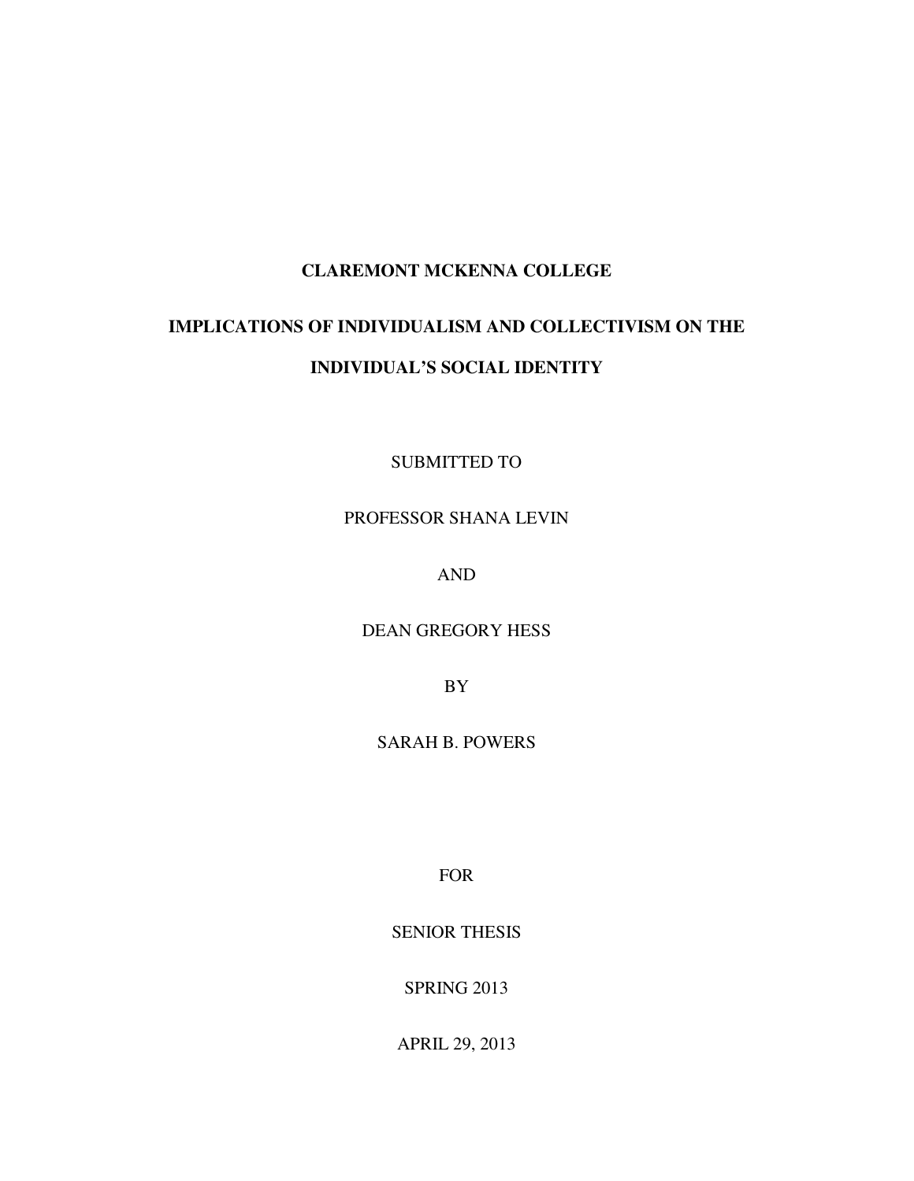**CLAREMONT MCKENNA COLLEGE**

# IMPLICATIONS OF INDIVIDUALISM AND COLLECTIVISM ON THE INDIVIDUAL'S SOCIAL IDENTITY

SUBMITTED TO

PROFESSOR SHANA LEVIN

AND

DEAN GREGORY HESS

BY

SARAH B. POWERS

FOR

SENIOR THESIS

SPRING 2013

APRIL 29, 2013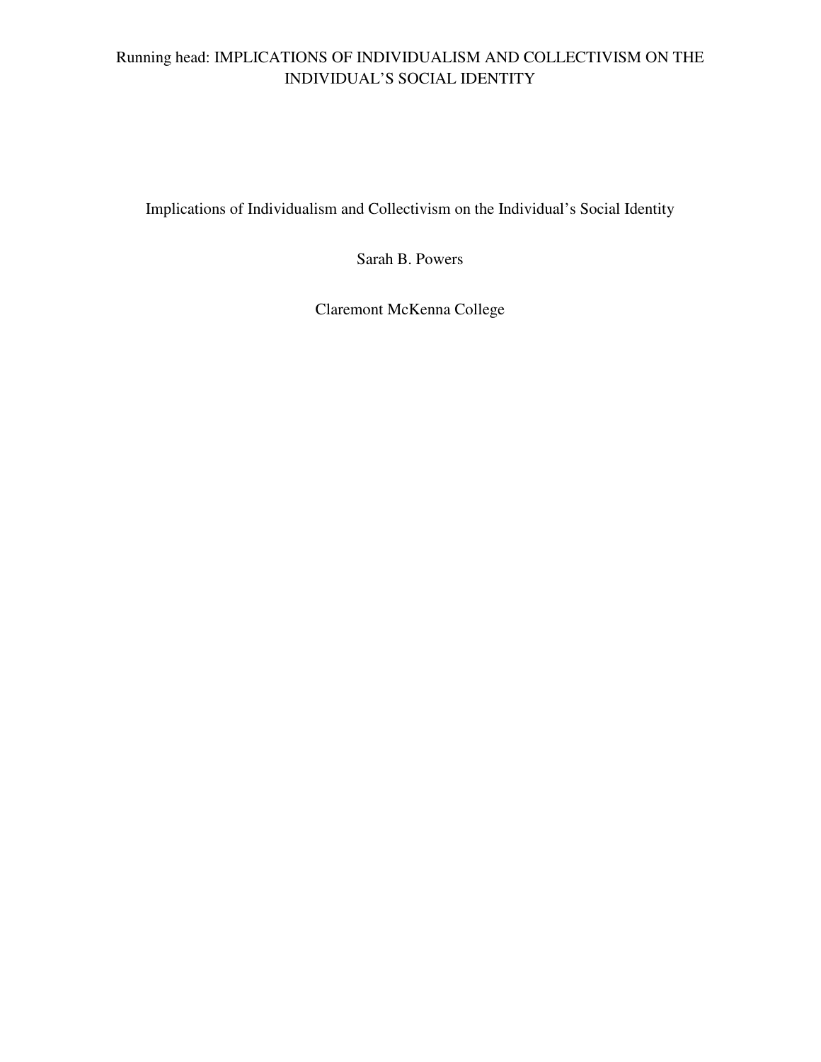# Implications of Individualism and Collectivism on the Individual's Social Identity

Sarah B. Powers

Claremont McKenna College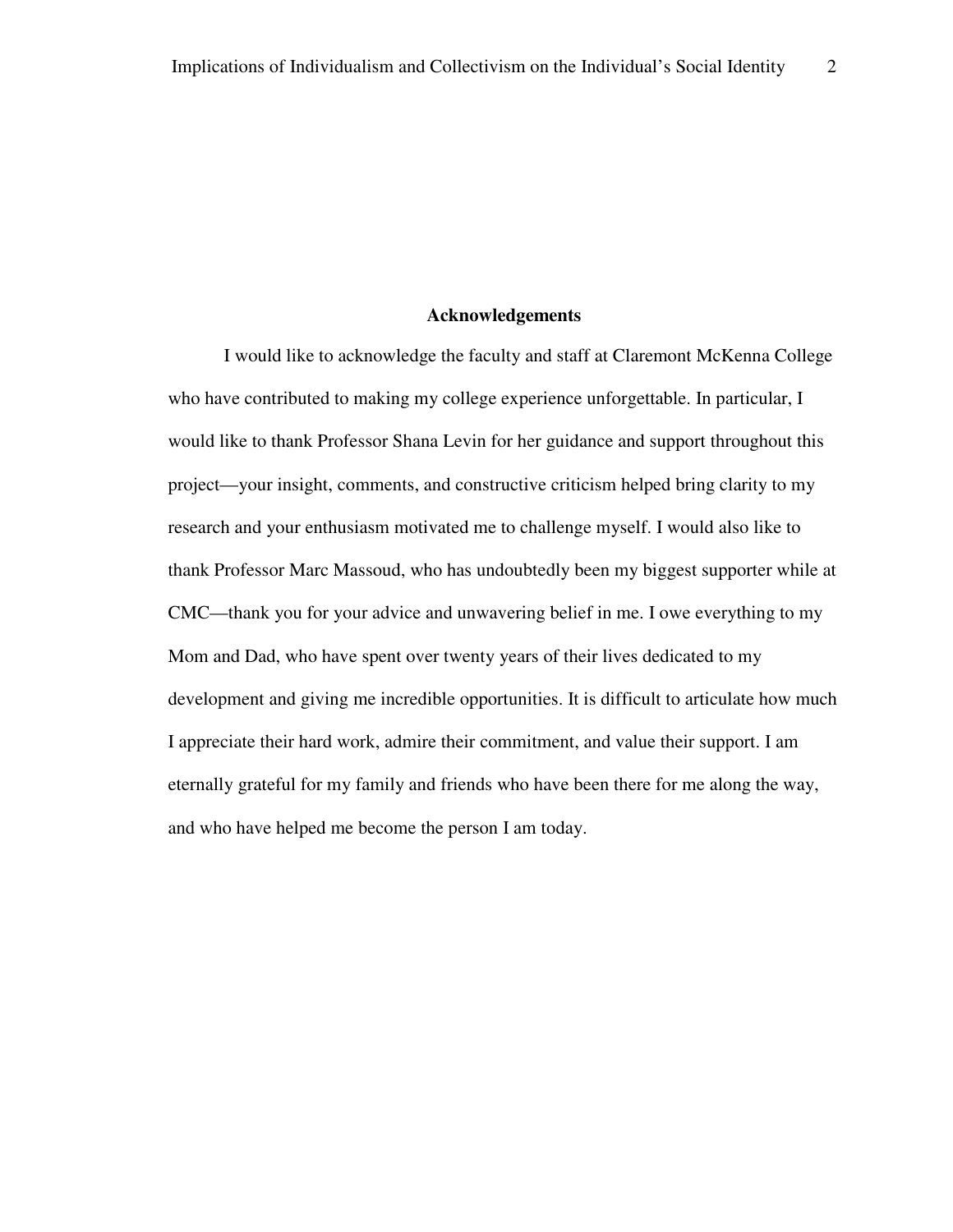## Acknowledgements

I would like to acknowledge the faculty and staff at Claremont McKenna College who have contributed to making my college experience unforgettable. In particular, I would like to thank Professor Shana Levin for her guidance and support throughout this project—your insight, comments, and constructive criticism helped bring clarity to my research and your enthusiasm motivated me to challenge myself. I would also like to thank Professor Marc Massoud, who has undoubtedly been my biggest supporter while at CMC—thank you for your advice and unwavering belief in me. I owe everything to my Mom and Dad, who have spent over twenty years of their lives dedicated to my development and giving me incredible opportunities. It is difficult to articulate how much I appreciate their hard work, admire their commitment, and value their support. I am eternally grateful for my family and friends who have been there for me along the way, and who have helped me become the person I am today.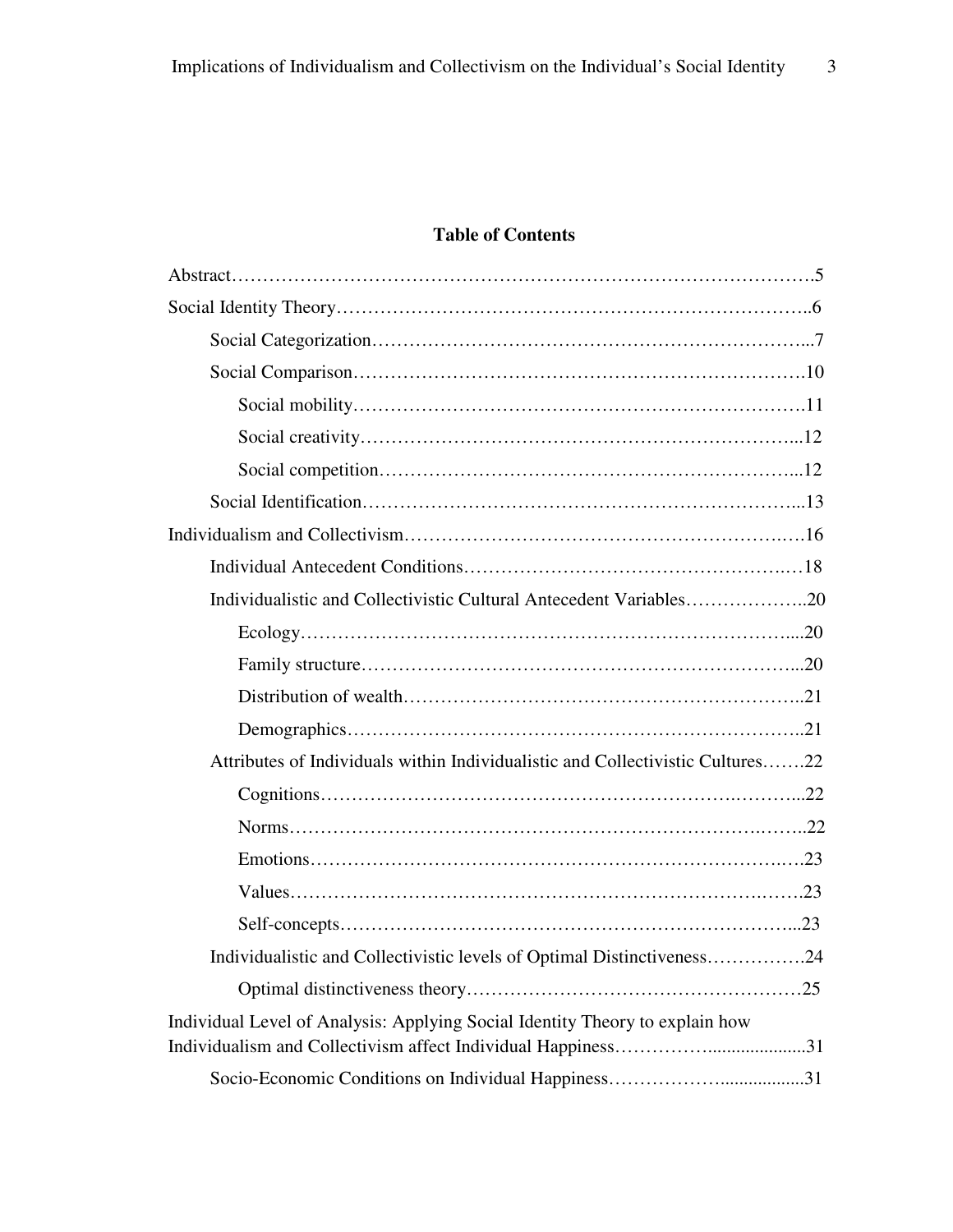**Table of Contents**

Abstract……………………………………………………………………………….5

Social Identity Theory…………………………………………………………………..6

- Social Categorization…………………………………………………………...7
- Social Comparison……………………………………………………………….10
  - Social mobility……………………………………………………………….11
  - Social creativity……………………………………………………………...12
  - Social competition…………………………………………………………...12
- Social Identification…………………………………………………………….13

Individualism and Collectivism…………………………………………………….…16

- Individual Antecedent Conditions……………………………………………..…18
- Individualistic and Collectivistic Cultural Antecedent Variables………………..20
  - Ecology…………………………………………………………………....20
  - Family structure……………………………………………………………...20
  - Distribution of wealth………………………………………………………..21
  - Demographics………………………………………………………………..21
- Attributes of Individuals within Individualistic and Collectivistic Cultures…….22
  - Cognitions……………………………………………………….………...22
  - Norms…………………………………………………………………….……..22
  - Emotions………………………………………………………………….…23
  - Values…………………………………………………………………….…….23
  - Self-concepts……………………………………………………………...23
- Individualistic and Collectivistic levels of Optimal Distinctiveness…………….24
  - Optimal distinctiveness theory………………………………………………25

Individual Level of Analysis: Applying Social Identity Theory to explain how Individualism and Collectivism affect Individual Happiness…………….....................31

- Socio-Economic Conditions on Individual Happiness……………….................31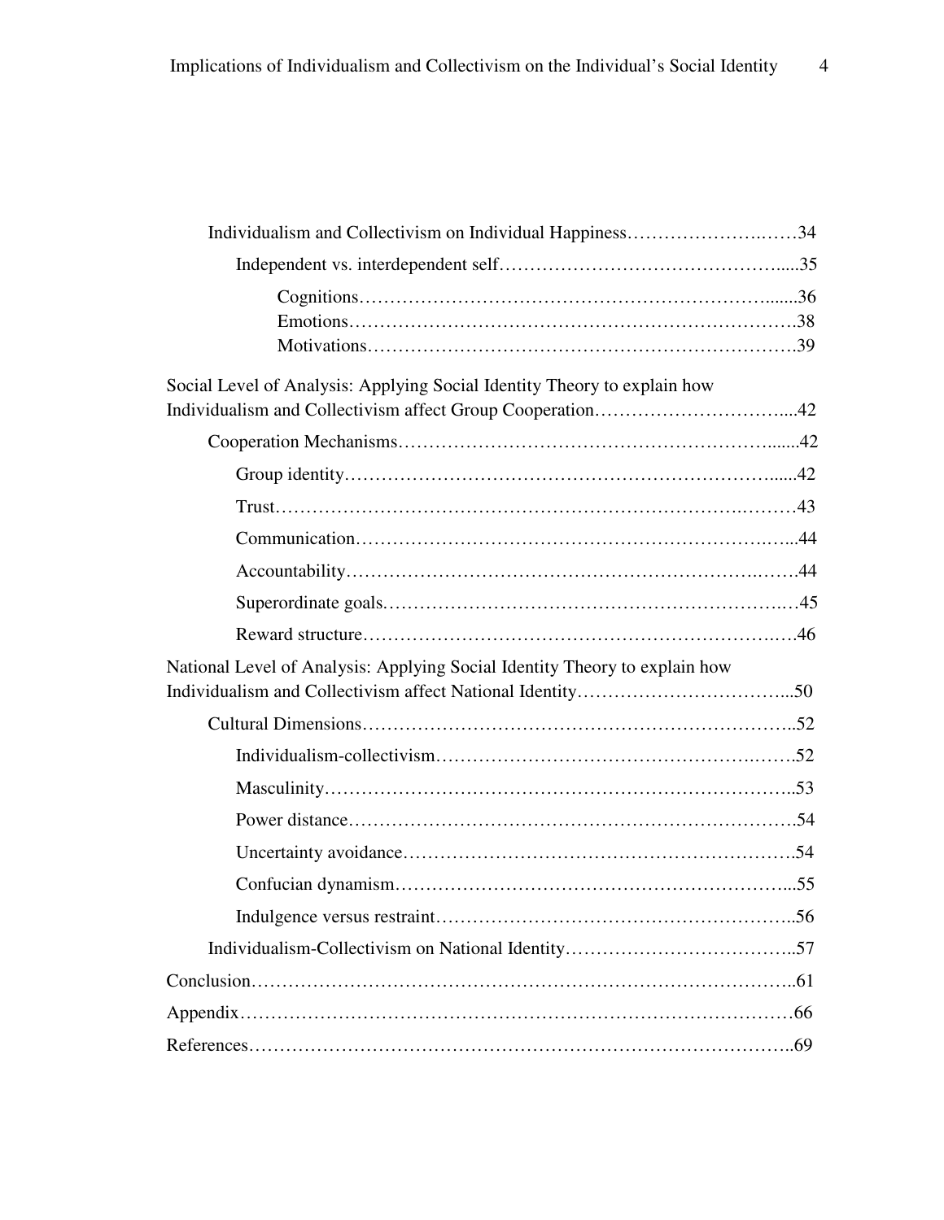Individualism and Collectivism on Individual Happiness……………………..……34

Independent vs. interdependent self……………………………………….....35

Cognitions……………………………………………………….......36

Emotions…………………………………………………………….38

Motivations………………………………………………………….39

Social Level of Analysis: Applying Social Identity Theory to explain how Individualism and Collectivism affect Group Cooperation…………………………....42

Cooperation Mechanisms……………………………………………………........42

Group identity…………………………………………………………......42

Trust……………………………………………………………….………43

Communication…………………………………………………….…...44

Accountability…………………………………………………….…….44

Superordinate goals…………………………………………………….…45

Reward structure………………………………………………………….46

National Level of Analysis: Applying Social Identity Theory to explain how Individualism and Collectivism affect National Identity……………………………...50

Cultural Dimensions……………………………………………………………..52

Individualism-collectivism…………………………………………….…….52

Masculinity………………………………………………………………..53

Power distance…………………………………………………………….54

Uncertainty avoidance……………………………………………………….54

Confucian dynamism………………………………………………………...55

Indulgence versus restraint…………………………………………………..56

Individualism-Collectivism on National Identity………………………………..57

Conclusion…………………………………………………………………………..61

Appendix……………………………………………………………………………66

References…………………………………………………………………………..69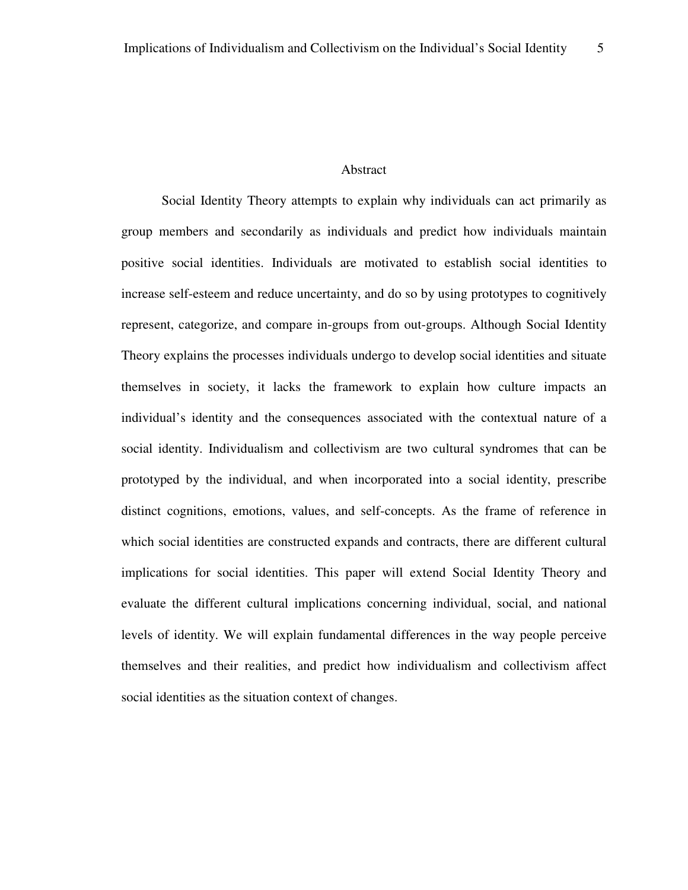# Abstract

Social Identity Theory attempts to explain why individuals can act primarily as group members and secondarily as individuals and predict how individuals maintain positive social identities. Individuals are motivated to establish social identities to increase self-esteem and reduce uncertainty, and do so by using prototypes to cognitively represent, categorize, and compare in-groups from out-groups. Although Social Identity Theory explains the processes individuals undergo to develop social identities and situate themselves in society, it lacks the framework to explain how culture impacts an individual's identity and the consequences associated with the contextual nature of a social identity. Individualism and collectivism are two cultural syndromes that can be prototyped by the individual, and when incorporated into a social identity, prescribe distinct cognitions, emotions, values, and self-concepts. As the frame of reference in which social identities are constructed expands and contracts, there are different cultural implications for social identities. This paper will extend Social Identity Theory and evaluate the different cultural implications concerning individual, social, and national levels of identity. We will explain fundamental differences in the way people perceive themselves and their realities, and predict how individualism and collectivism affect social identities as the situation context of changes.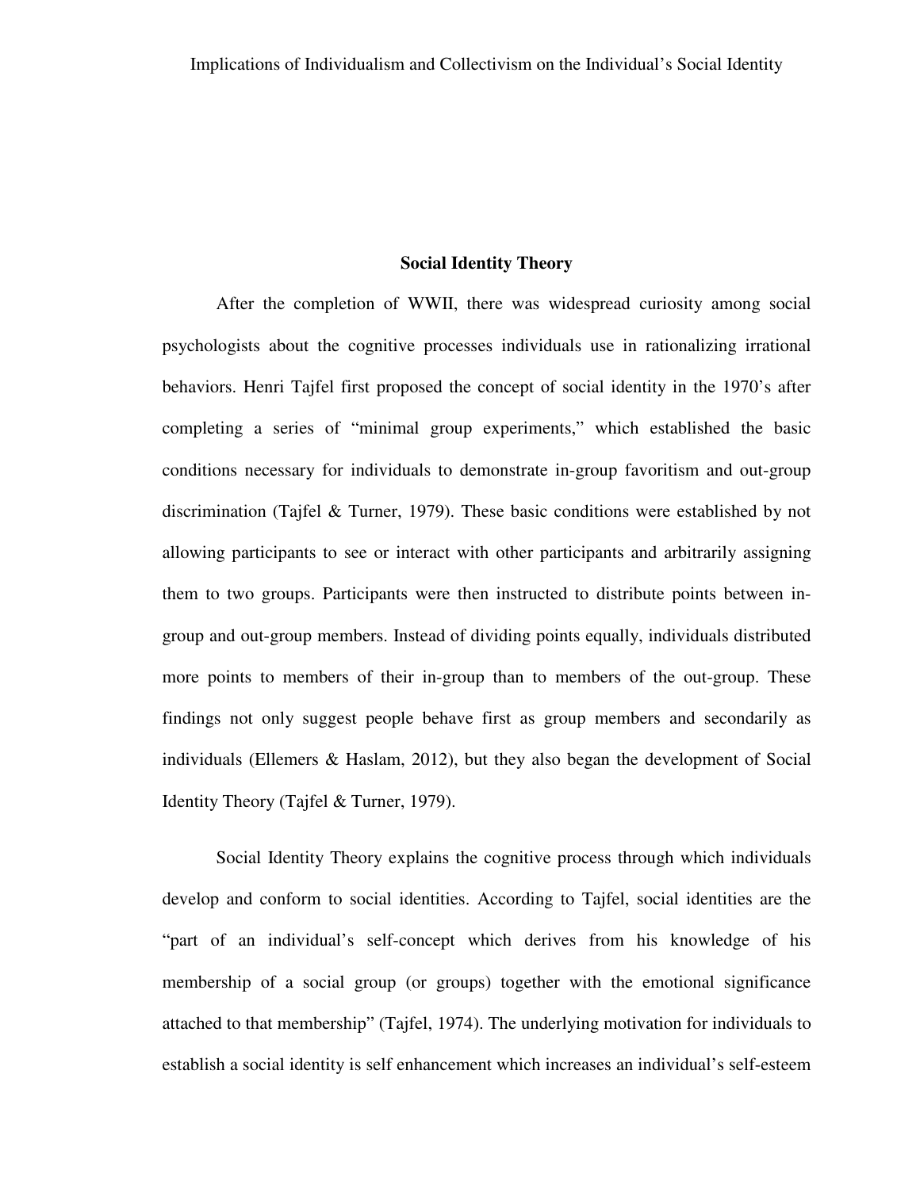## Social Identity Theory

After the completion of WWII, there was widespread curiosity among social psychologists about the cognitive processes individuals use in rationalizing irrational behaviors. Henri Tajfel first proposed the concept of social identity in the 1970's after completing a series of "minimal group experiments," which established the basic conditions necessary for individuals to demonstrate in-group favoritism and out-group discrimination (Tajfel & Turner, 1979). These basic conditions were established by not allowing participants to see or interact with other participants and arbitrarily assigning them to two groups. Participants were then instructed to distribute points between in-group and out-group members. Instead of dividing points equally, individuals distributed more points to members of their in-group than to members of the out-group. These findings not only suggest people behave first as group members and secondarily as individuals (Ellemers & Haslam, 2012), but they also began the development of Social Identity Theory (Tajfel & Turner, 1979).

Social Identity Theory explains the cognitive process through which individuals develop and conform to social identities. According to Tajfel, social identities are the "part of an individual's self-concept which derives from his knowledge of his membership of a social group (or groups) together with the emotional significance attached to that membership" (Tajfel, 1974). The underlying motivation for individuals to establish a social identity is self enhancement which increases an individual's self-esteem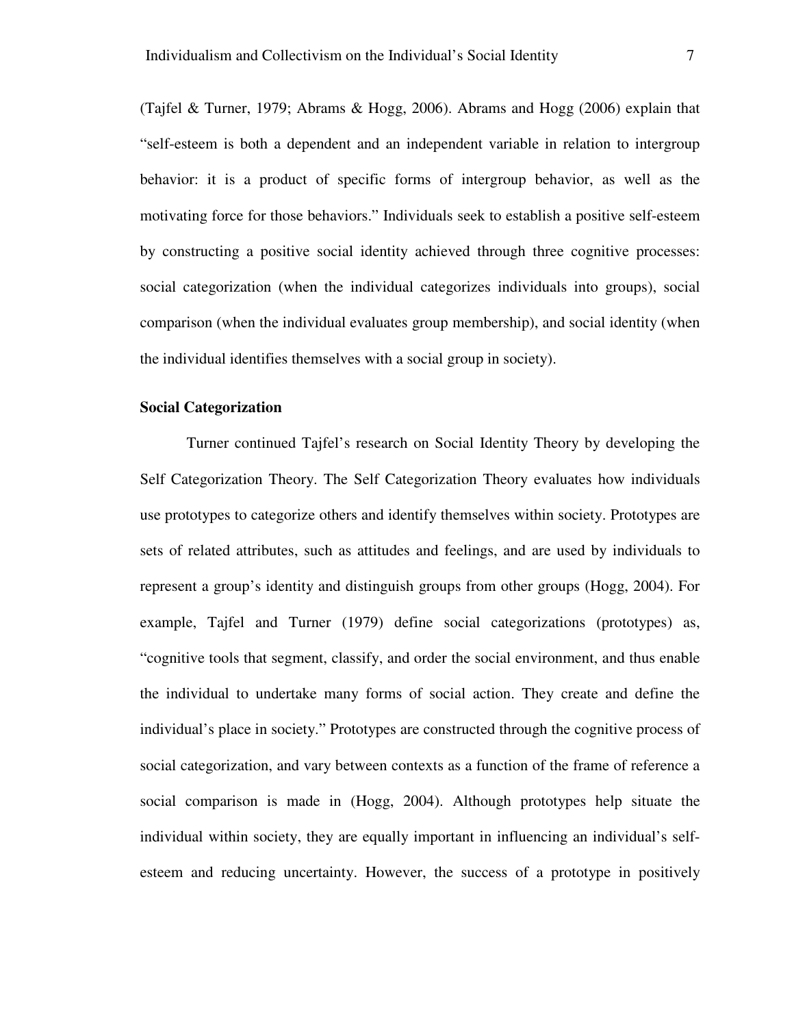(Tajfel & Turner, 1979; Abrams & Hogg, 2006). Abrams and Hogg (2006) explain that "self-esteem is both a dependent and an independent variable in relation to intergroup behavior: it is a product of specific forms of intergroup behavior, as well as the motivating force for those behaviors." Individuals seek to establish a positive self-esteem by constructing a positive social identity achieved through three cognitive processes: social categorization (when the individual categorizes individuals into groups), social comparison (when the individual evaluates group membership), and social identity (when the individual identifies themselves with a social group in society).

**Social Categorization**

Turner continued Tajfel's research on Social Identity Theory by developing the Self Categorization Theory. The Self Categorization Theory evaluates how individuals use prototypes to categorize others and identify themselves within society. Prototypes are sets of related attributes, such as attitudes and feelings, and are used by individuals to represent a group's identity and distinguish groups from other groups (Hogg, 2004). For example, Tajfel and Turner (1979) define social categorizations (prototypes) as, "cognitive tools that segment, classify, and order the social environment, and thus enable the individual to undertake many forms of social action. They create and define the individual's place in society." Prototypes are constructed through the cognitive process of social categorization, and vary between contexts as a function of the frame of reference a social comparison is made in (Hogg, 2004). Although prototypes help situate the individual within society, they are equally important in influencing an individual's self-esteem and reducing uncertainty. However, the success of a prototype in positively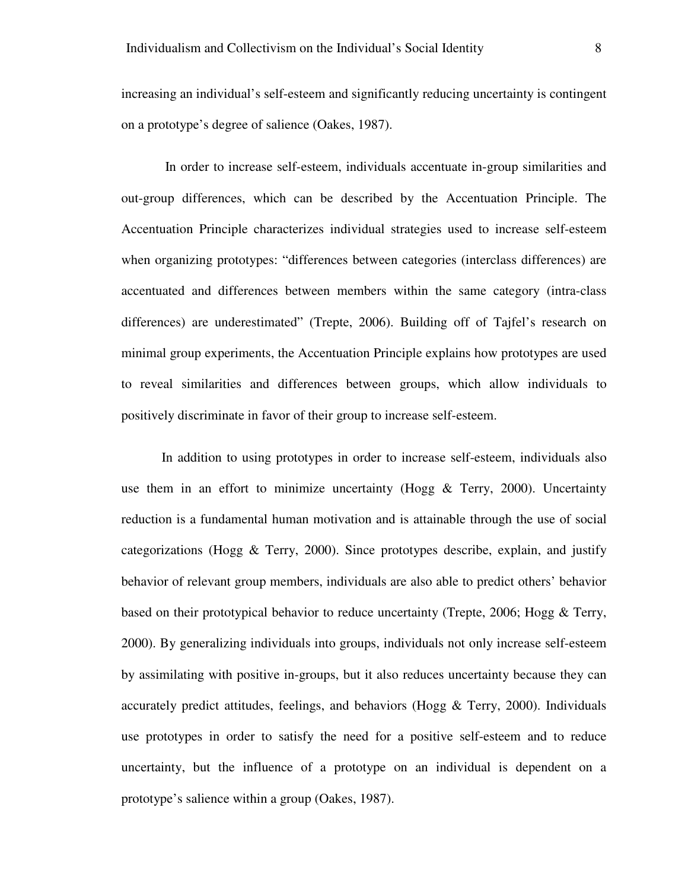increasing an individual's self-esteem and significantly reducing uncertainty is contingent on a prototype's degree of salience (Oakes, 1987).

In order to increase self-esteem, individuals accentuate in-group similarities and out-group differences, which can be described by the Accentuation Principle. The Accentuation Principle characterizes individual strategies used to increase self-esteem when organizing prototypes: "differences between categories (interclass differences) are accentuated and differences between members within the same category (intra-class differences) are underestimated" (Trepte, 2006). Building off of Tajfel's research on minimal group experiments, the Accentuation Principle explains how prototypes are used to reveal similarities and differences between groups, which allow individuals to positively discriminate in favor of their group to increase self-esteem.

In addition to using prototypes in order to increase self-esteem, individuals also use them in an effort to minimize uncertainty (Hogg & Terry, 2000). Uncertainty reduction is a fundamental human motivation and is attainable through the use of social categorizations (Hogg & Terry, 2000). Since prototypes describe, explain, and justify behavior of relevant group members, individuals are also able to predict others' behavior based on their prototypical behavior to reduce uncertainty (Trepte, 2006; Hogg & Terry, 2000). By generalizing individuals into groups, individuals not only increase self-esteem by assimilating with positive in-groups, but it also reduces uncertainty because they can accurately predict attitudes, feelings, and behaviors (Hogg & Terry, 2000). Individuals use prototypes in order to satisfy the need for a positive self-esteem and to reduce uncertainty, but the influence of a prototype on an individual is dependent on a prototype's salience within a group (Oakes, 1987).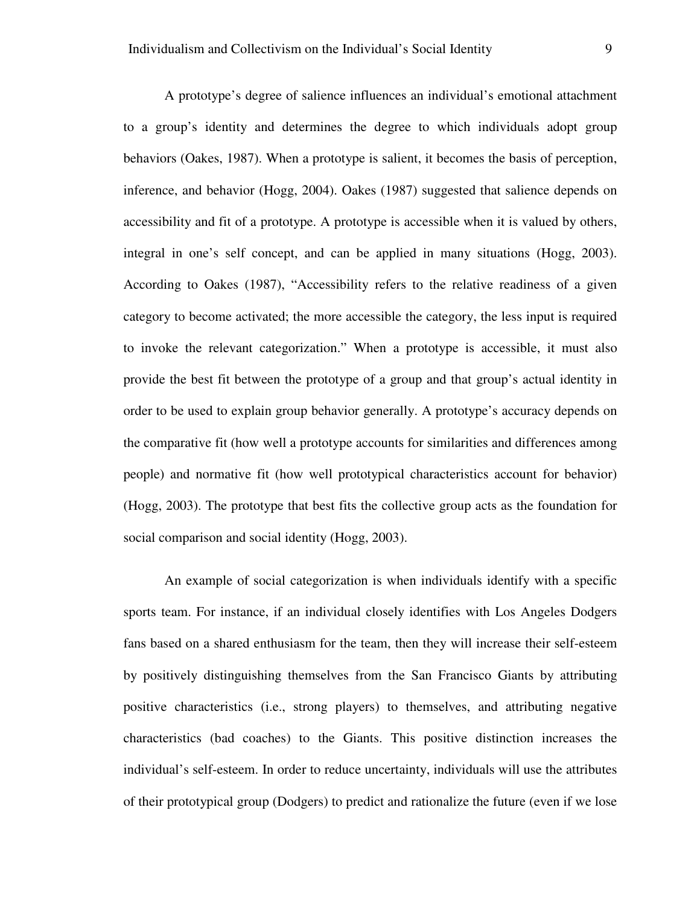A prototype's degree of salience influences an individual's emotional attachment to a group's identity and determines the degree to which individuals adopt group behaviors (Oakes, 1987). When a prototype is salient, it becomes the basis of perception, inference, and behavior (Hogg, 2004). Oakes (1987) suggested that salience depends on accessibility and fit of a prototype. A prototype is accessible when it is valued by others, integral in one's self concept, and can be applied in many situations (Hogg, 2003). According to Oakes (1987), "Accessibility refers to the relative readiness of a given category to become activated; the more accessible the category, the less input is required to invoke the relevant categorization." When a prototype is accessible, it must also provide the best fit between the prototype of a group and that group's actual identity in order to be used to explain group behavior generally. A prototype's accuracy depends on the comparative fit (how well a prototype accounts for similarities and differences among people) and normative fit (how well prototypical characteristics account for behavior) (Hogg, 2003). The prototype that best fits the collective group acts as the foundation for social comparison and social identity (Hogg, 2003).

An example of social categorization is when individuals identify with a specific sports team. For instance, if an individual closely identifies with Los Angeles Dodgers fans based on a shared enthusiasm for the team, then they will increase their self-esteem by positively distinguishing themselves from the San Francisco Giants by attributing positive characteristics (i.e., strong players) to themselves, and attributing negative characteristics (bad coaches) to the Giants. This positive distinction increases the individual's self-esteem. In order to reduce uncertainty, individuals will use the attributes of their prototypical group (Dodgers) to predict and rationalize the future (even if we lose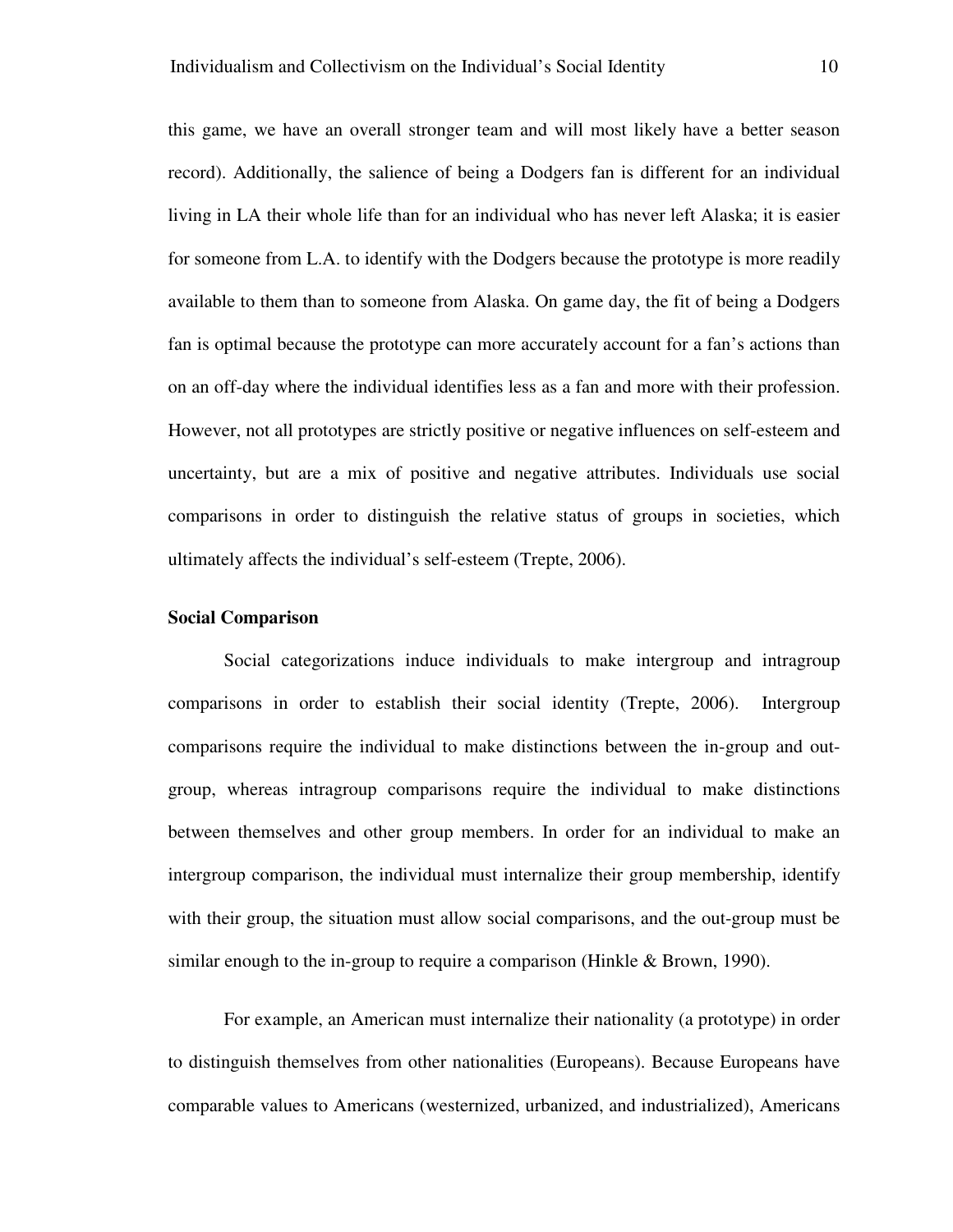this game, we have an overall stronger team and will most likely have a better season record). Additionally, the salience of being a Dodgers fan is different for an individual living in LA their whole life than for an individual who has never left Alaska; it is easier for someone from L.A. to identify with the Dodgers because the prototype is more readily available to them than to someone from Alaska. On game day, the fit of being a Dodgers fan is optimal because the prototype can more accurately account for a fan's actions than on an off-day where the individual identifies less as a fan and more with their profession. However, not all prototypes are strictly positive or negative influences on self-esteem and uncertainty, but are a mix of positive and negative attributes. Individuals use social comparisons in order to distinguish the relative status of groups in societies, which ultimately affects the individual's self-esteem (Trepte, 2006).

**Social Comparison**

Social categorizations induce individuals to make intergroup and intragroup comparisons in order to establish their social identity (Trepte, 2006). Intergroup comparisons require the individual to make distinctions between the in-group and out-group, whereas intragroup comparisons require the individual to make distinctions between themselves and other group members. In order for an individual to make an intergroup comparison, the individual must internalize their group membership, identify with their group, the situation must allow social comparisons, and the out-group must be similar enough to the in-group to require a comparison (Hinkle & Brown, 1990).

For example, an American must internalize their nationality (a prototype) in order to distinguish themselves from other nationalities (Europeans). Because Europeans have comparable values to Americans (westernized, urbanized, and industrialized), Americans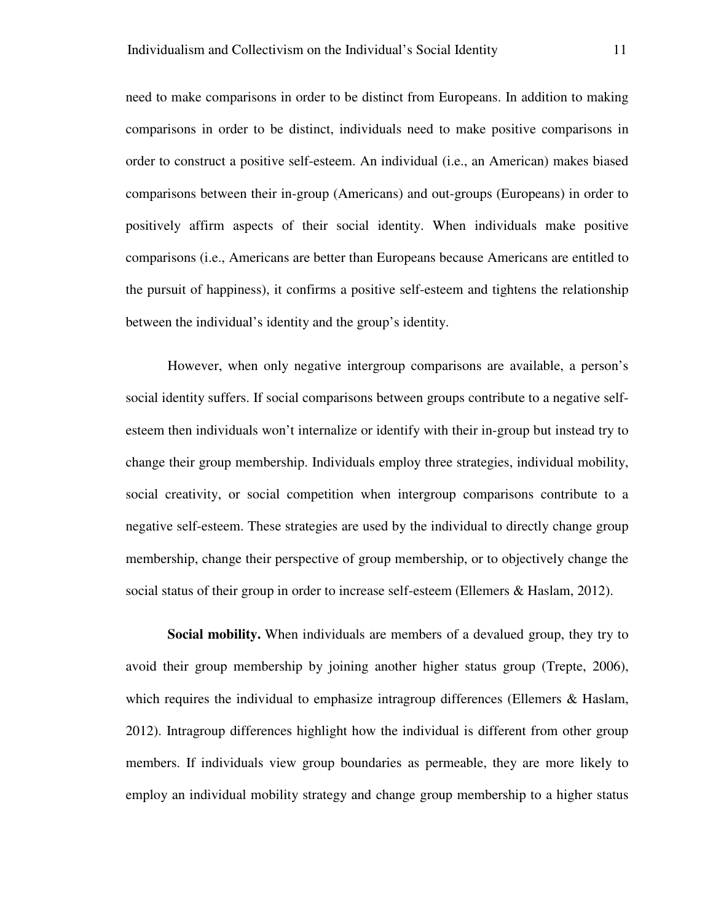need to make comparisons in order to be distinct from Europeans. In addition to making comparisons in order to be distinct, individuals need to make positive comparisons in order to construct a positive self-esteem. An individual (i.e., an American) makes biased comparisons between their in-group (Americans) and out-groups (Europeans) in order to positively affirm aspects of their social identity. When individuals make positive comparisons (i.e., Americans are better than Europeans because Americans are entitled to the pursuit of happiness), it confirms a positive self-esteem and tightens the relationship between the individual's identity and the group's identity.

However, when only negative intergroup comparisons are available, a person's social identity suffers. If social comparisons between groups contribute to a negative self-esteem then individuals won't internalize or identify with their in-group but instead try to change their group membership. Individuals employ three strategies, individual mobility, social creativity, or social competition when intergroup comparisons contribute to a negative self-esteem. These strategies are used by the individual to directly change group membership, change their perspective of group membership, or to objectively change the social status of their group in order to increase self-esteem (Ellemers & Haslam, 2012).

**Social mobility.** When individuals are members of a devalued group, they try to avoid their group membership by joining another higher status group (Trepte, 2006), which requires the individual to emphasize intragroup differences (Ellemers & Haslam, 2012). Intragroup differences highlight how the individual is different from other group members. If individuals view group boundaries as permeable, they are more likely to employ an individual mobility strategy and change group membership to a higher status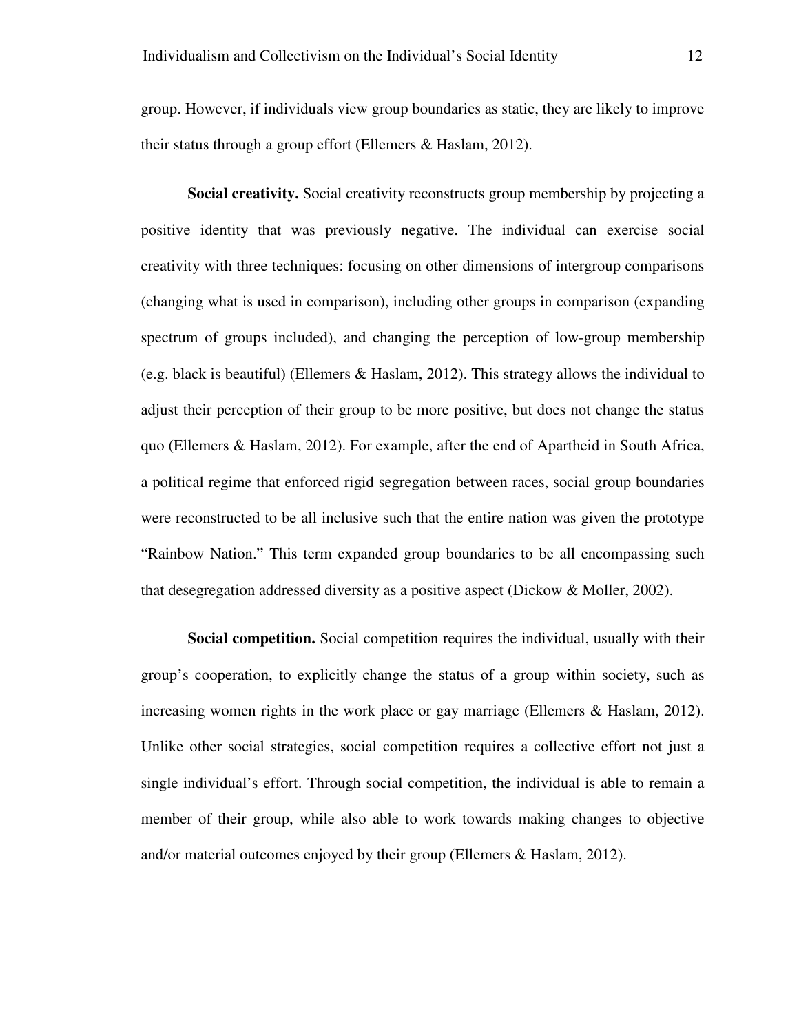group. However, if individuals view group boundaries as static, they are likely to improve their status through a group effort (Ellemers & Haslam, 2012).

**Social creativity.** Social creativity reconstructs group membership by projecting a positive identity that was previously negative. The individual can exercise social creativity with three techniques: focusing on other dimensions of intergroup comparisons (changing what is used in comparison), including other groups in comparison (expanding spectrum of groups included), and changing the perception of low-group membership (e.g. black is beautiful) (Ellemers & Haslam, 2012). This strategy allows the individual to adjust their perception of their group to be more positive, but does not change the status quo (Ellemers & Haslam, 2012). For example, after the end of Apartheid in South Africa, a political regime that enforced rigid segregation between races, social group boundaries were reconstructed to be all inclusive such that the entire nation was given the prototype "Rainbow Nation." This term expanded group boundaries to be all encompassing such that desegregation addressed diversity as a positive aspect (Dickow & Moller, 2002).

**Social competition.** Social competition requires the individual, usually with their group's cooperation, to explicitly change the status of a group within society, such as increasing women rights in the work place or gay marriage (Ellemers & Haslam, 2012). Unlike other social strategies, social competition requires a collective effort not just a single individual's effort. Through social competition, the individual is able to remain a member of their group, while also able to work towards making changes to objective and/or material outcomes enjoyed by their group (Ellemers & Haslam, 2012).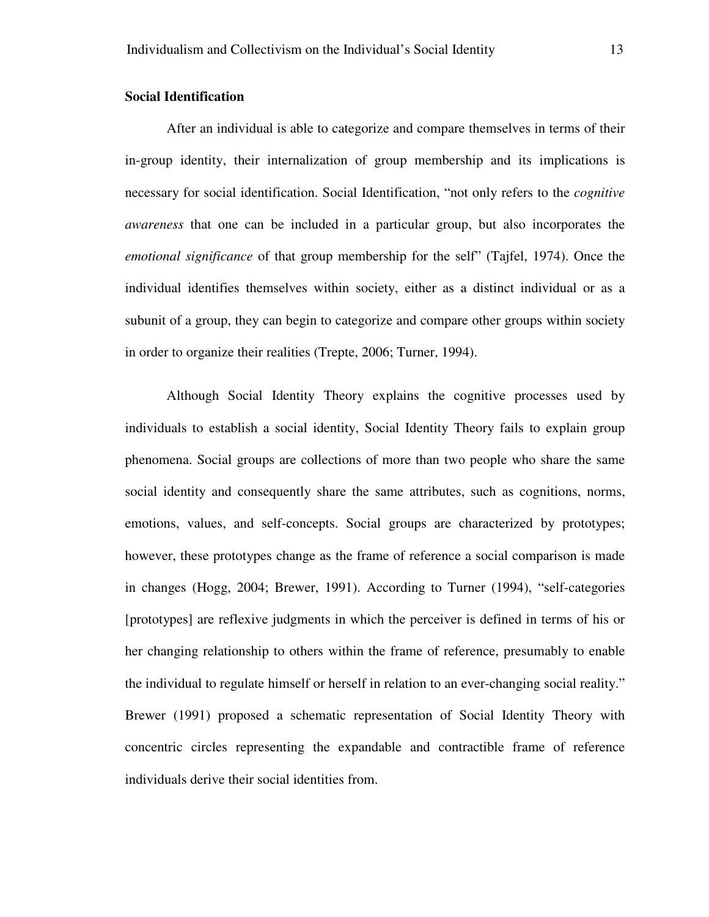## Social Identification

After an individual is able to categorize and compare themselves in terms of their in-group identity, their internalization of group membership and its implications is necessary for social identification. Social Identification, "not only refers to the *cognitive awareness* that one can be included in a particular group, but also incorporates the *emotional significance* of that group membership for the self" (Tajfel, 1974). Once the individual identifies themselves within society, either as a distinct individual or as a subunit of a group, they can begin to categorize and compare other groups within society in order to organize their realities (Trepte, 2006; Turner, 1994).

Although Social Identity Theory explains the cognitive processes used by individuals to establish a social identity, Social Identity Theory fails to explain group phenomena. Social groups are collections of more than two people who share the same social identity and consequently share the same attributes, such as cognitions, norms, emotions, values, and self-concepts. Social groups are characterized by prototypes; however, these prototypes change as the frame of reference a social comparison is made in changes (Hogg, 2004; Brewer, 1991). According to Turner (1994), "self-categories [prototypes] are reflexive judgments in which the perceiver is defined in terms of his or her changing relationship to others within the frame of reference, presumably to enable the individual to regulate himself or herself in relation to an ever-changing social reality." Brewer (1991) proposed a schematic representation of Social Identity Theory with concentric circles representing the expandable and contractible frame of reference individuals derive their social identities from.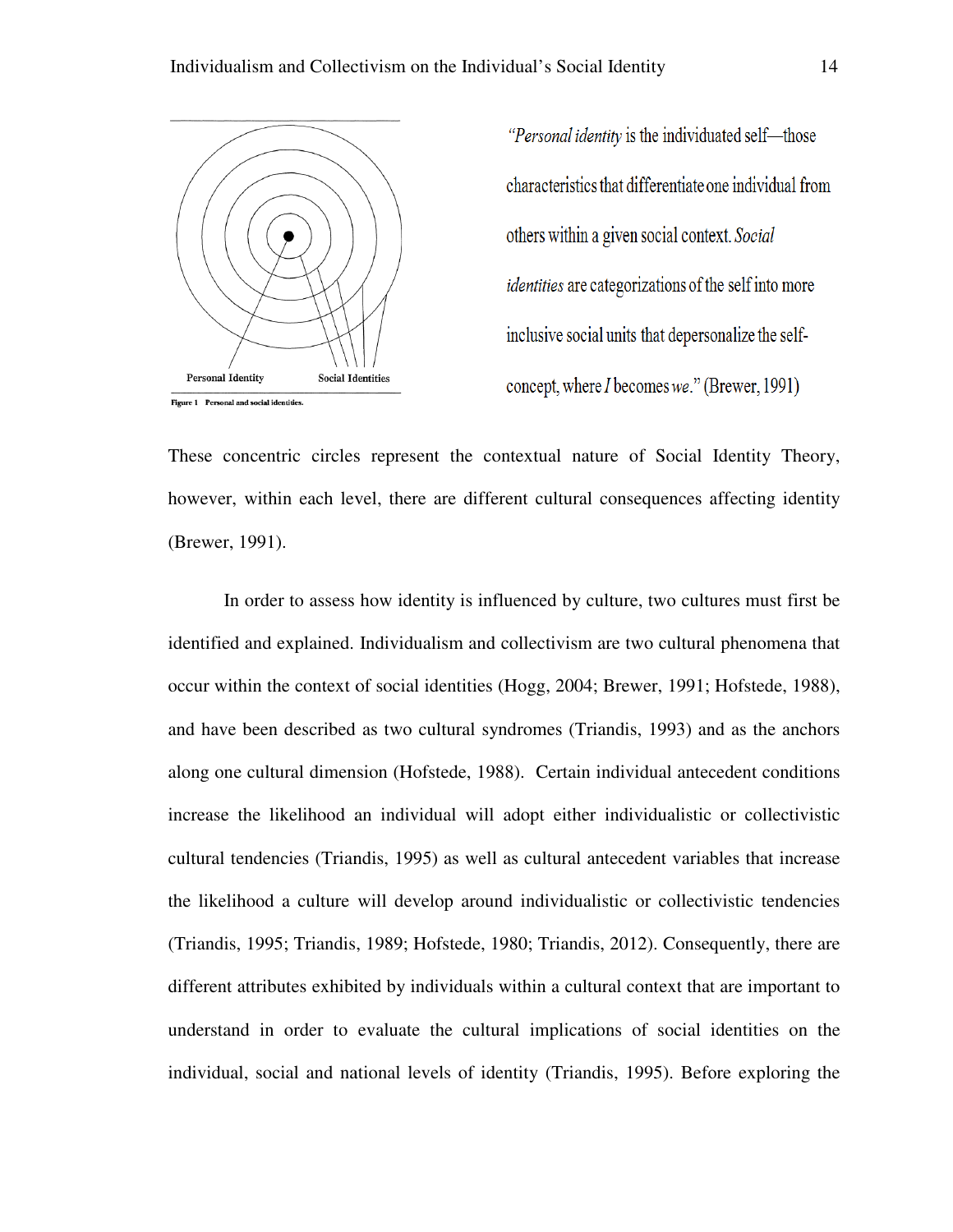Personal Identity Social Identities

Figure 1 Personal and social identities.

"*Personal identity* is the individuated self—those characteristics that differentiate one individual from others within a given social context. *Social identities* are categorizations of the self into more inclusive social units that depersonalize the self-concept, where *I* becomes *we*." (Brewer, 1991)

These concentric circles represent the contextual nature of Social Identity Theory, however, within each level, there are different cultural consequences affecting identity (Brewer, 1991).

In order to assess how identity is influenced by culture, two cultures must first be identified and explained. Individualism and collectivism are two cultural phenomena that occur within the context of social identities (Hogg, 2004; Brewer, 1991; Hofstede, 1988), and have been described as two cultural syndromes (Triandis, 1993) and as the anchors along one cultural dimension (Hofstede, 1988). Certain individual antecedent conditions increase the likelihood an individual will adopt either individualistic or collectivistic cultural tendencies (Triandis, 1995) as well as cultural antecedent variables that increase the likelihood a culture will develop around individualistic or collectivistic tendencies (Triandis, 1995; Triandis, 1989; Hofstede, 1980; Triandis, 2012). Consequently, there are different attributes exhibited by individuals within a cultural context that are important to understand in order to evaluate the cultural implications of social identities on the individual, social and national levels of identity (Triandis, 1995). Before exploring the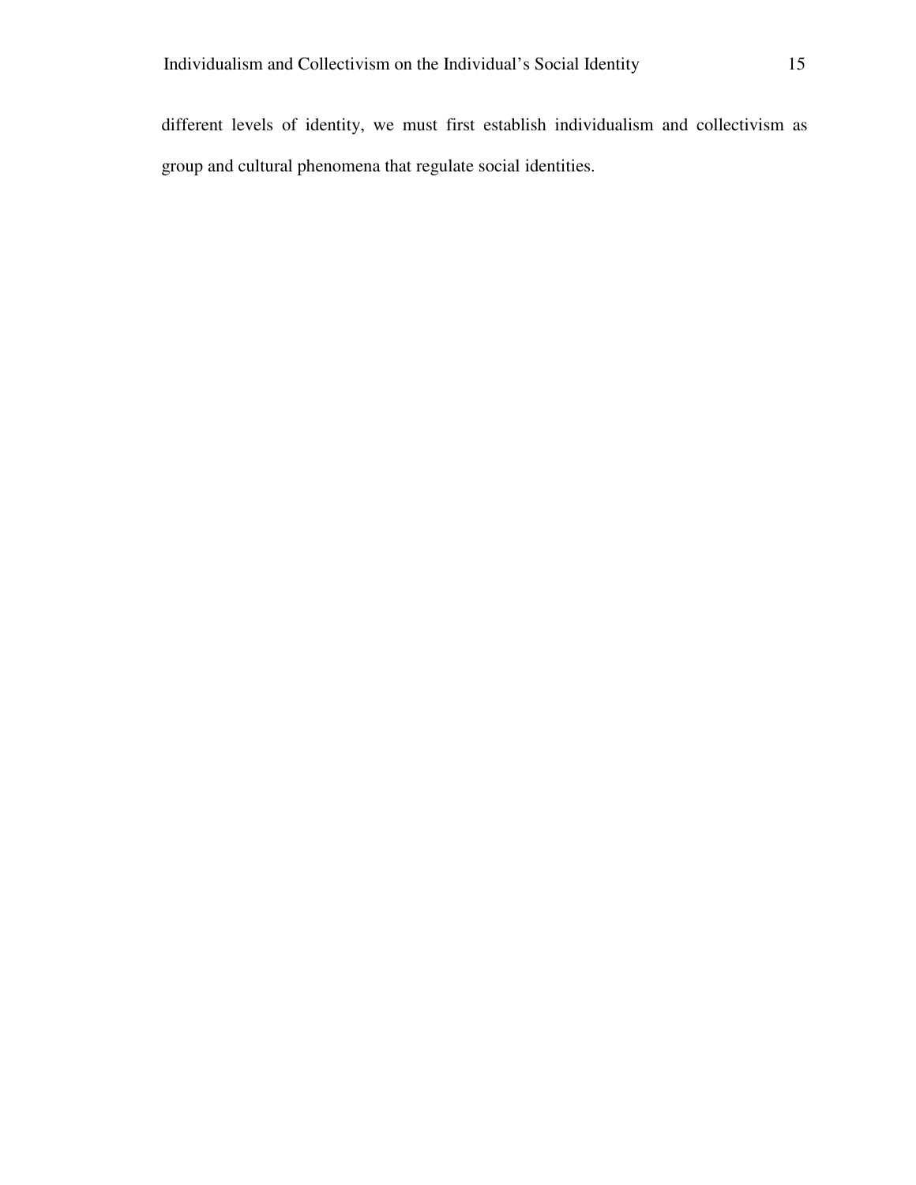different levels of identity, we must first establish individualism and collectivism as group and cultural phenomena that regulate social identities.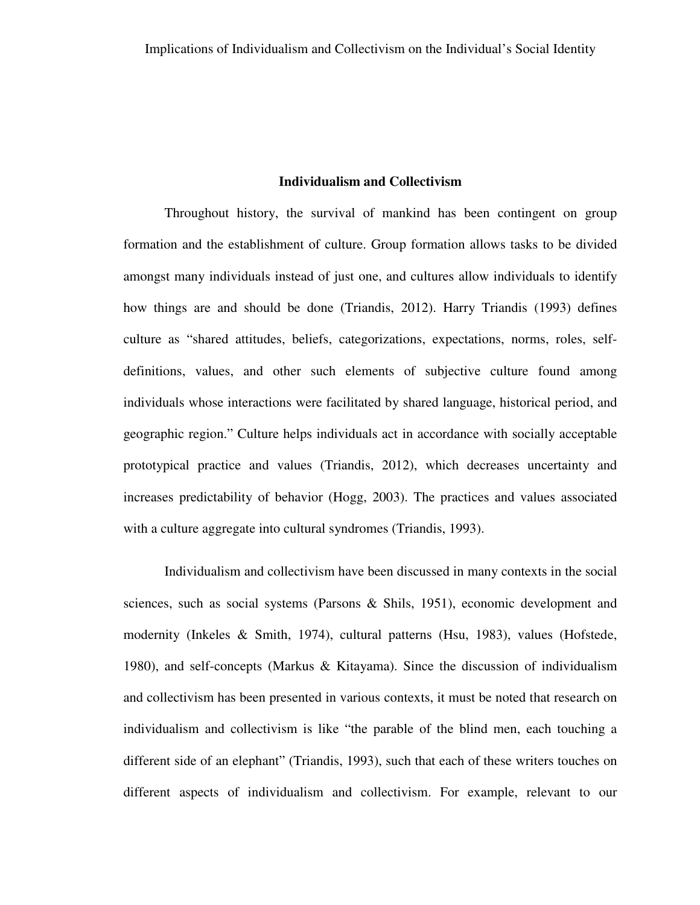## Individualism and Collectivism

Throughout history, the survival of mankind has been contingent on group formation and the establishment of culture. Group formation allows tasks to be divided amongst many individuals instead of just one, and cultures allow individuals to identify how things are and should be done (Triandis, 2012). Harry Triandis (1993) defines culture as "shared attitudes, beliefs, categorizations, expectations, norms, roles, self-definitions, values, and other such elements of subjective culture found among individuals whose interactions were facilitated by shared language, historical period, and geographic region." Culture helps individuals act in accordance with socially acceptable prototypical practice and values (Triandis, 2012), which decreases uncertainty and increases predictability of behavior (Hogg, 2003). The practices and values associated with a culture aggregate into cultural syndromes (Triandis, 1993).

Individualism and collectivism have been discussed in many contexts in the social sciences, such as social systems (Parsons & Shils, 1951), economic development and modernity (Inkeles & Smith, 1974), cultural patterns (Hsu, 1983), values (Hofstede, 1980), and self-concepts (Markus & Kitayama). Since the discussion of individualism and collectivism has been presented in various contexts, it must be noted that research on individualism and collectivism is like "the parable of the blind men, each touching a different side of an elephant" (Triandis, 1993), such that each of these writers touches on different aspects of individualism and collectivism. For example, relevant to our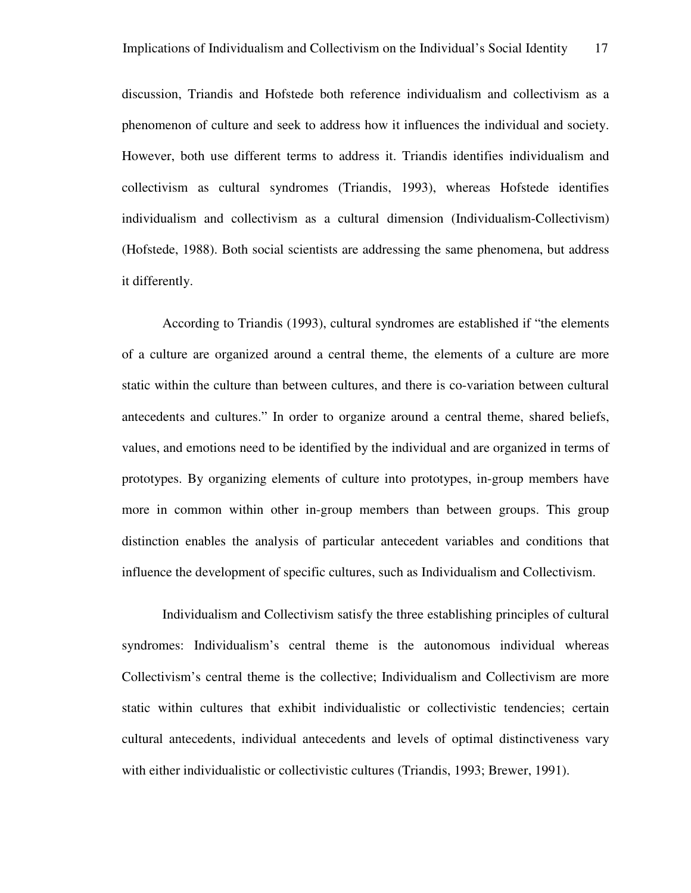discussion, Triandis and Hofstede both reference individualism and collectivism as a phenomenon of culture and seek to address how it influences the individual and society. However, both use different terms to address it. Triandis identifies individualism and collectivism as cultural syndromes (Triandis, 1993), whereas Hofstede identifies individualism and collectivism as a cultural dimension (Individualism-Collectivism) (Hofstede, 1988). Both social scientists are addressing the same phenomena, but address it differently.

According to Triandis (1993), cultural syndromes are established if "the elements of a culture are organized around a central theme, the elements of a culture are more static within the culture than between cultures, and there is co-variation between cultural antecedents and cultures." In order to organize around a central theme, shared beliefs, values, and emotions need to be identified by the individual and are organized in terms of prototypes. By organizing elements of culture into prototypes, in-group members have more in common within other in-group members than between groups. This group distinction enables the analysis of particular antecedent variables and conditions that influence the development of specific cultures, such as Individualism and Collectivism.

Individualism and Collectivism satisfy the three establishing principles of cultural syndromes: Individualism's central theme is the autonomous individual whereas Collectivism's central theme is the collective; Individualism and Collectivism are more static within cultures that exhibit individualistic or collectivistic tendencies; certain cultural antecedents, individual antecedents and levels of optimal distinctiveness vary with either individualistic or collectivistic cultures (Triandis, 1993; Brewer, 1991).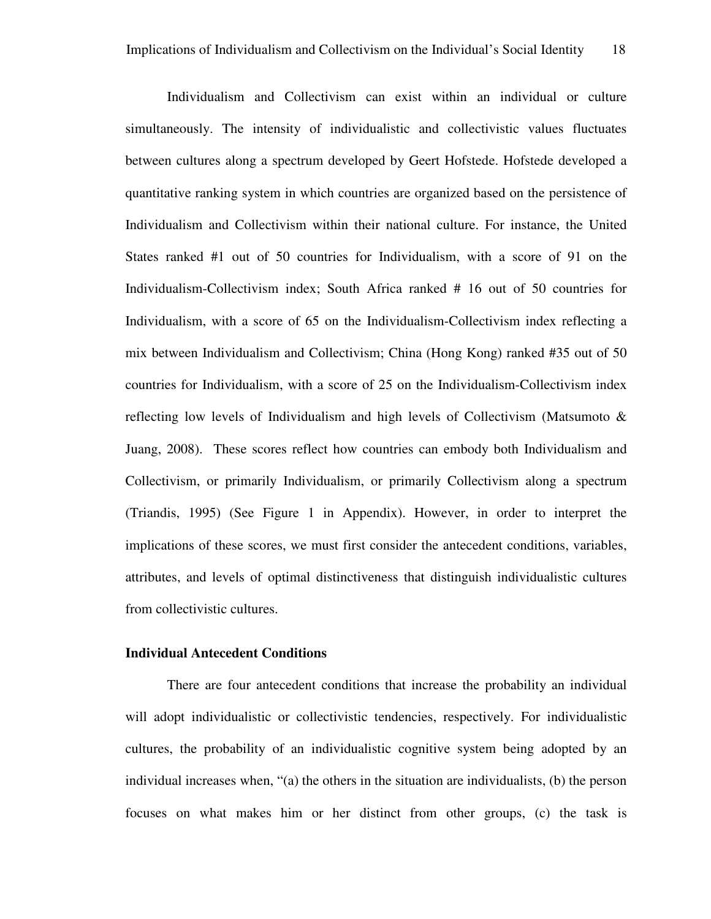Individualism and Collectivism can exist within an individual or culture simultaneously. The intensity of individualistic and collectivistic values fluctuates between cultures along a spectrum developed by Geert Hofstede. Hofstede developed a quantitative ranking system in which countries are organized based on the persistence of Individualism and Collectivism within their national culture. For instance, the United States ranked #1 out of 50 countries for Individualism, with a score of 91 on the Individualism-Collectivism index; South Africa ranked # 16 out of 50 countries for Individualism, with a score of 65 on the Individualism-Collectivism index reflecting a mix between Individualism and Collectivism; China (Hong Kong) ranked #35 out of 50 countries for Individualism, with a score of 25 on the Individualism-Collectivism index reflecting low levels of Individualism and high levels of Collectivism (Matsumoto & Juang, 2008). These scores reflect how countries can embody both Individualism and Collectivism, or primarily Individualism, or primarily Collectivism along a spectrum (Triandis, 1995) (See Figure 1 in Appendix). However, in order to interpret the implications of these scores, we must first consider the antecedent conditions, variables, attributes, and levels of optimal distinctiveness that distinguish individualistic cultures from collectivistic cultures.

**Individual Antecedent Conditions**

There are four antecedent conditions that increase the probability an individual will adopt individualistic or collectivistic tendencies, respectively. For individualistic cultures, the probability of an individualistic cognitive system being adopted by an individual increases when, "(a) the others in the situation are individualists, (b) the person focuses on what makes him or her distinct from other groups, (c) the task is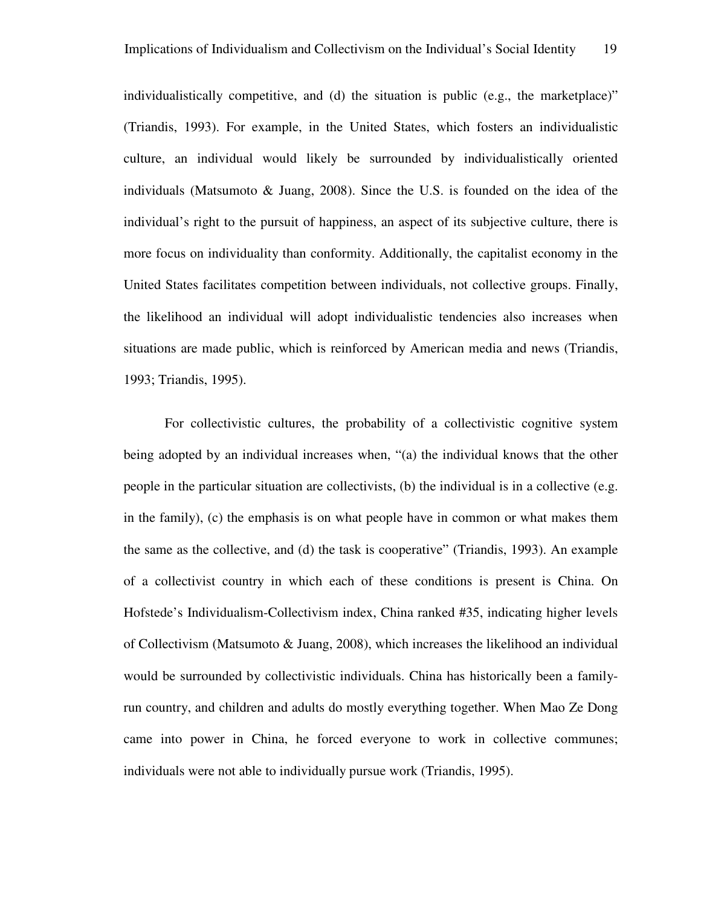individualistically competitive, and (d) the situation is public (e.g., the marketplace)" (Triandis, 1993). For example, in the United States, which fosters an individualistic culture, an individual would likely be surrounded by individualistically oriented individuals (Matsumoto & Juang, 2008). Since the U.S. is founded on the idea of the individual's right to the pursuit of happiness, an aspect of its subjective culture, there is more focus on individuality than conformity. Additionally, the capitalist economy in the United States facilitates competition between individuals, not collective groups. Finally, the likelihood an individual will adopt individualistic tendencies also increases when situations are made public, which is reinforced by American media and news (Triandis, 1993; Triandis, 1995).

For collectivistic cultures, the probability of a collectivistic cognitive system being adopted by an individual increases when, "(a) the individual knows that the other people in the particular situation are collectivists, (b) the individual is in a collective (e.g. in the family), (c) the emphasis is on what people have in common or what makes them the same as the collective, and (d) the task is cooperative" (Triandis, 1993). An example of a collectivist country in which each of these conditions is present is China. On Hofstede's Individualism-Collectivism index, China ranked #35, indicating higher levels of Collectivism (Matsumoto & Juang, 2008), which increases the likelihood an individual would be surrounded by collectivistic individuals. China has historically been a family-run country, and children and adults do mostly everything together. When Mao Ze Dong came into power in China, he forced everyone to work in collective communes; individuals were not able to individually pursue work (Triandis, 1995).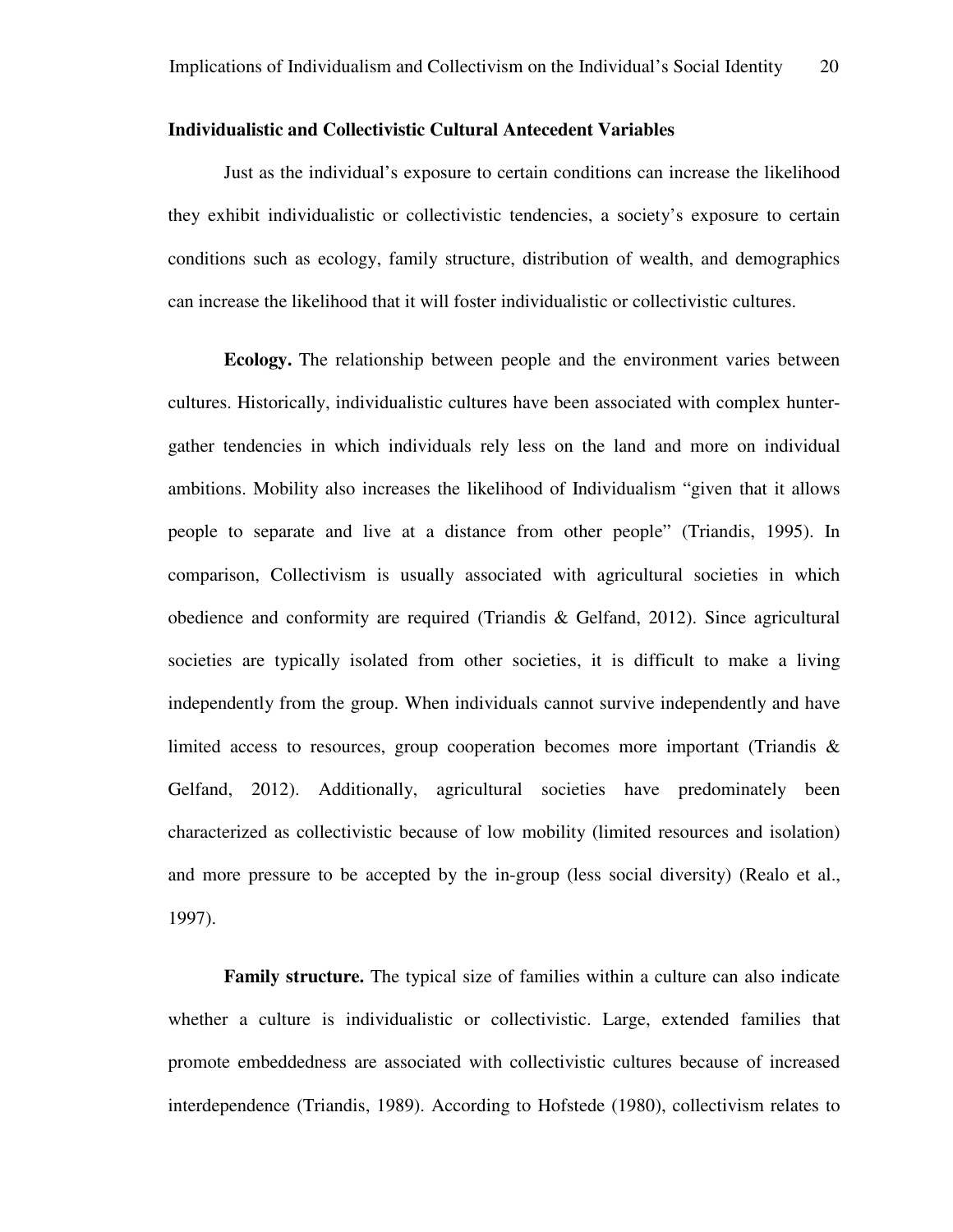## Individualistic and Collectivistic Cultural Antecedent Variables

Just as the individual's exposure to certain conditions can increase the likelihood they exhibit individualistic or collectivistic tendencies, a society's exposure to certain conditions such as ecology, family structure, distribution of wealth, and demographics can increase the likelihood that it will foster individualistic or collectivistic cultures.

**Ecology.** The relationship between people and the environment varies between cultures. Historically, individualistic cultures have been associated with complex hunter-gather tendencies in which individuals rely less on the land and more on individual ambitions. Mobility also increases the likelihood of Individualism "given that it allows people to separate and live at a distance from other people" (Triandis, 1995). In comparison, Collectivism is usually associated with agricultural societies in which obedience and conformity are required (Triandis & Gelfand, 2012). Since agricultural societies are typically isolated from other societies, it is difficult to make a living independently from the group. When individuals cannot survive independently and have limited access to resources, group cooperation becomes more important (Triandis & Gelfand, 2012). Additionally, agricultural societies have predominately been characterized as collectivistic because of low mobility (limited resources and isolation) and more pressure to be accepted by the in-group (less social diversity) (Realo et al., 1997).

**Family structure.** The typical size of families within a culture can also indicate whether a culture is individualistic or collectivistic. Large, extended families that promote embeddedness are associated with collectivistic cultures because of increased interdependence (Triandis, 1989). According to Hofstede (1980), collectivism relates to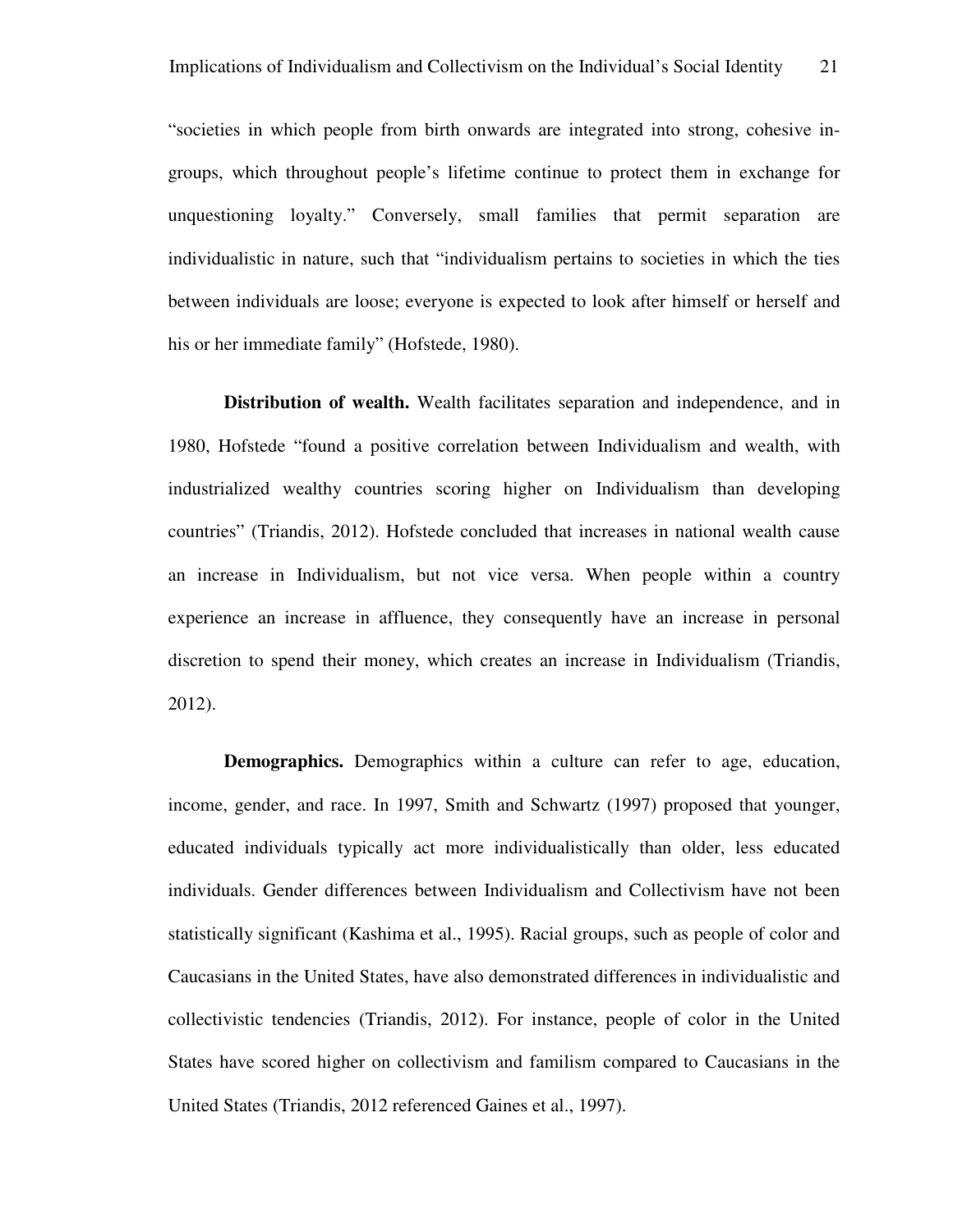"societies in which people from birth onwards are integrated into strong, cohesive in-groups, which throughout people's lifetime continue to protect them in exchange for unquestioning loyalty." Conversely, small families that permit separation are individualistic in nature, such that "individualism pertains to societies in which the ties between individuals are loose; everyone is expected to look after himself or herself and his or her immediate family" (Hofstede, 1980).

**Distribution of wealth.** Wealth facilitates separation and independence, and in 1980, Hofstede "found a positive correlation between Individualism and wealth, with industrialized wealthy countries scoring higher on Individualism than developing countries" (Triandis, 2012). Hofstede concluded that increases in national wealth cause an increase in Individualism, but not vice versa. When people within a country experience an increase in affluence, they consequently have an increase in personal discretion to spend their money, which creates an increase in Individualism (Triandis, 2012).

**Demographics.** Demographics within a culture can refer to age, education, income, gender, and race. In 1997, Smith and Schwartz (1997) proposed that younger, educated individuals typically act more individualistically than older, less educated individuals. Gender differences between Individualism and Collectivism have not been statistically significant (Kashima et al., 1995). Racial groups, such as people of color and Caucasians in the United States, have also demonstrated differences in individualistic and collectivistic tendencies (Triandis, 2012). For instance, people of color in the United States have scored higher on collectivism and familism compared to Caucasians in the United States (Triandis, 2012 referenced Gaines et al., 1997).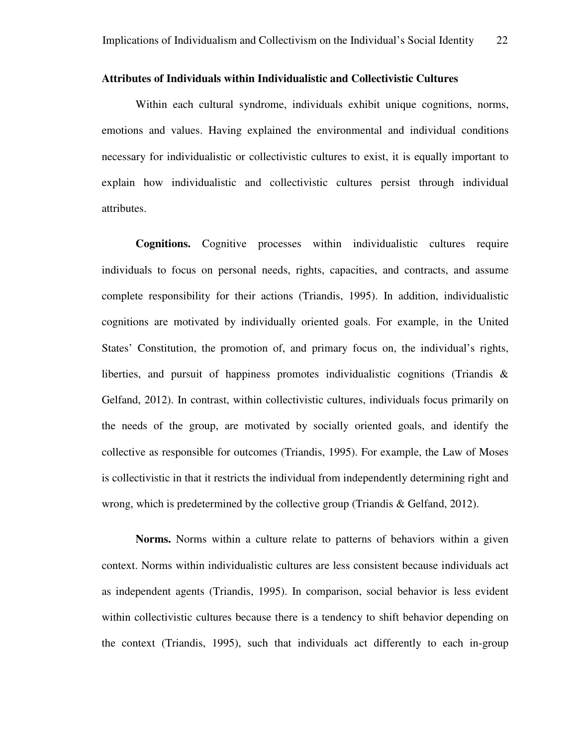## Attributes of Individuals within Individualistic and Collectivistic Cultures

Within each cultural syndrome, individuals exhibit unique cognitions, norms, emotions and values. Having explained the environmental and individual conditions necessary for individualistic or collectivistic cultures to exist, it is equally important to explain how individualistic and collectivistic cultures persist through individual attributes.

**Cognitions.** Cognitive processes within individualistic cultures require individuals to focus on personal needs, rights, capacities, and contracts, and assume complete responsibility for their actions (Triandis, 1995). In addition, individualistic cognitions are motivated by individually oriented goals. For example, in the United States' Constitution, the promotion of, and primary focus on, the individual's rights, liberties, and pursuit of happiness promotes individualistic cognitions (Triandis & Gelfand, 2012). In contrast, within collectivistic cultures, individuals focus primarily on the needs of the group, are motivated by socially oriented goals, and identify the collective as responsible for outcomes (Triandis, 1995). For example, the Law of Moses is collectivistic in that it restricts the individual from independently determining right and wrong, which is predetermined by the collective group (Triandis & Gelfand, 2012).

**Norms.** Norms within a culture relate to patterns of behaviors within a given context. Norms within individualistic cultures are less consistent because individuals act as independent agents (Triandis, 1995). In comparison, social behavior is less evident within collectivistic cultures because there is a tendency to shift behavior depending on the context (Triandis, 1995), such that individuals act differently to each in-group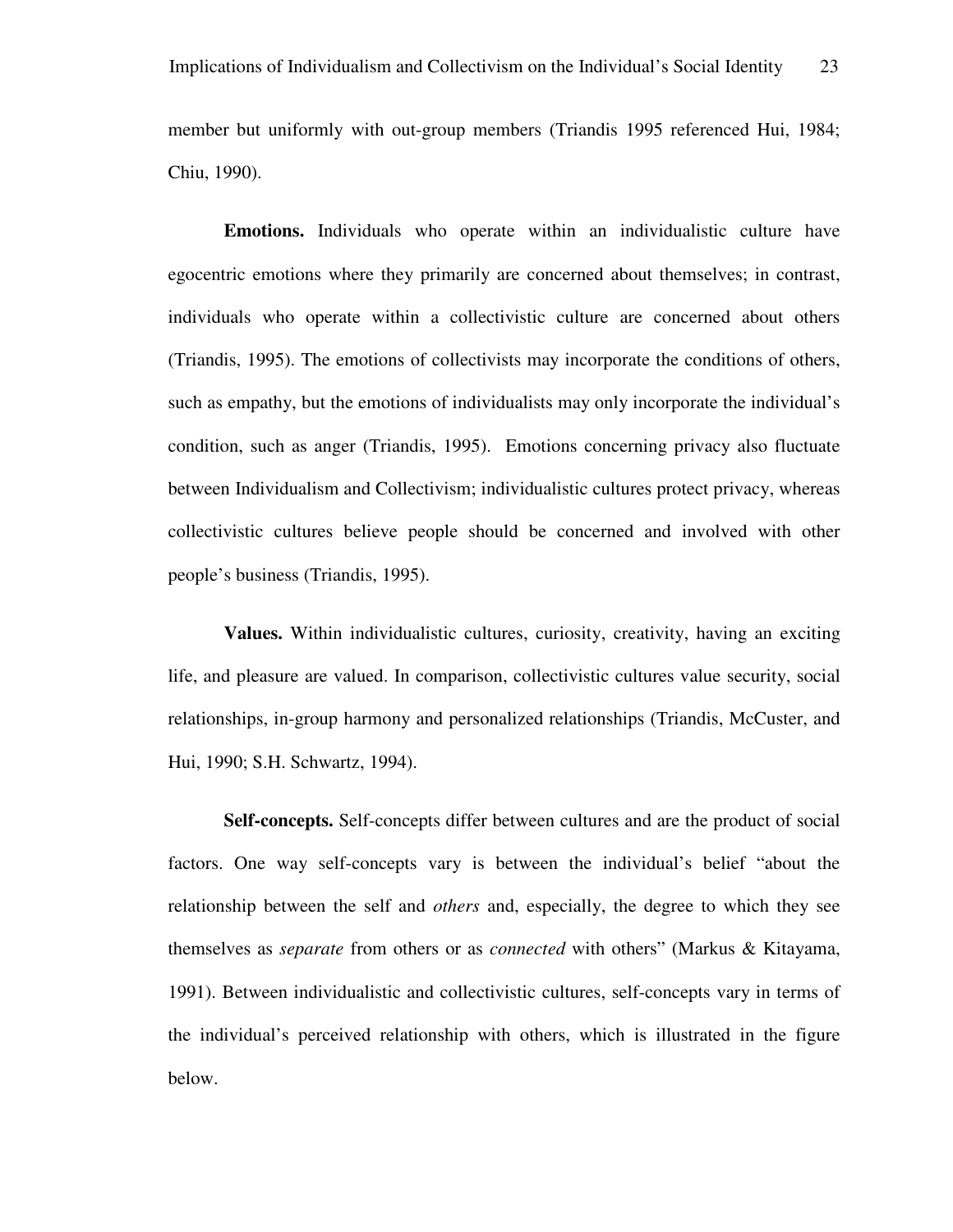member but uniformly with out-group members (Triandis 1995 referenced Hui, 1984; Chiu, 1990).

**Emotions.** Individuals who operate within an individualistic culture have egocentric emotions where they primarily are concerned about themselves; in contrast, individuals who operate within a collectivistic culture are concerned about others (Triandis, 1995). The emotions of collectivists may incorporate the conditions of others, such as empathy, but the emotions of individualists may only incorporate the individual's condition, such as anger (Triandis, 1995). Emotions concerning privacy also fluctuate between Individualism and Collectivism; individualistic cultures protect privacy, whereas collectivistic cultures believe people should be concerned and involved with other people's business (Triandis, 1995).

**Values.** Within individualistic cultures, curiosity, creativity, having an exciting life, and pleasure are valued. In comparison, collectivistic cultures value security, social relationships, in-group harmony and personalized relationships (Triandis, McCuster, and Hui, 1990; S.H. Schwartz, 1994).

**Self-concepts.** Self-concepts differ between cultures and are the product of social factors. One way self-concepts vary is between the individual's belief "about the relationship between the self and *others* and, especially, the degree to which they see themselves as *separate* from others or as *connected* with others" (Markus & Kitayama, 1991). Between individualistic and collectivistic cultures, self-concepts vary in terms of the individual's perceived relationship with others, which is illustrated in the figure below.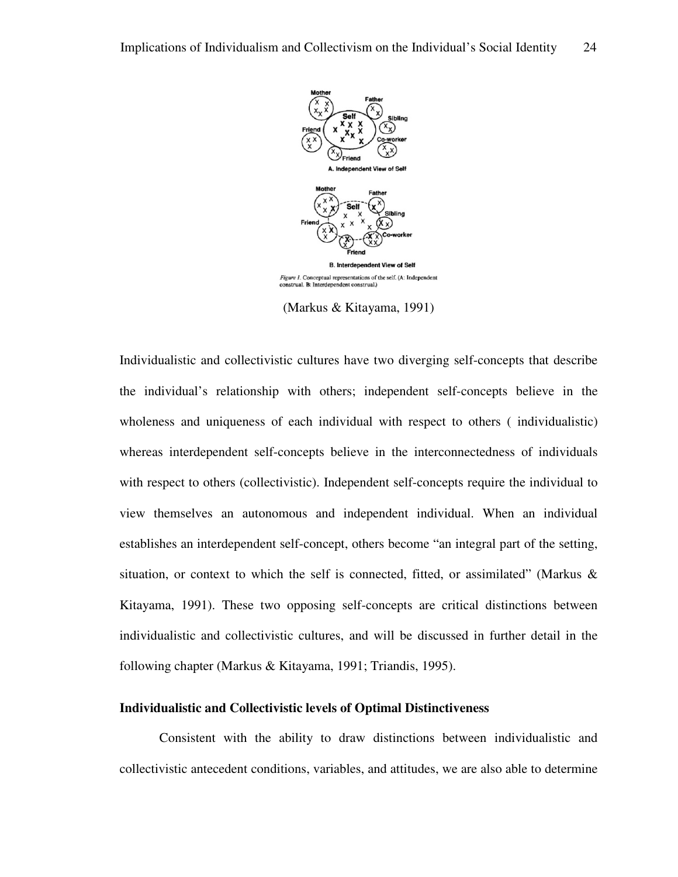Figure 1. Conceptual representations of the self. (A: Independent construal. B: Interdependent construal.)

(Markus & Kitayama, 1991)

Individualistic and collectivistic cultures have two diverging self-concepts that describe the individual's relationship with others; independent self-concepts believe in the wholeness and uniqueness of each individual with respect to others ( individualistic) whereas interdependent self-concepts believe in the interconnectedness of individuals with respect to others (collectivistic). Independent self-concepts require the individual to view themselves an autonomous and independent individual. When an individual establishes an interdependent self-concept, others become "an integral part of the setting, situation, or context to which the self is connected, fitted, or assimilated" (Markus & Kitayama, 1991). These two opposing self-concepts are critical distinctions between individualistic and collectivistic cultures, and will be discussed in further detail in the following chapter (Markus & Kitayama, 1991; Triandis, 1995).

**Individualistic and Collectivistic levels of Optimal Distinctiveness**

Consistent with the ability to draw distinctions between individualistic and collectivistic antecedent conditions, variables, and attitudes, we are also able to determine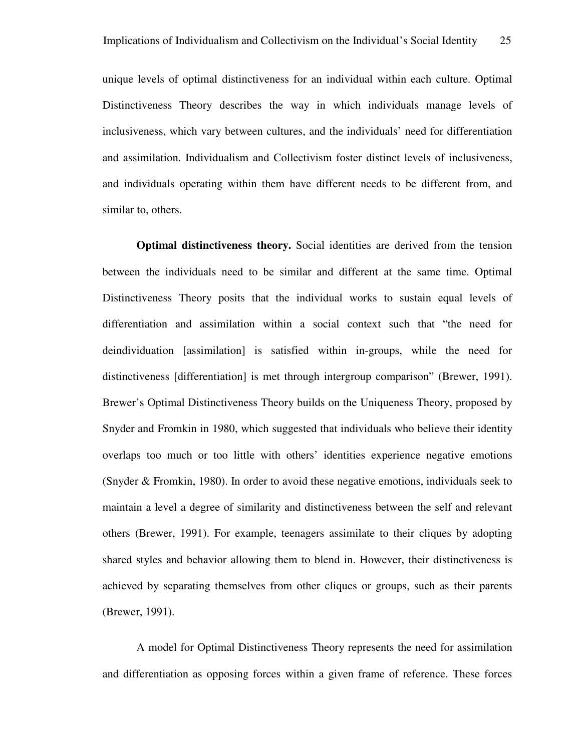unique levels of optimal distinctiveness for an individual within each culture. Optimal Distinctiveness Theory describes the way in which individuals manage levels of inclusiveness, which vary between cultures, and the individuals' need for differentiation and assimilation. Individualism and Collectivism foster distinct levels of inclusiveness, and individuals operating within them have different needs to be different from, and similar to, others.

**Optimal distinctiveness theory.** Social identities are derived from the tension between the individuals need to be similar and different at the same time. Optimal Distinctiveness Theory posits that the individual works to sustain equal levels of differentiation and assimilation within a social context such that "the need for deindividuation [assimilation] is satisfied within in-groups, while the need for distinctiveness [differentiation] is met through intergroup comparison" (Brewer, 1991). Brewer's Optimal Distinctiveness Theory builds on the Uniqueness Theory, proposed by Snyder and Fromkin in 1980, which suggested that individuals who believe their identity overlaps too much or too little with others' identities experience negative emotions (Snyder & Fromkin, 1980). In order to avoid these negative emotions, individuals seek to maintain a level a degree of similarity and distinctiveness between the self and relevant others (Brewer, 1991). For example, teenagers assimilate to their cliques by adopting shared styles and behavior allowing them to blend in. However, their distinctiveness is achieved by separating themselves from other cliques or groups, such as their parents (Brewer, 1991).

A model for Optimal Distinctiveness Theory represents the need for assimilation and differentiation as opposing forces within a given frame of reference. These forces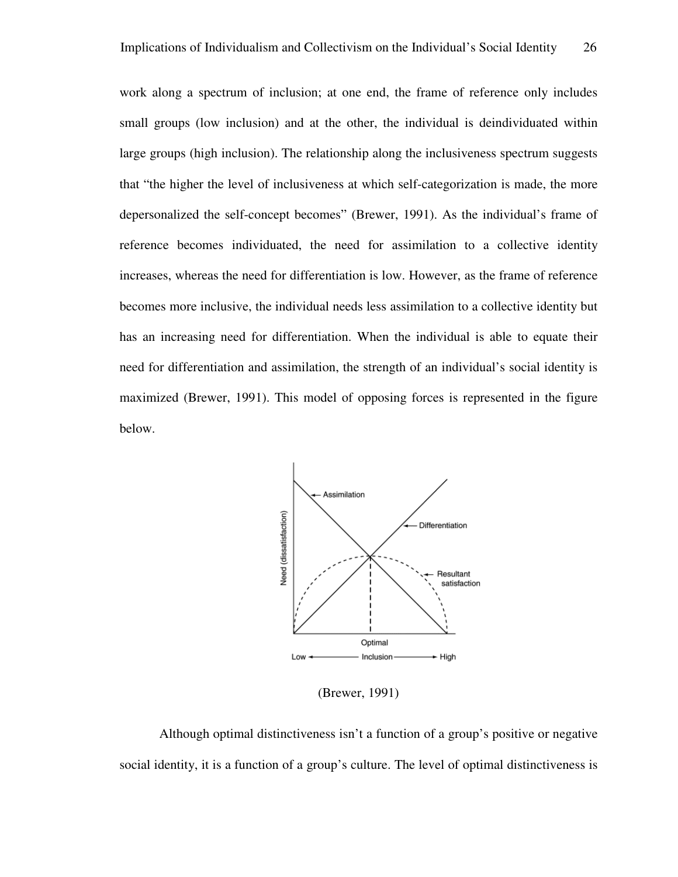work along a spectrum of inclusion; at one end, the frame of reference only includes small groups (low inclusion) and at the other, the individual is deindividuated within large groups (high inclusion). The relationship along the inclusiveness spectrum suggests that "the higher the level of inclusiveness at which self-categorization is made, the more depersonalized the self-concept becomes" (Brewer, 1991). As the individual's frame of reference becomes individuated, the need for assimilation to a collective identity increases, whereas the need for differentiation is low. However, as the frame of reference becomes more inclusive, the individual needs less assimilation to a collective identity but has an increasing need for differentiation. When the individual is able to equate their need for differentiation and assimilation, the strength of an individual's social identity is maximized (Brewer, 1991). This model of opposing forces is represented in the figure below.

(Brewer, 1991)

Although optimal distinctiveness isn't a function of a group's positive or negative social identity, it is a function of a group's culture. The level of optimal distinctiveness is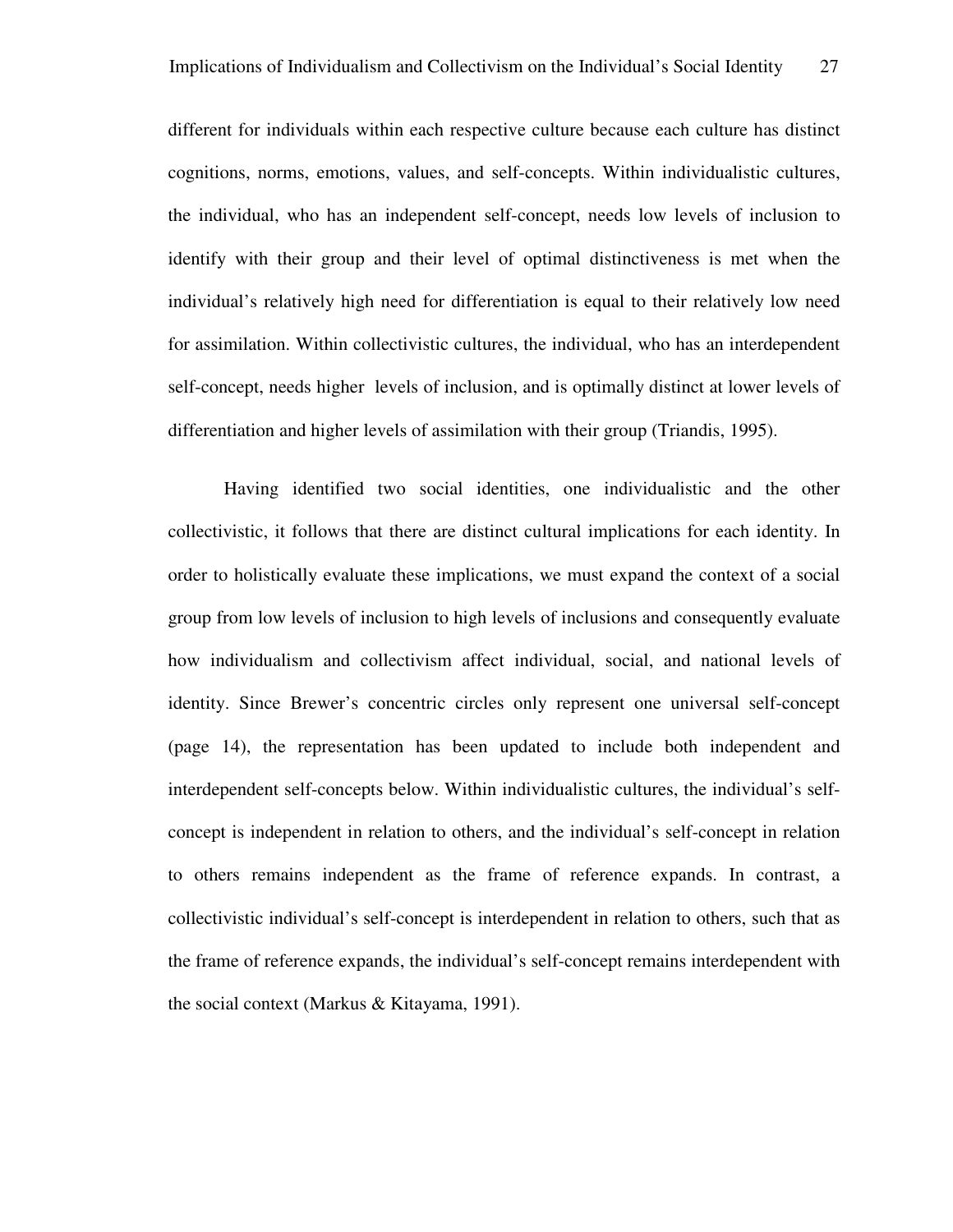different for individuals within each respective culture because each culture has distinct cognitions, norms, emotions, values, and self-concepts. Within individualistic cultures, the individual, who has an independent self-concept, needs low levels of inclusion to identify with their group and their level of optimal distinctiveness is met when the individual's relatively high need for differentiation is equal to their relatively low need for assimilation. Within collectivistic cultures, the individual, who has an interdependent self-concept, needs higher levels of inclusion, and is optimally distinct at lower levels of differentiation and higher levels of assimilation with their group (Triandis, 1995).

Having identified two social identities, one individualistic and the other collectivistic, it follows that there are distinct cultural implications for each identity. In order to holistically evaluate these implications, we must expand the context of a social group from low levels of inclusion to high levels of inclusions and consequently evaluate how individualism and collectivism affect individual, social, and national levels of identity. Since Brewer's concentric circles only represent one universal self-concept (page 14), the representation has been updated to include both independent and interdependent self-concepts below. Within individualistic cultures, the individual's self-concept is independent in relation to others, and the individual's self-concept in relation to others remains independent as the frame of reference expands. In contrast, a collectivistic individual's self-concept is interdependent in relation to others, such that as the frame of reference expands, the individual's self-concept remains interdependent with the social context (Markus & Kitayama, 1991).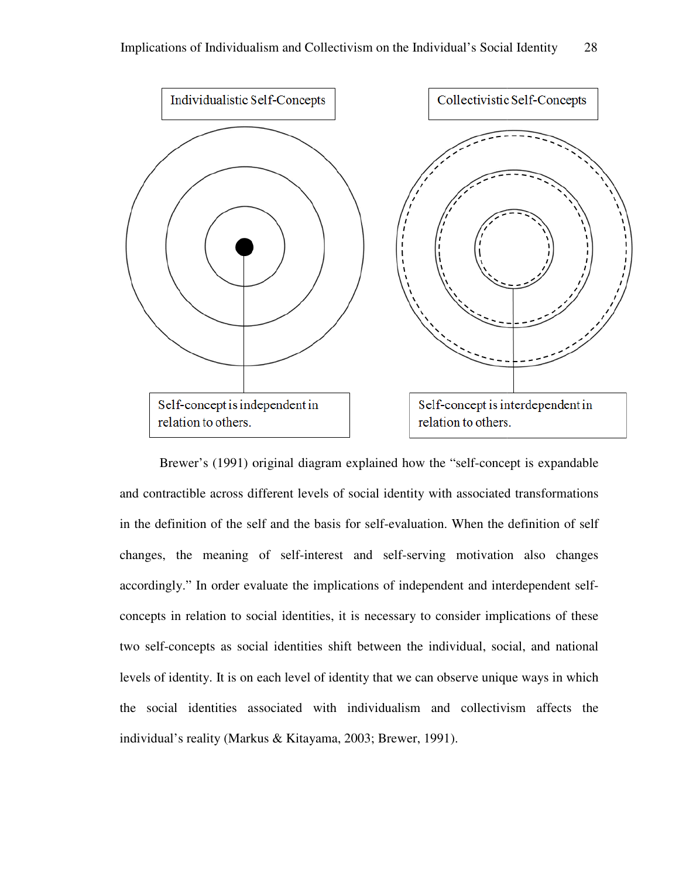Individualistic Self-Concepts

Collectivistic Self-Concepts

Self-concept is independent in relation to others.

Self-concept is interdependent in relation to others.

Brewer's (1991) original diagram explained how the "self-concept is expandable and contractible across different levels of social identity with associated transformations in the definition of the self and the basis for self-evaluation. When the definition of self changes, the meaning of self-interest and self-serving motivation also changes accordingly." In order evaluate the implications of independent and interdependent self-concepts in relation to social identities, it is necessary to consider implications of these two self-concepts as social identities shift between the individual, social, and national levels of identity. It is on each level of identity that we can observe unique ways in which the social identities associated with individualism and collectivism affects the individual's reality (Markus & Kitayama, 2003; Brewer, 1991).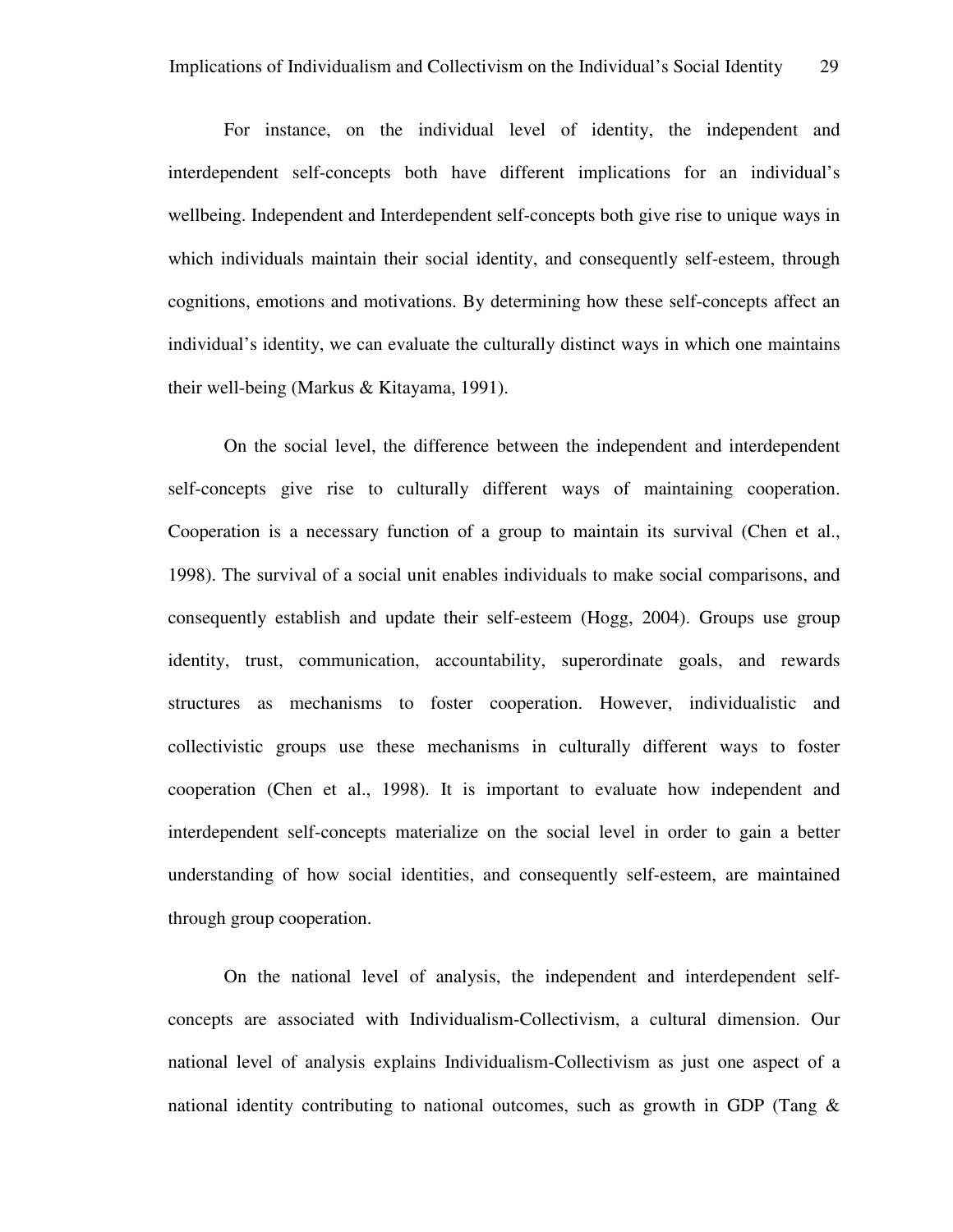For instance, on the individual level of identity, the independent and interdependent self-concepts both have different implications for an individual's wellbeing. Independent and Interdependent self-concepts both give rise to unique ways in which individuals maintain their social identity, and consequently self-esteem, through cognitions, emotions and motivations. By determining how these self-concepts affect an individual's identity, we can evaluate the culturally distinct ways in which one maintains their well-being (Markus & Kitayama, 1991).

On the social level, the difference between the independent and interdependent self-concepts give rise to culturally different ways of maintaining cooperation. Cooperation is a necessary function of a group to maintain its survival (Chen et al., 1998). The survival of a social unit enables individuals to make social comparisons, and consequently establish and update their self-esteem (Hogg, 2004). Groups use group identity, trust, communication, accountability, superordinate goals, and rewards structures as mechanisms to foster cooperation. However, individualistic and collectivistic groups use these mechanisms in culturally different ways to foster cooperation (Chen et al., 1998). It is important to evaluate how independent and interdependent self-concepts materialize on the social level in order to gain a better understanding of how social identities, and consequently self-esteem, are maintained through group cooperation.

On the national level of analysis, the independent and interdependent self-concepts are associated with Individualism-Collectivism, a cultural dimension. Our national level of analysis explains Individualism-Collectivism as just one aspect of a national identity contributing to national outcomes, such as growth in GDP (Tang &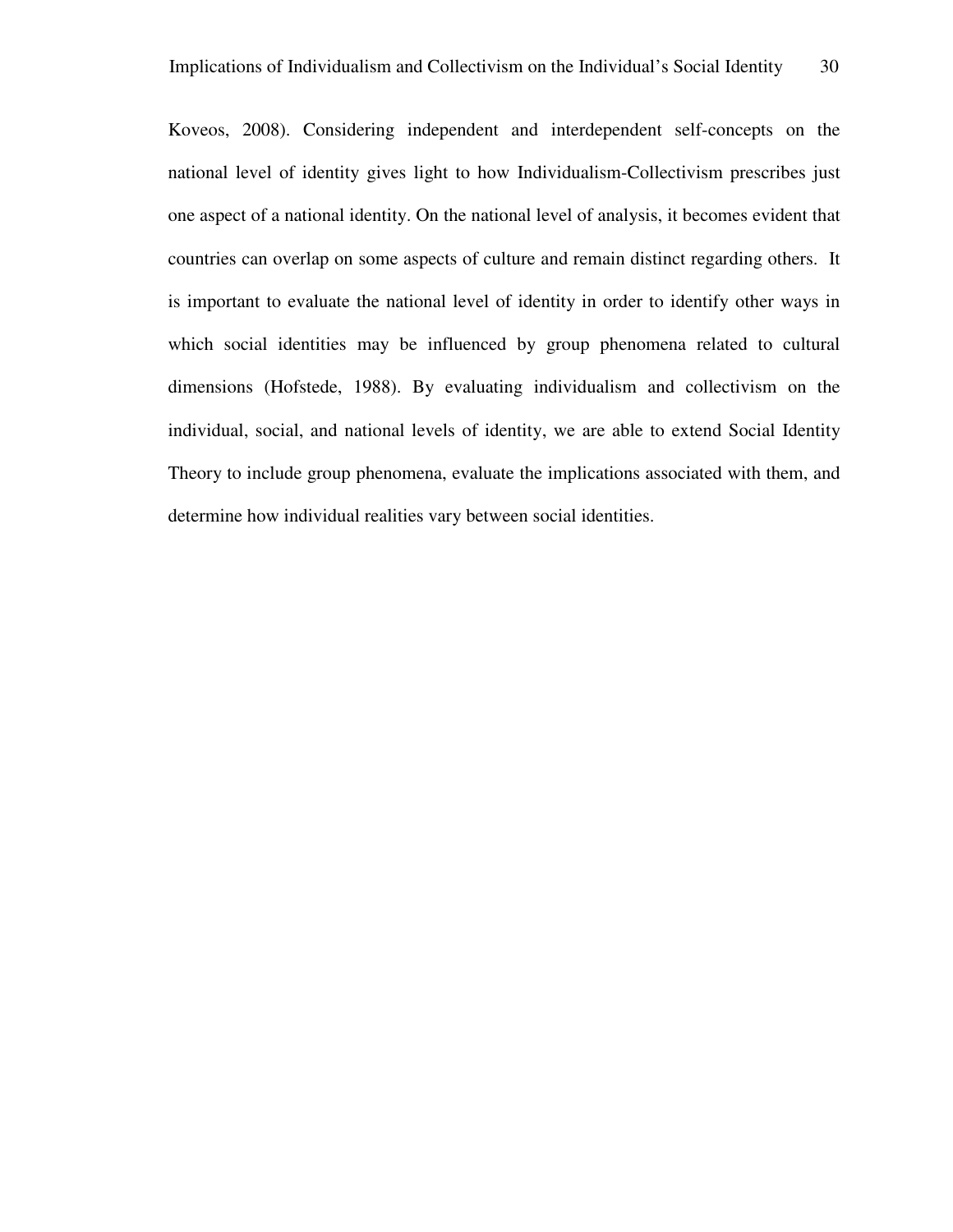Koveos, 2008). Considering independent and interdependent self-concepts on the national level of identity gives light to how Individualism-Collectivism prescribes just one aspect of a national identity. On the national level of analysis, it becomes evident that countries can overlap on some aspects of culture and remain distinct regarding others. It is important to evaluate the national level of identity in order to identify other ways in which social identities may be influenced by group phenomena related to cultural dimensions (Hofstede, 1988). By evaluating individualism and collectivism on the individual, social, and national levels of identity, we are able to extend Social Identity Theory to include group phenomena, evaluate the implications associated with them, and determine how individual realities vary between social identities.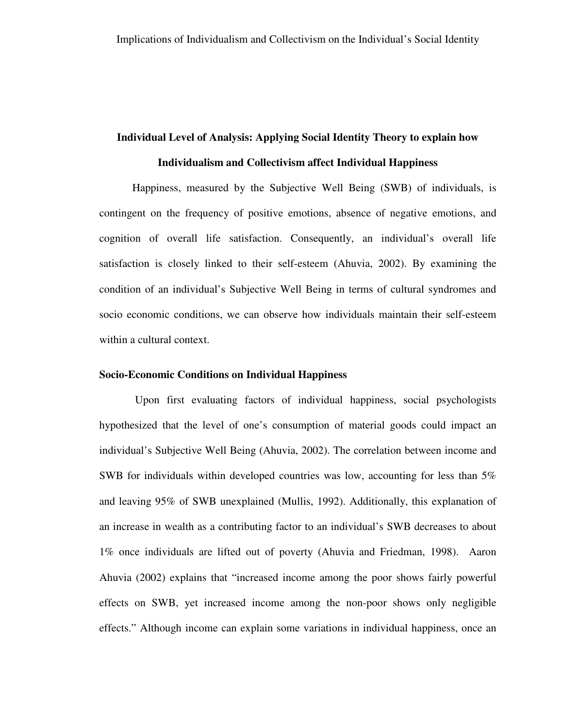## Individual Level of Analysis: Applying Social Identity Theory to explain how Individualism and Collectivism affect Individual Happiness

Happiness, measured by the Subjective Well Being (SWB) of individuals, is contingent on the frequency of positive emotions, absence of negative emotions, and cognition of overall life satisfaction. Consequently, an individual's overall life satisfaction is closely linked to their self-esteem (Ahuvia, 2002). By examining the condition of an individual's Subjective Well Being in terms of cultural syndromes and socio economic conditions, we can observe how individuals maintain their self-esteem within a cultural context.

### Socio-Economic Conditions on Individual Happiness

Upon first evaluating factors of individual happiness, social psychologists hypothesized that the level of one's consumption of material goods could impact an individual's Subjective Well Being (Ahuvia, 2002). The correlation between income and SWB for individuals within developed countries was low, accounting for less than 5% and leaving 95% of SWB unexplained (Mullis, 1992). Additionally, this explanation of an increase in wealth as a contributing factor to an individual's SWB decreases to about 1% once individuals are lifted out of poverty (Ahuvia and Friedman, 1998). Aaron Ahuvia (2002) explains that "increased income among the poor shows fairly powerful effects on SWB, yet increased income among the non-poor shows only negligible effects." Although income can explain some variations in individual happiness, once an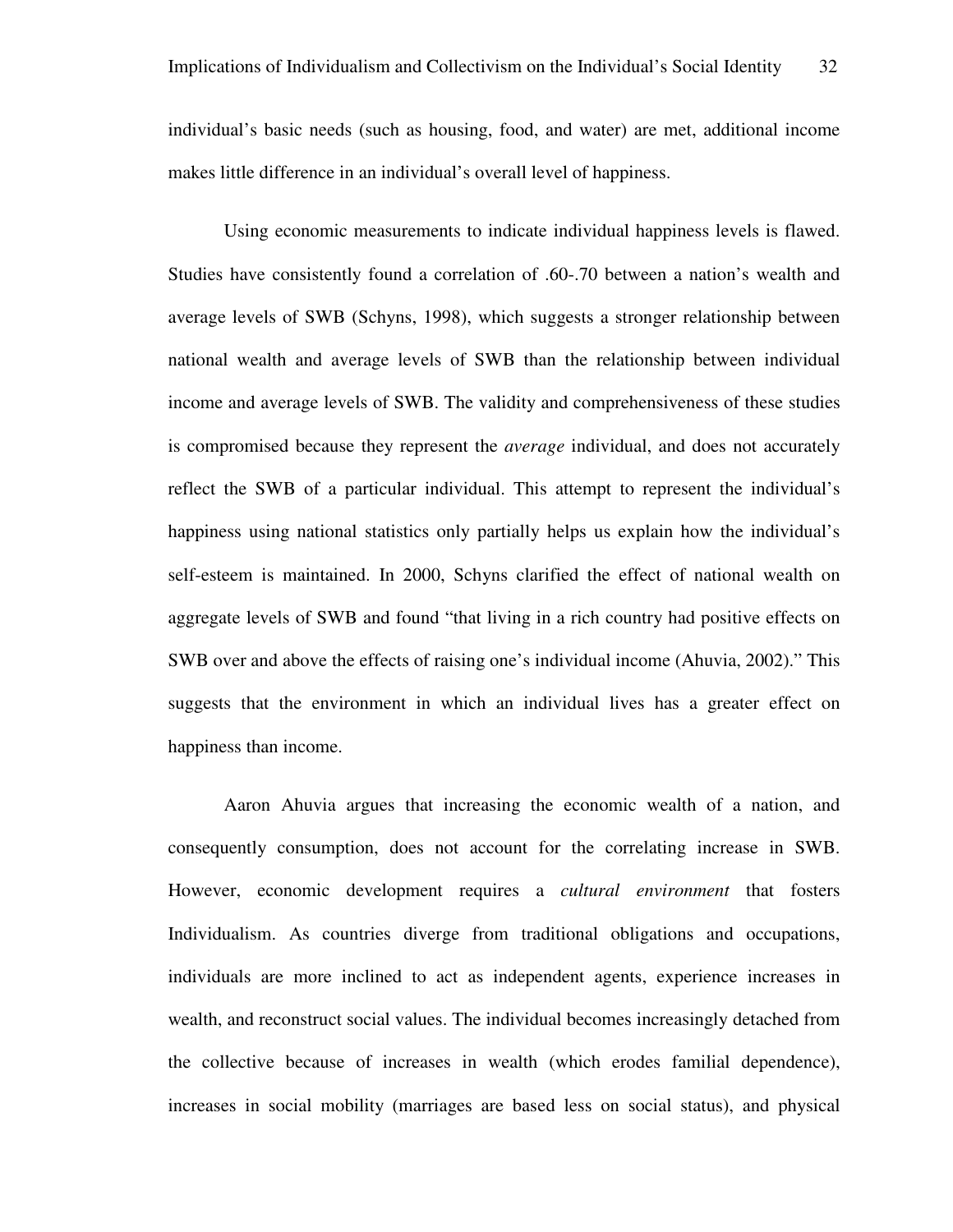individual's basic needs (such as housing, food, and water) are met, additional income makes little difference in an individual's overall level of happiness.

Using economic measurements to indicate individual happiness levels is flawed. Studies have consistently found a correlation of .60-.70 between a nation's wealth and average levels of SWB (Schyns, 1998), which suggests a stronger relationship between national wealth and average levels of SWB than the relationship between individual income and average levels of SWB. The validity and comprehensiveness of these studies is compromised because they represent the *average* individual, and does not accurately reflect the SWB of a particular individual. This attempt to represent the individual's happiness using national statistics only partially helps us explain how the individual's self-esteem is maintained. In 2000, Schyns clarified the effect of national wealth on aggregate levels of SWB and found "that living in a rich country had positive effects on SWB over and above the effects of raising one's individual income (Ahuvia, 2002)." This suggests that the environment in which an individual lives has a greater effect on happiness than income.

Aaron Ahuvia argues that increasing the economic wealth of a nation, and consequently consumption, does not account for the correlating increase in SWB. However, economic development requires a *cultural environment* that fosters Individualism. As countries diverge from traditional obligations and occupations, individuals are more inclined to act as independent agents, experience increases in wealth, and reconstruct social values. The individual becomes increasingly detached from the collective because of increases in wealth (which erodes familial dependence), increases in social mobility (marriages are based less on social status), and physical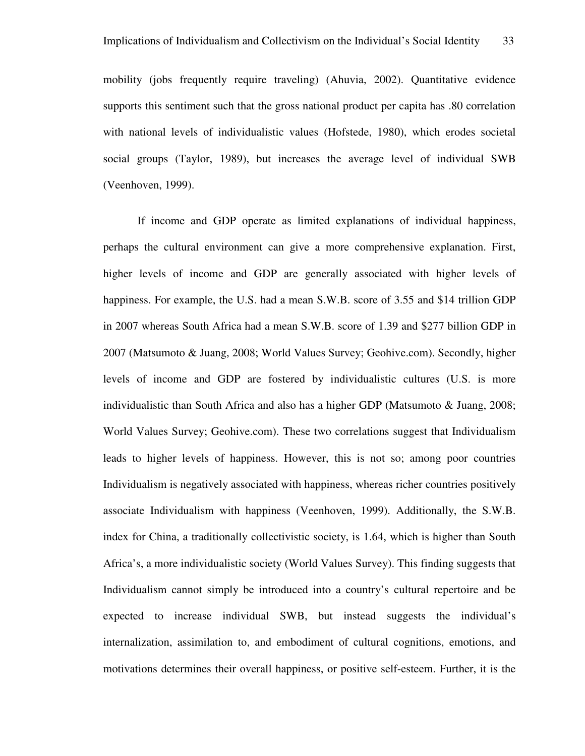mobility (jobs frequently require traveling) (Ahuvia, 2002). Quantitative evidence supports this sentiment such that the gross national product per capita has .80 correlation with national levels of individualistic values (Hofstede, 1980), which erodes societal social groups (Taylor, 1989), but increases the average level of individual SWB (Veenhoven, 1999).

If income and GDP operate as limited explanations of individual happiness, perhaps the cultural environment can give a more comprehensive explanation. First, higher levels of income and GDP are generally associated with higher levels of happiness. For example, the U.S. had a mean S.W.B. score of 3.55 and $14 trillion GDP in 2007 whereas South Africa had a mean S.W.B. score of 1.39 and $277 billion GDP in 2007 (Matsumoto & Juang, 2008; World Values Survey; Geohive.com). Secondly, higher levels of income and GDP are fostered by individualistic cultures (U.S. is more individualistic than South Africa and also has a higher GDP (Matsumoto & Juang, 2008; World Values Survey; Geohive.com). These two correlations suggest that Individualism leads to higher levels of happiness. However, this is not so; among poor countries Individualism is negatively associated with happiness, whereas richer countries positively associate Individualism with happiness (Veenhoven, 1999). Additionally, the S.W.B. index for China, a traditionally collectivistic society, is 1.64, which is higher than South Africa's, a more individualistic society (World Values Survey). This finding suggests that Individualism cannot simply be introduced into a country's cultural repertoire and be expected to increase individual SWB, but instead suggests the individual's internalization, assimilation to, and embodiment of cultural cognitions, emotions, and motivations determines their overall happiness, or positive self-esteem. Further, it is the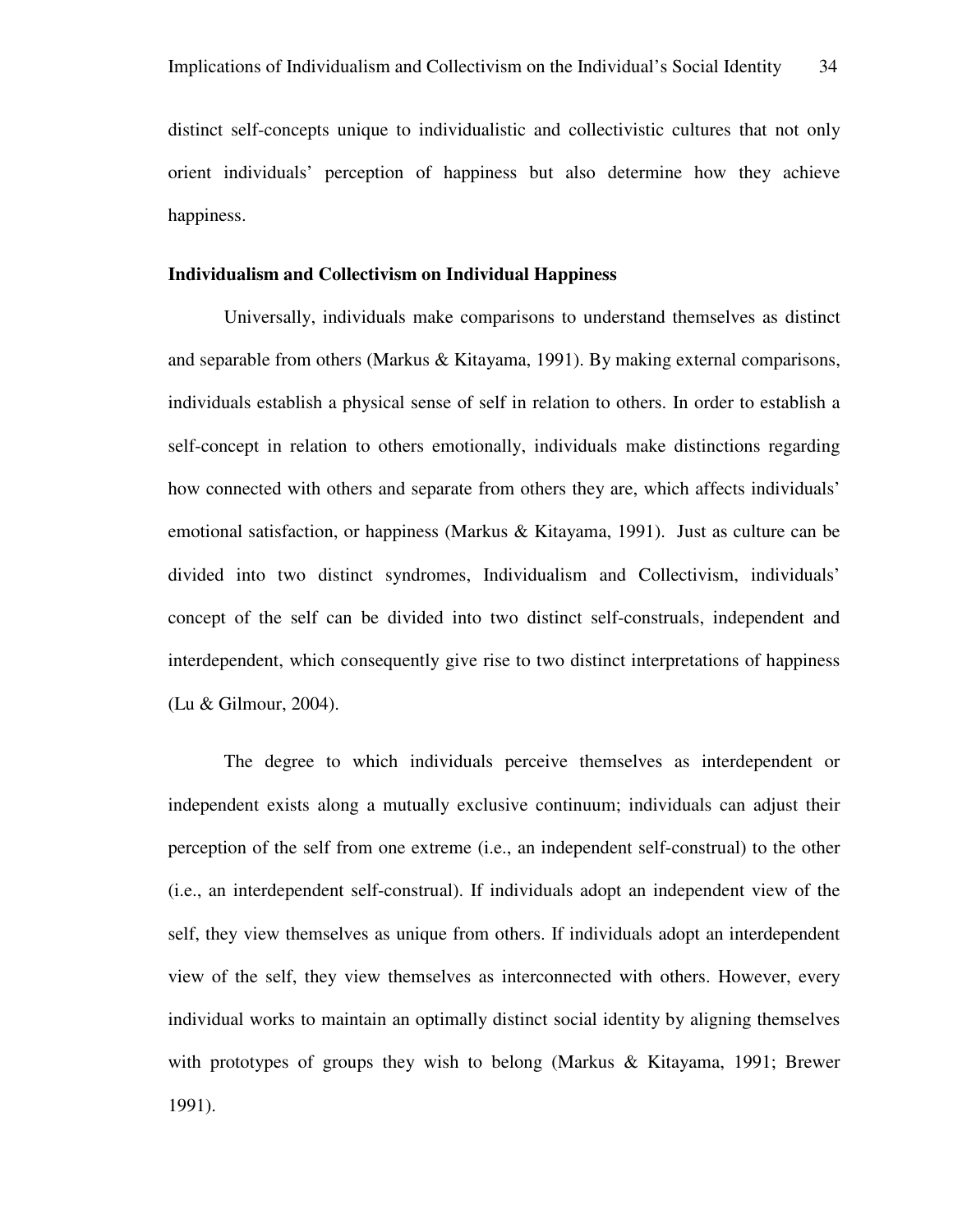distinct self-concepts unique to individualistic and collectivistic cultures that not only orient individuals' perception of happiness but also determine how they achieve happiness.

**Individualism and Collectivism on Individual Happiness**

Universally, individuals make comparisons to understand themselves as distinct and separable from others (Markus & Kitayama, 1991). By making external comparisons, individuals establish a physical sense of self in relation to others. In order to establish a self-concept in relation to others emotionally, individuals make distinctions regarding how connected with others and separate from others they are, which affects individuals' emotional satisfaction, or happiness (Markus & Kitayama, 1991). Just as culture can be divided into two distinct syndromes, Individualism and Collectivism, individuals' concept of the self can be divided into two distinct self-construals, independent and interdependent, which consequently give rise to two distinct interpretations of happiness (Lu & Gilmour, 2004).

The degree to which individuals perceive themselves as interdependent or independent exists along a mutually exclusive continuum; individuals can adjust their perception of the self from one extreme (i.e., an independent self-construal) to the other (i.e., an interdependent self-construal). If individuals adopt an independent view of the self, they view themselves as unique from others. If individuals adopt an interdependent view of the self, they view themselves as interconnected with others. However, every individual works to maintain an optimally distinct social identity by aligning themselves with prototypes of groups they wish to belong (Markus & Kitayama, 1991; Brewer 1991).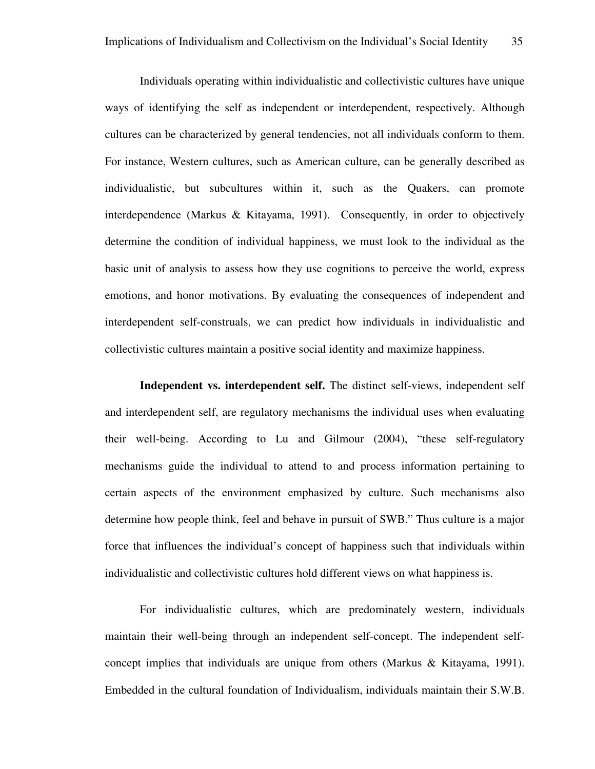Individuals operating within individualistic and collectivistic cultures have unique ways of identifying the self as independent or interdependent, respectively. Although cultures can be characterized by general tendencies, not all individuals conform to them. For instance, Western cultures, such as American culture, can be generally described as individualistic, but subcultures within it, such as the Quakers, can promote interdependence (Markus & Kitayama, 1991). Consequently, in order to objectively determine the condition of individual happiness, we must look to the individual as the basic unit of analysis to assess how they use cognitions to perceive the world, express emotions, and honor motivations. By evaluating the consequences of independent and interdependent self-construals, we can predict how individuals in individualistic and collectivistic cultures maintain a positive social identity and maximize happiness.

**Independent vs. interdependent self.** The distinct self-views, independent self and interdependent self, are regulatory mechanisms the individual uses when evaluating their well-being. According to Lu and Gilmour (2004), "these self-regulatory mechanisms guide the individual to attend to and process information pertaining to certain aspects of the environment emphasized by culture. Such mechanisms also determine how people think, feel and behave in pursuit of SWB." Thus culture is a major force that influences the individual's concept of happiness such that individuals within individualistic and collectivistic cultures hold different views on what happiness is.

For individualistic cultures, which are predominately western, individuals maintain their well-being through an independent self-concept. The independent self-concept implies that individuals are unique from others (Markus & Kitayama, 1991). Embedded in the cultural foundation of Individualism, individuals maintain their S.W.B.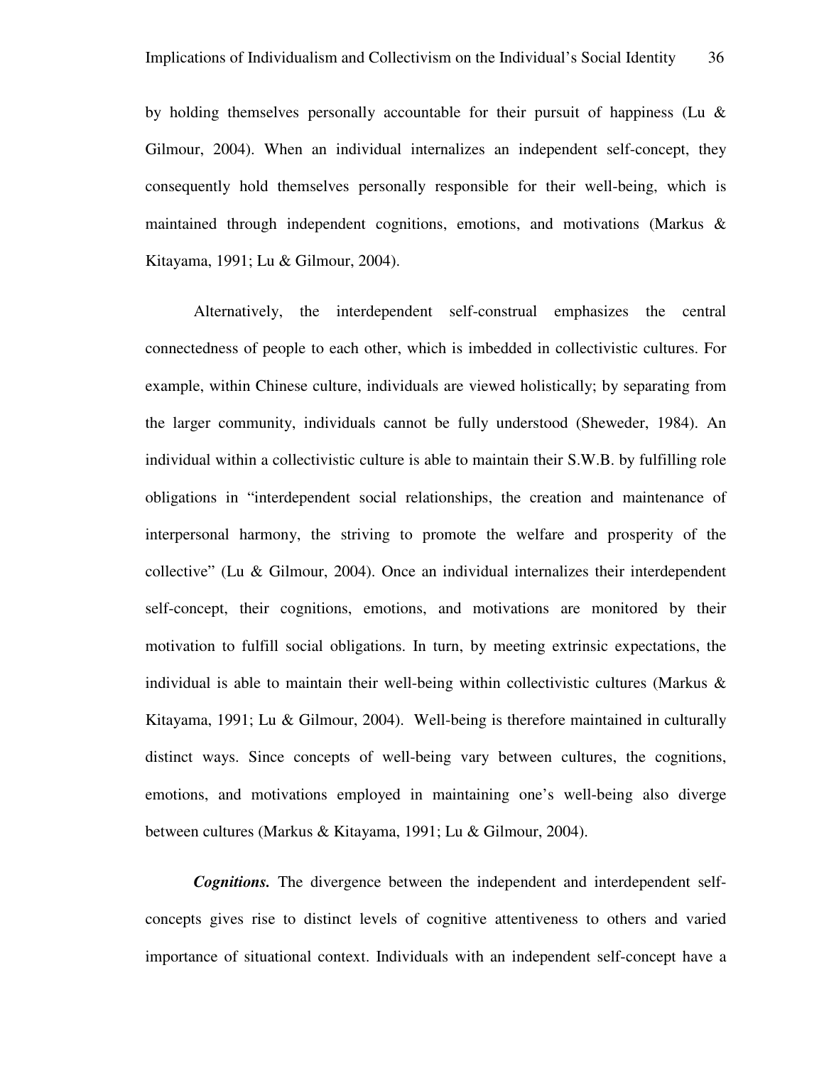by holding themselves personally accountable for their pursuit of happiness (Lu & Gilmour, 2004). When an individual internalizes an independent self-concept, they consequently hold themselves personally responsible for their well-being, which is maintained through independent cognitions, emotions, and motivations (Markus & Kitayama, 1991; Lu & Gilmour, 2004).

Alternatively, the interdependent self-construal emphasizes the central connectedness of people to each other, which is imbedded in collectivistic cultures. For example, within Chinese culture, individuals are viewed holistically; by separating from the larger community, individuals cannot be fully understood (Sheweder, 1984). An individual within a collectivistic culture is able to maintain their S.W.B. by fulfilling role obligations in "interdependent social relationships, the creation and maintenance of interpersonal harmony, the striving to promote the welfare and prosperity of the collective" (Lu & Gilmour, 2004). Once an individual internalizes their interdependent self-concept, their cognitions, emotions, and motivations are monitored by their motivation to fulfill social obligations. In turn, by meeting extrinsic expectations, the individual is able to maintain their well-being within collectivistic cultures (Markus & Kitayama, 1991; Lu & Gilmour, 2004). Well-being is therefore maintained in culturally distinct ways. Since concepts of well-being vary between cultures, the cognitions, emotions, and motivations employed in maintaining one's well-being also diverge between cultures (Markus & Kitayama, 1991; Lu & Gilmour, 2004).

***Cognitions.*** The divergence between the independent and interdependent self-concepts gives rise to distinct levels of cognitive attentiveness to others and varied importance of situational context. Individuals with an independent self-concept have a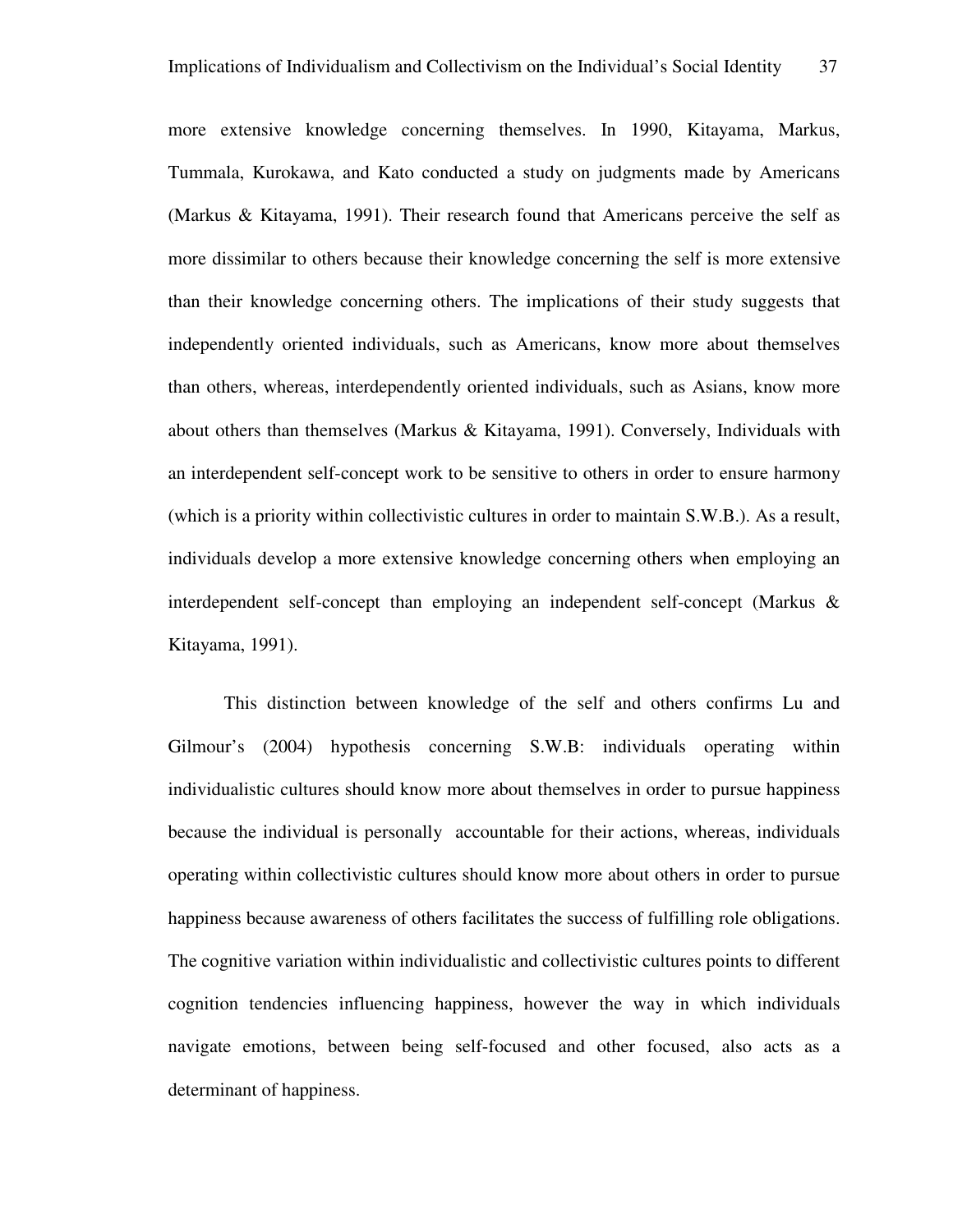more extensive knowledge concerning themselves. In 1990, Kitayama, Markus, Tummala, Kurokawa, and Kato conducted a study on judgments made by Americans (Markus & Kitayama, 1991). Their research found that Americans perceive the self as more dissimilar to others because their knowledge concerning the self is more extensive than their knowledge concerning others. The implications of their study suggests that independently oriented individuals, such as Americans, know more about themselves than others, whereas, interdependently oriented individuals, such as Asians, know more about others than themselves (Markus & Kitayama, 1991). Conversely, Individuals with an interdependent self-concept work to be sensitive to others in order to ensure harmony (which is a priority within collectivistic cultures in order to maintain S.W.B.). As a result, individuals develop a more extensive knowledge concerning others when employing an interdependent self-concept than employing an independent self-concept (Markus & Kitayama, 1991).

This distinction between knowledge of the self and others confirms Lu and Gilmour's (2004) hypothesis concerning S.W.B: individuals operating within individualistic cultures should know more about themselves in order to pursue happiness because the individual is personally accountable for their actions, whereas, individuals operating within collectivistic cultures should know more about others in order to pursue happiness because awareness of others facilitates the success of fulfilling role obligations. The cognitive variation within individualistic and collectivistic cultures points to different cognition tendencies influencing happiness, however the way in which individuals navigate emotions, between being self-focused and other focused, also acts as a determinant of happiness.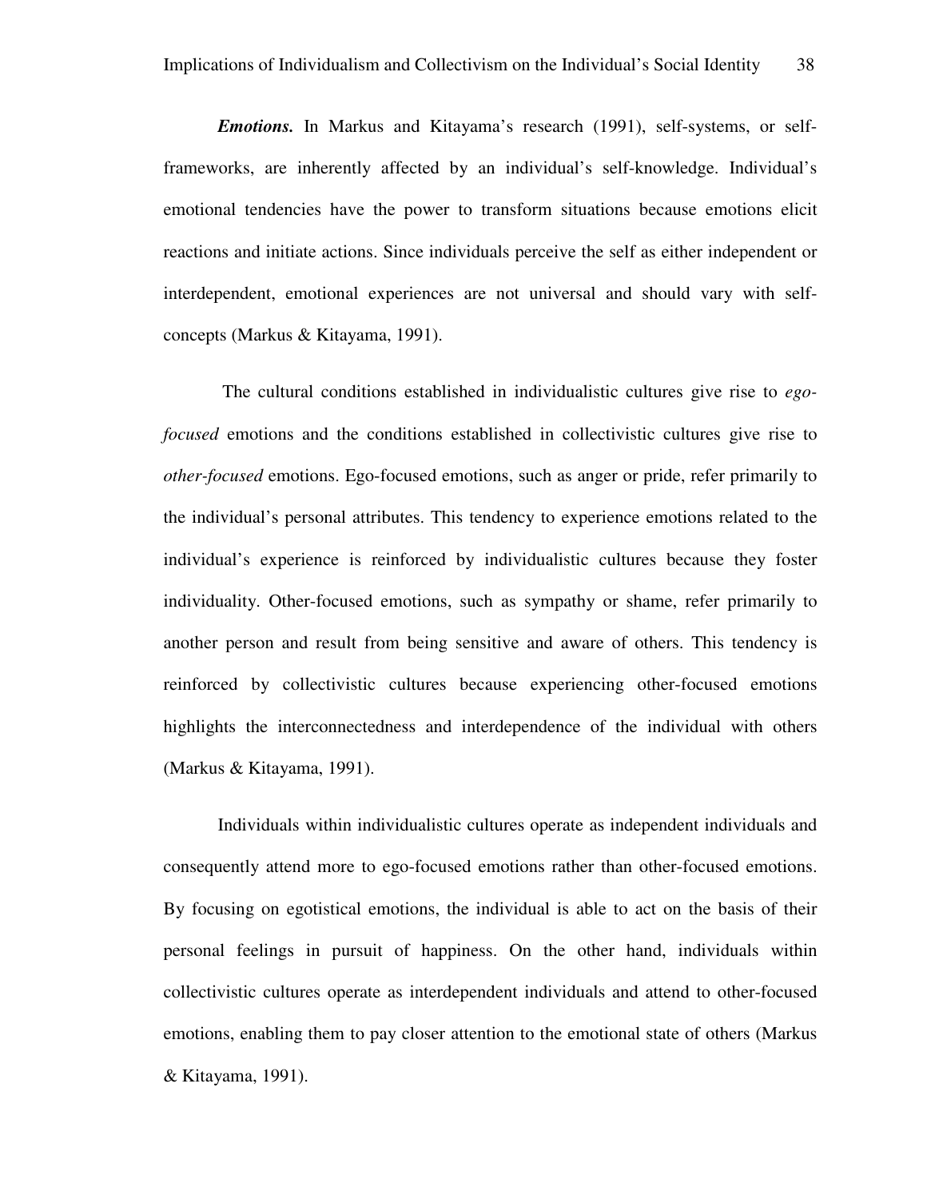***Emotions.*** In Markus and Kitayama's research (1991), self-systems, or self-frameworks, are inherently affected by an individual's self-knowledge. Individual's emotional tendencies have the power to transform situations because emotions elicit reactions and initiate actions. Since individuals perceive the self as either independent or interdependent, emotional experiences are not universal and should vary with self-concepts (Markus & Kitayama, 1991).

The cultural conditions established in individualistic cultures give rise to *ego-focused* emotions and the conditions established in collectivistic cultures give rise to *other-focused* emotions. Ego-focused emotions, such as anger or pride, refer primarily to the individual's personal attributes. This tendency to experience emotions related to the individual's experience is reinforced by individualistic cultures because they foster individuality. Other-focused emotions, such as sympathy or shame, refer primarily to another person and result from being sensitive and aware of others. This tendency is reinforced by collectivistic cultures because experiencing other-focused emotions highlights the interconnectedness and interdependence of the individual with others (Markus & Kitayama, 1991).

Individuals within individualistic cultures operate as independent individuals and consequently attend more to ego-focused emotions rather than other-focused emotions. By focusing on egotistical emotions, the individual is able to act on the basis of their personal feelings in pursuit of happiness. On the other hand, individuals within collectivistic cultures operate as interdependent individuals and attend to other-focused emotions, enabling them to pay closer attention to the emotional state of others (Markus & Kitayama, 1991).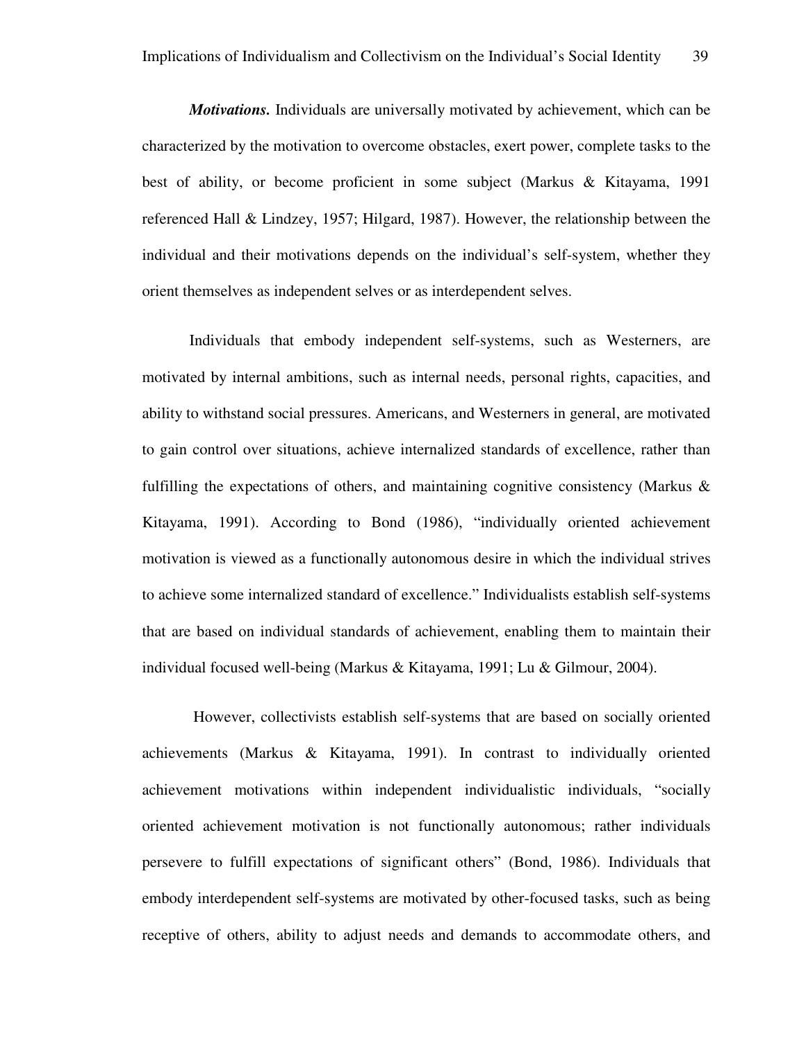***Motivations.*** Individuals are universally motivated by achievement, which can be characterized by the motivation to overcome obstacles, exert power, complete tasks to the best of ability, or become proficient in some subject (Markus & Kitayama, 1991 referenced Hall & Lindzey, 1957; Hilgard, 1987). However, the relationship between the individual and their motivations depends on the individual's self-system, whether they orient themselves as independent selves or as interdependent selves.

Individuals that embody independent self-systems, such as Westerners, are motivated by internal ambitions, such as internal needs, personal rights, capacities, and ability to withstand social pressures. Americans, and Westerners in general, are motivated to gain control over situations, achieve internalized standards of excellence, rather than fulfilling the expectations of others, and maintaining cognitive consistency (Markus & Kitayama, 1991). According to Bond (1986), "individually oriented achievement motivation is viewed as a functionally autonomous desire in which the individual strives to achieve some internalized standard of excellence." Individualists establish self-systems that are based on individual standards of achievement, enabling them to maintain their individual focused well-being (Markus & Kitayama, 1991; Lu & Gilmour, 2004).

However, collectivists establish self-systems that are based on socially oriented achievements (Markus & Kitayama, 1991). In contrast to individually oriented achievement motivations within independent individualistic individuals, "socially oriented achievement motivation is not functionally autonomous; rather individuals persevere to fulfill expectations of significant others" (Bond, 1986). Individuals that embody interdependent self-systems are motivated by other-focused tasks, such as being receptive of others, ability to adjust needs and demands to accommodate others, and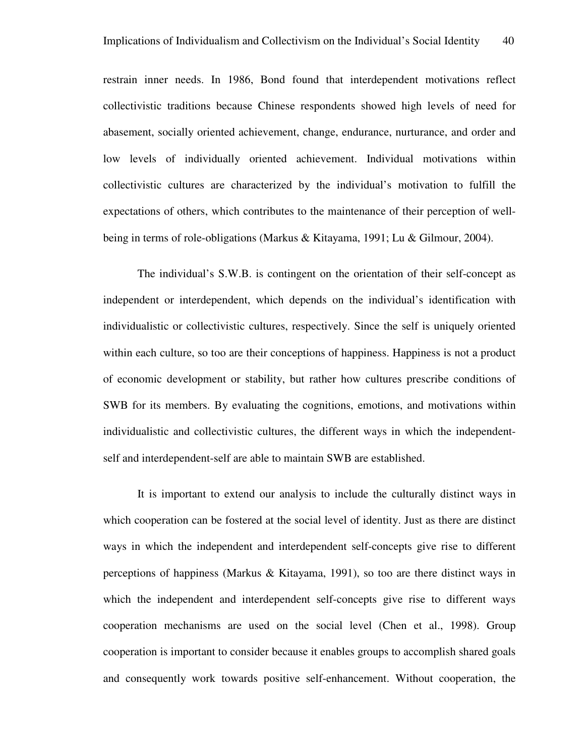restrain inner needs. In 1986, Bond found that interdependent motivations reflect collectivistic traditions because Chinese respondents showed high levels of need for abasement, socially oriented achievement, change, endurance, nurturance, and order and low levels of individually oriented achievement. Individual motivations within collectivistic cultures are characterized by the individual's motivation to fulfill the expectations of others, which contributes to the maintenance of their perception of well-being in terms of role-obligations (Markus & Kitayama, 1991; Lu & Gilmour, 2004).

The individual's S.W.B. is contingent on the orientation of their self-concept as independent or interdependent, which depends on the individual's identification with individualistic or collectivistic cultures, respectively. Since the self is uniquely oriented within each culture, so too are their conceptions of happiness. Happiness is not a product of economic development or stability, but rather how cultures prescribe conditions of SWB for its members. By evaluating the cognitions, emotions, and motivations within individualistic and collectivistic cultures, the different ways in which the independent-self and interdependent-self are able to maintain SWB are established.

It is important to extend our analysis to include the culturally distinct ways in which cooperation can be fostered at the social level of identity. Just as there are distinct ways in which the independent and interdependent self-concepts give rise to different perceptions of happiness (Markus & Kitayama, 1991), so too are there distinct ways in which the independent and interdependent self-concepts give rise to different ways cooperation mechanisms are used on the social level (Chen et al., 1998). Group cooperation is important to consider because it enables groups to accomplish shared goals and consequently work towards positive self-enhancement. Without cooperation, the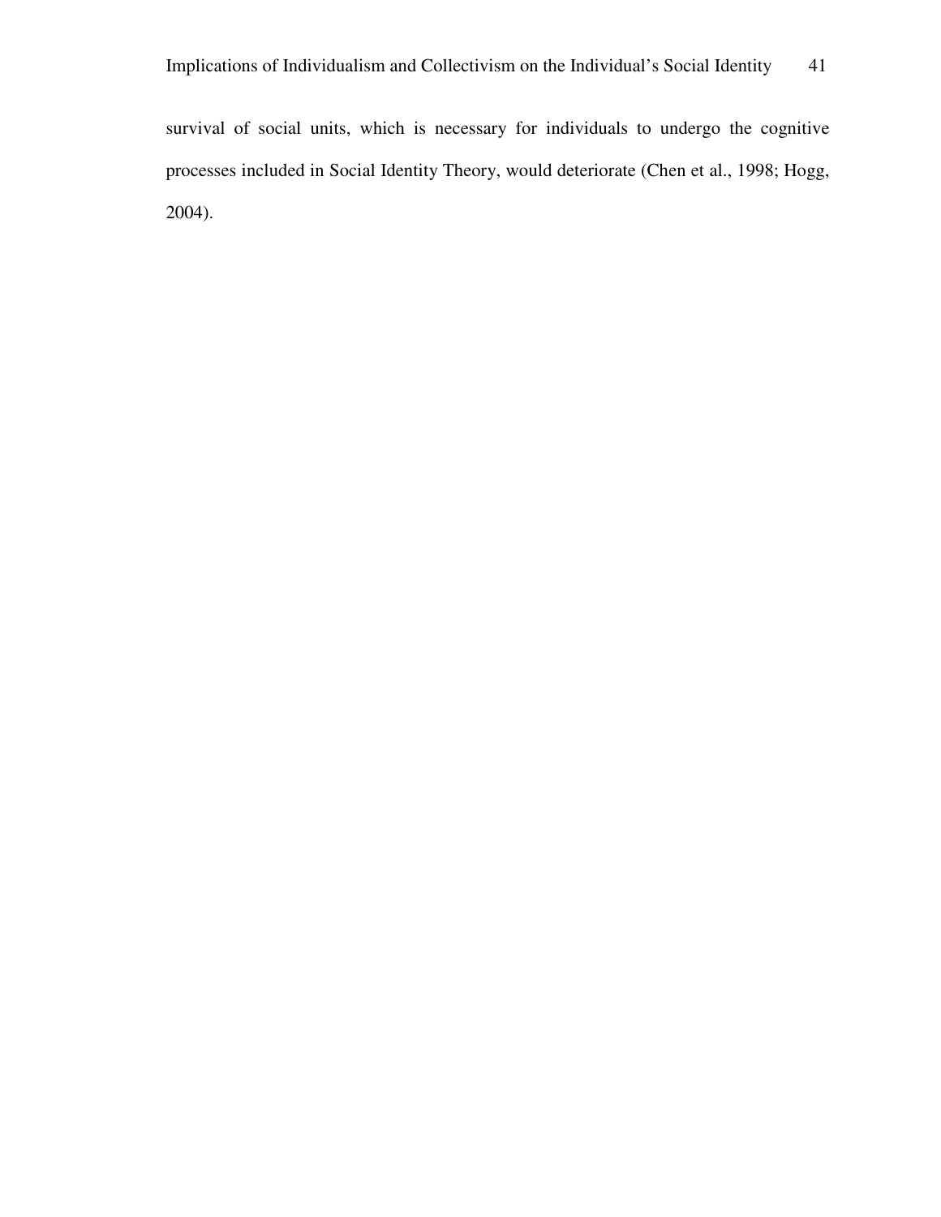survival of social units, which is necessary for individuals to undergo the cognitive processes included in Social Identity Theory, would deteriorate (Chen et al., 1998; Hogg, 2004).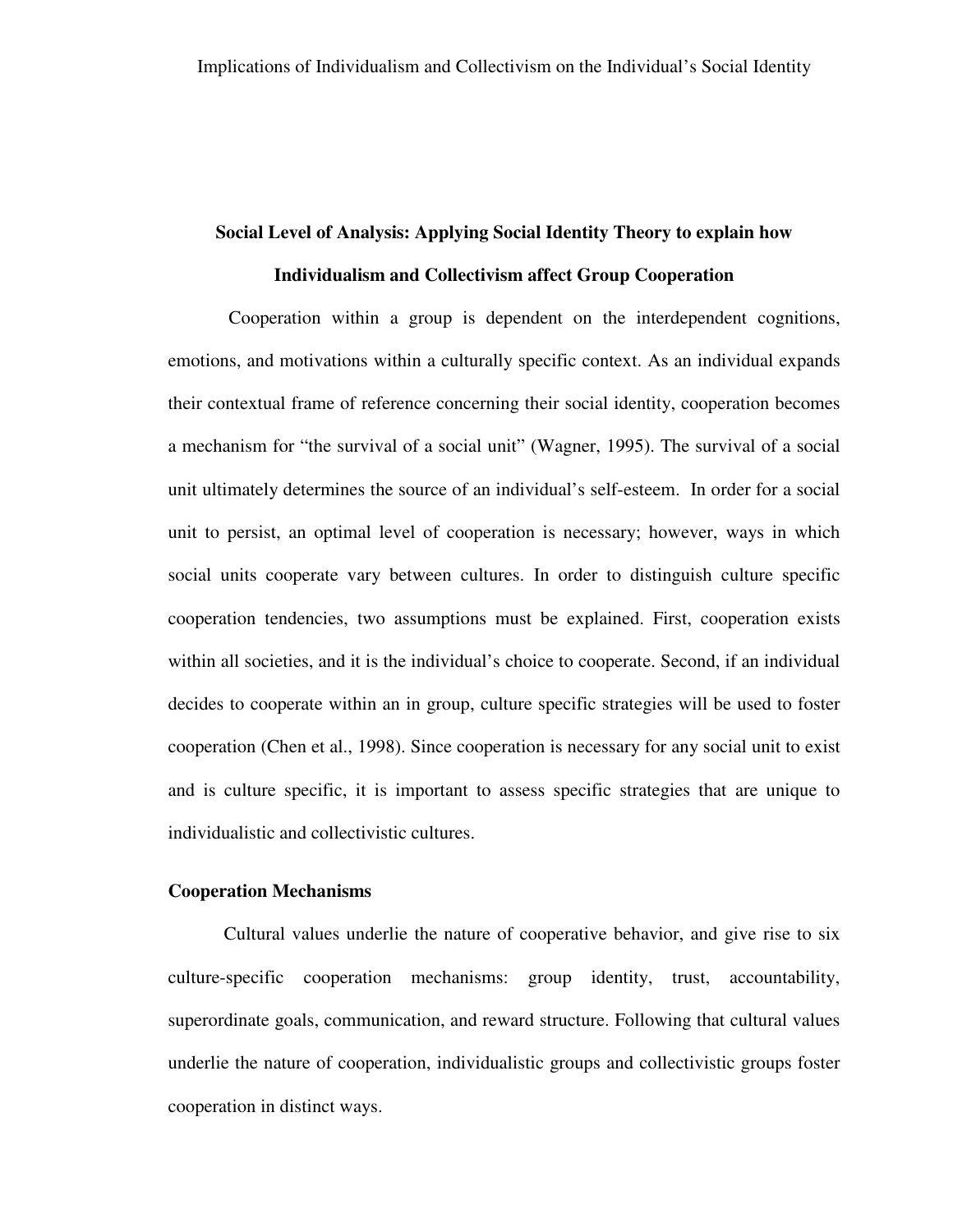## Social Level of Analysis: Applying Social Identity Theory to explain how Individualism and Collectivism affect Group Cooperation

Cooperation within a group is dependent on the interdependent cognitions, emotions, and motivations within a culturally specific context. As an individual expands their contextual frame of reference concerning their social identity, cooperation becomes a mechanism for "the survival of a social unit" (Wagner, 1995). The survival of a social unit ultimately determines the source of an individual's self-esteem. In order for a social unit to persist, an optimal level of cooperation is necessary; however, ways in which social units cooperate vary between cultures. In order to distinguish culture specific cooperation tendencies, two assumptions must be explained. First, cooperation exists within all societies, and it is the individual's choice to cooperate. Second, if an individual decides to cooperate within an in group, culture specific strategies will be used to foster cooperation (Chen et al., 1998). Since cooperation is necessary for any social unit to exist and is culture specific, it is important to assess specific strategies that are unique to individualistic and collectivistic cultures.

### Cooperation Mechanisms

Cultural values underlie the nature of cooperative behavior, and give rise to six culture-specific cooperation mechanisms: group identity, trust, accountability, superordinate goals, communication, and reward structure. Following that cultural values underlie the nature of cooperation, individualistic groups and collectivistic groups foster cooperation in distinct ways.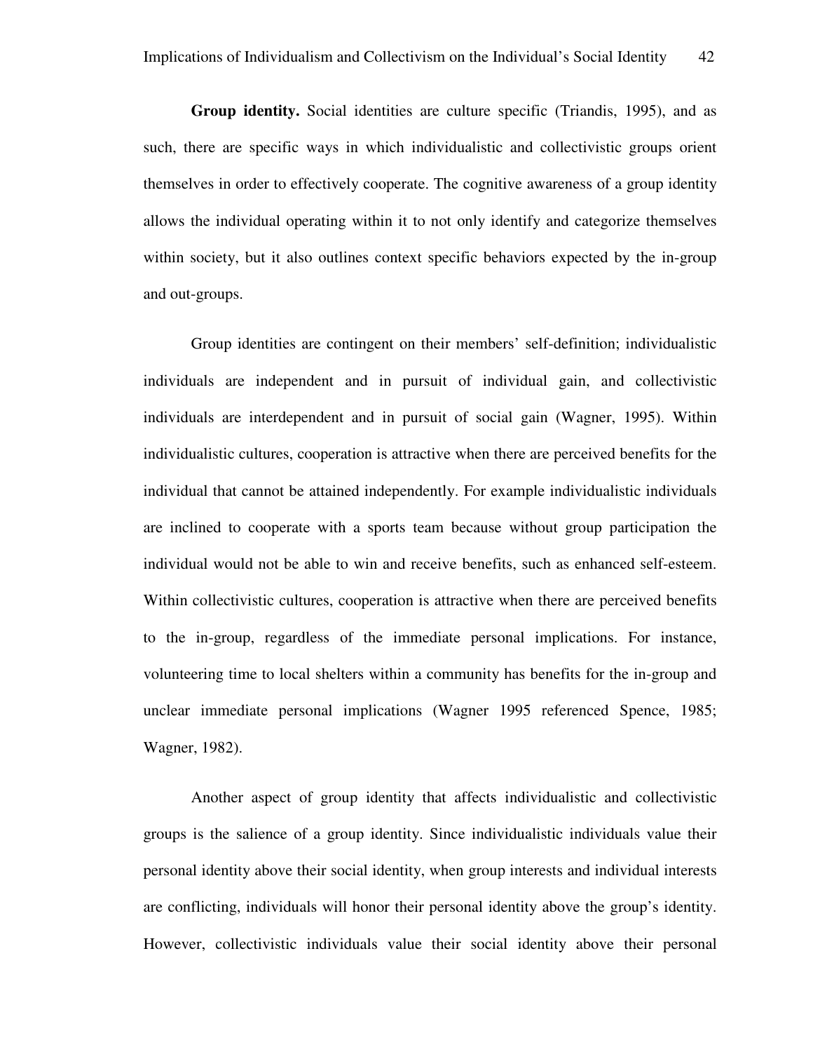**Group identity.** Social identities are culture specific (Triandis, 1995), and as such, there are specific ways in which individualistic and collectivistic groups orient themselves in order to effectively cooperate. The cognitive awareness of a group identity allows the individual operating within it to not only identify and categorize themselves within society, but it also outlines context specific behaviors expected by the in-group and out-groups.

Group identities are contingent on their members' self-definition; individualistic individuals are independent and in pursuit of individual gain, and collectivistic individuals are interdependent and in pursuit of social gain (Wagner, 1995). Within individualistic cultures, cooperation is attractive when there are perceived benefits for the individual that cannot be attained independently. For example individualistic individuals are inclined to cooperate with a sports team because without group participation the individual would not be able to win and receive benefits, such as enhanced self-esteem. Within collectivistic cultures, cooperation is attractive when there are perceived benefits to the in-group, regardless of the immediate personal implications. For instance, volunteering time to local shelters within a community has benefits for the in-group and unclear immediate personal implications (Wagner 1995 referenced Spence, 1985; Wagner, 1982).

Another aspect of group identity that affects individualistic and collectivistic groups is the salience of a group identity. Since individualistic individuals value their personal identity above their social identity, when group interests and individual interests are conflicting, individuals will honor their personal identity above the group's identity. However, collectivistic individuals value their social identity above their personal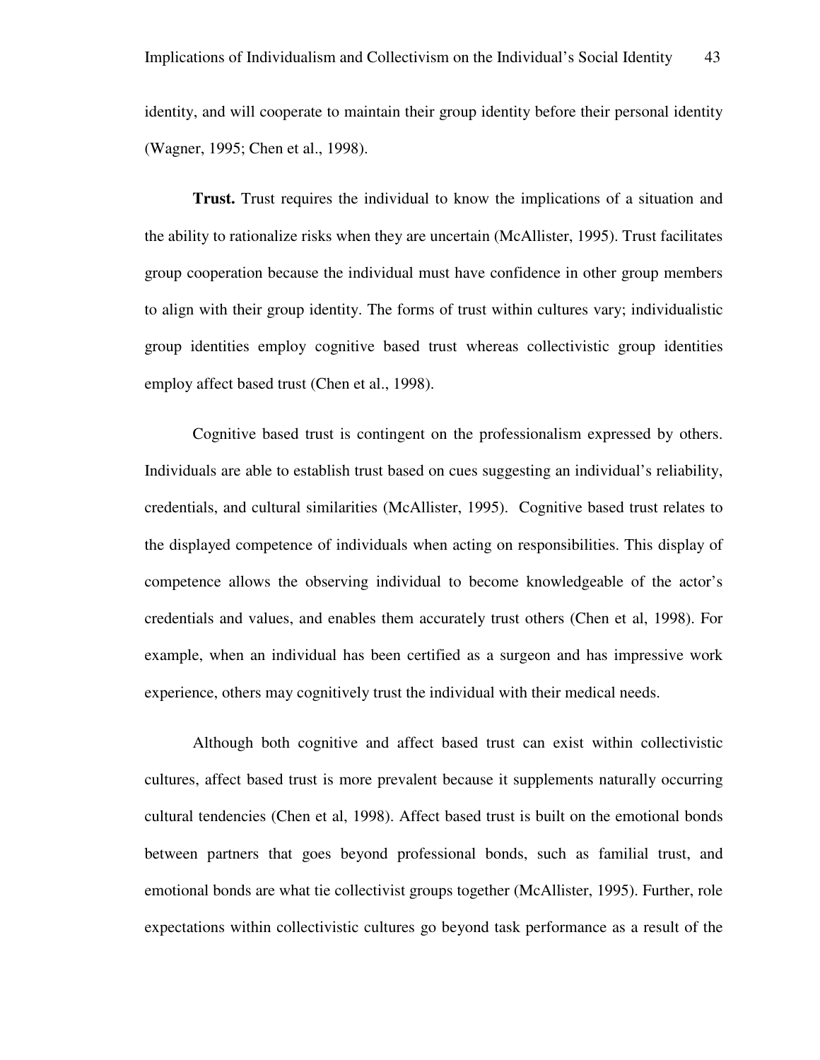identity, and will cooperate to maintain their group identity before their personal identity (Wagner, 1995; Chen et al., 1998).

**Trust.** Trust requires the individual to know the implications of a situation and the ability to rationalize risks when they are uncertain (McAllister, 1995). Trust facilitates group cooperation because the individual must have confidence in other group members to align with their group identity. The forms of trust within cultures vary; individualistic group identities employ cognitive based trust whereas collectivistic group identities employ affect based trust (Chen et al., 1998).

Cognitive based trust is contingent on the professionalism expressed by others. Individuals are able to establish trust based on cues suggesting an individual's reliability, credentials, and cultural similarities (McAllister, 1995). Cognitive based trust relates to the displayed competence of individuals when acting on responsibilities. This display of competence allows the observing individual to become knowledgeable of the actor's credentials and values, and enables them accurately trust others (Chen et al, 1998). For example, when an individual has been certified as a surgeon and has impressive work experience, others may cognitively trust the individual with their medical needs.

Although both cognitive and affect based trust can exist within collectivistic cultures, affect based trust is more prevalent because it supplements naturally occurring cultural tendencies (Chen et al, 1998). Affect based trust is built on the emotional bonds between partners that goes beyond professional bonds, such as familial trust, and emotional bonds are what tie collectivist groups together (McAllister, 1995). Further, role expectations within collectivistic cultures go beyond task performance as a result of the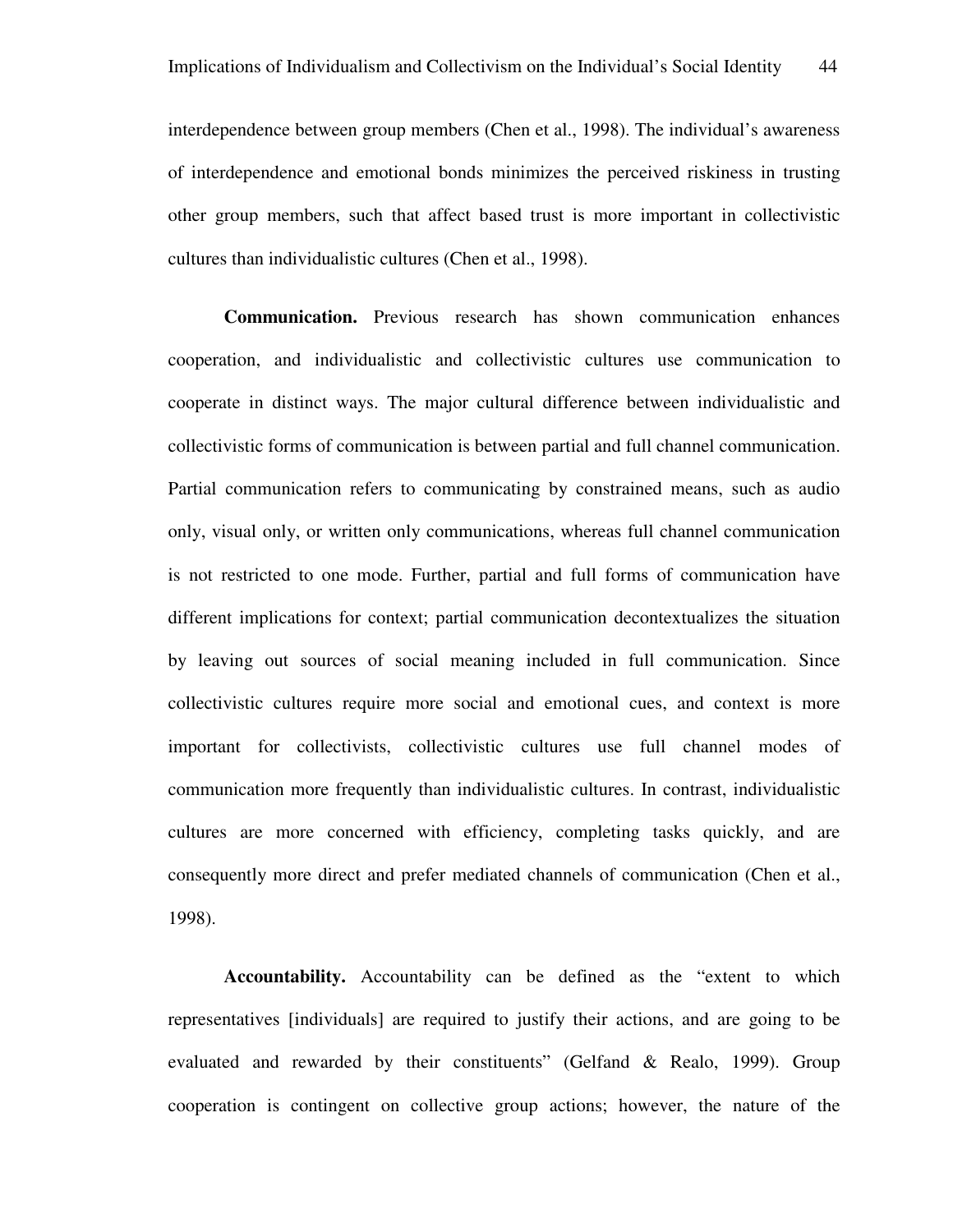interdependence between group members (Chen et al., 1998). The individual's awareness of interdependence and emotional bonds minimizes the perceived riskiness in trusting other group members, such that affect based trust is more important in collectivistic cultures than individualistic cultures (Chen et al., 1998).

**Communication.** Previous research has shown communication enhances cooperation, and individualistic and collectivistic cultures use communication to cooperate in distinct ways. The major cultural difference between individualistic and collectivistic forms of communication is between partial and full channel communication. Partial communication refers to communicating by constrained means, such as audio only, visual only, or written only communications, whereas full channel communication is not restricted to one mode. Further, partial and full forms of communication have different implications for context; partial communication decontextualizes the situation by leaving out sources of social meaning included in full communication. Since collectivistic cultures require more social and emotional cues, and context is more important for collectivists, collectivistic cultures use full channel modes of communication more frequently than individualistic cultures. In contrast, individualistic cultures are more concerned with efficiency, completing tasks quickly, and are consequently more direct and prefer mediated channels of communication (Chen et al., 1998).

**Accountability.** Accountability can be defined as the "extent to which representatives [individuals] are required to justify their actions, and are going to be evaluated and rewarded by their constituents" (Gelfand & Realo, 1999). Group cooperation is contingent on collective group actions; however, the nature of the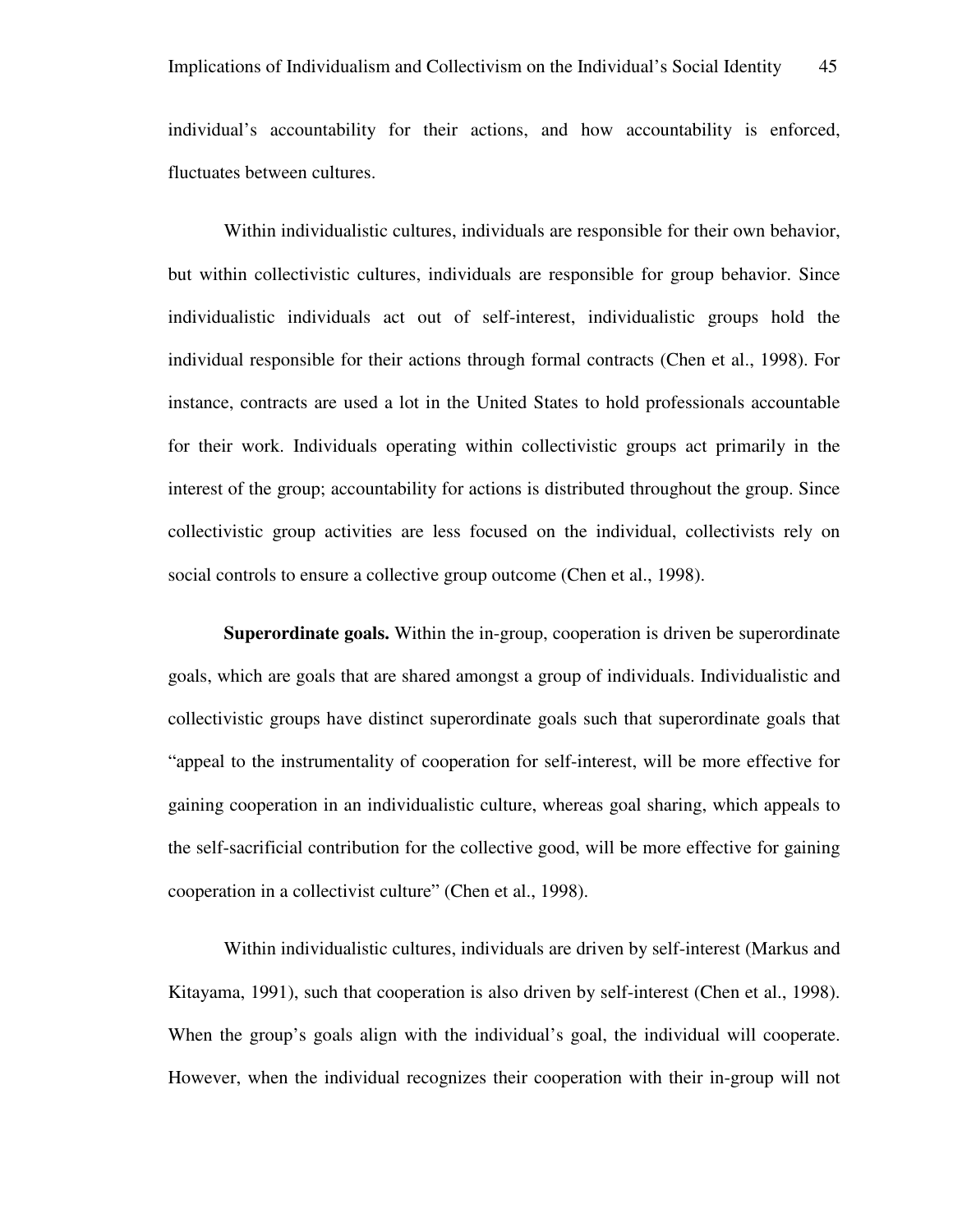individual's accountability for their actions, and how accountability is enforced, fluctuates between cultures.

Within individualistic cultures, individuals are responsible for their own behavior, but within collectivistic cultures, individuals are responsible for group behavior. Since individualistic individuals act out of self-interest, individualistic groups hold the individual responsible for their actions through formal contracts (Chen et al., 1998). For instance, contracts are used a lot in the United States to hold professionals accountable for their work. Individuals operating within collectivistic groups act primarily in the interest of the group; accountability for actions is distributed throughout the group. Since collectivistic group activities are less focused on the individual, collectivists rely on social controls to ensure a collective group outcome (Chen et al., 1998).

**Superordinate goals.** Within the in-group, cooperation is driven be superordinate goals, which are goals that are shared amongst a group of individuals. Individualistic and collectivistic groups have distinct superordinate goals such that superordinate goals that "appeal to the instrumentality of cooperation for self-interest, will be more effective for gaining cooperation in an individualistic culture, whereas goal sharing, which appeals to the self-sacrificial contribution for the collective good, will be more effective for gaining cooperation in a collectivist culture" (Chen et al., 1998).

Within individualistic cultures, individuals are driven by self-interest (Markus and Kitayama, 1991), such that cooperation is also driven by self-interest (Chen et al., 1998). When the group's goals align with the individual's goal, the individual will cooperate. However, when the individual recognizes their cooperation with their in-group will not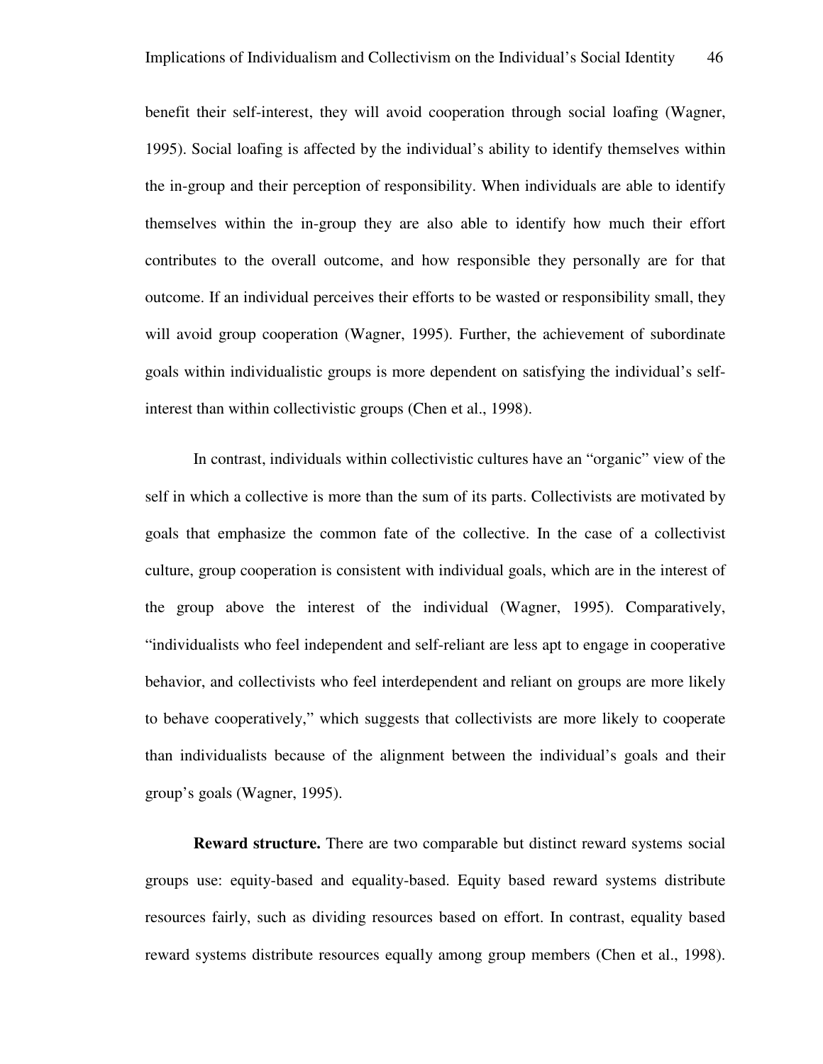benefit their self-interest, they will avoid cooperation through social loafing (Wagner, 1995). Social loafing is affected by the individual's ability to identify themselves within the in-group and their perception of responsibility. When individuals are able to identify themselves within the in-group they are also able to identify how much their effort contributes to the overall outcome, and how responsible they personally are for that outcome. If an individual perceives their efforts to be wasted or responsibility small, they will avoid group cooperation (Wagner, 1995). Further, the achievement of subordinate goals within individualistic groups is more dependent on satisfying the individual's self-interest than within collectivistic groups (Chen et al., 1998).

In contrast, individuals within collectivistic cultures have an "organic" view of the self in which a collective is more than the sum of its parts. Collectivists are motivated by goals that emphasize the common fate of the collective. In the case of a collectivist culture, group cooperation is consistent with individual goals, which are in the interest of the group above the interest of the individual (Wagner, 1995). Comparatively, "individualists who feel independent and self-reliant are less apt to engage in cooperative behavior, and collectivists who feel interdependent and reliant on groups are more likely to behave cooperatively," which suggests that collectivists are more likely to cooperate than individualists because of the alignment between the individual's goals and their group's goals (Wagner, 1995).

**Reward structure.** There are two comparable but distinct reward systems social groups use: equity-based and equality-based. Equity based reward systems distribute resources fairly, such as dividing resources based on effort. In contrast, equality based reward systems distribute resources equally among group members (Chen et al., 1998).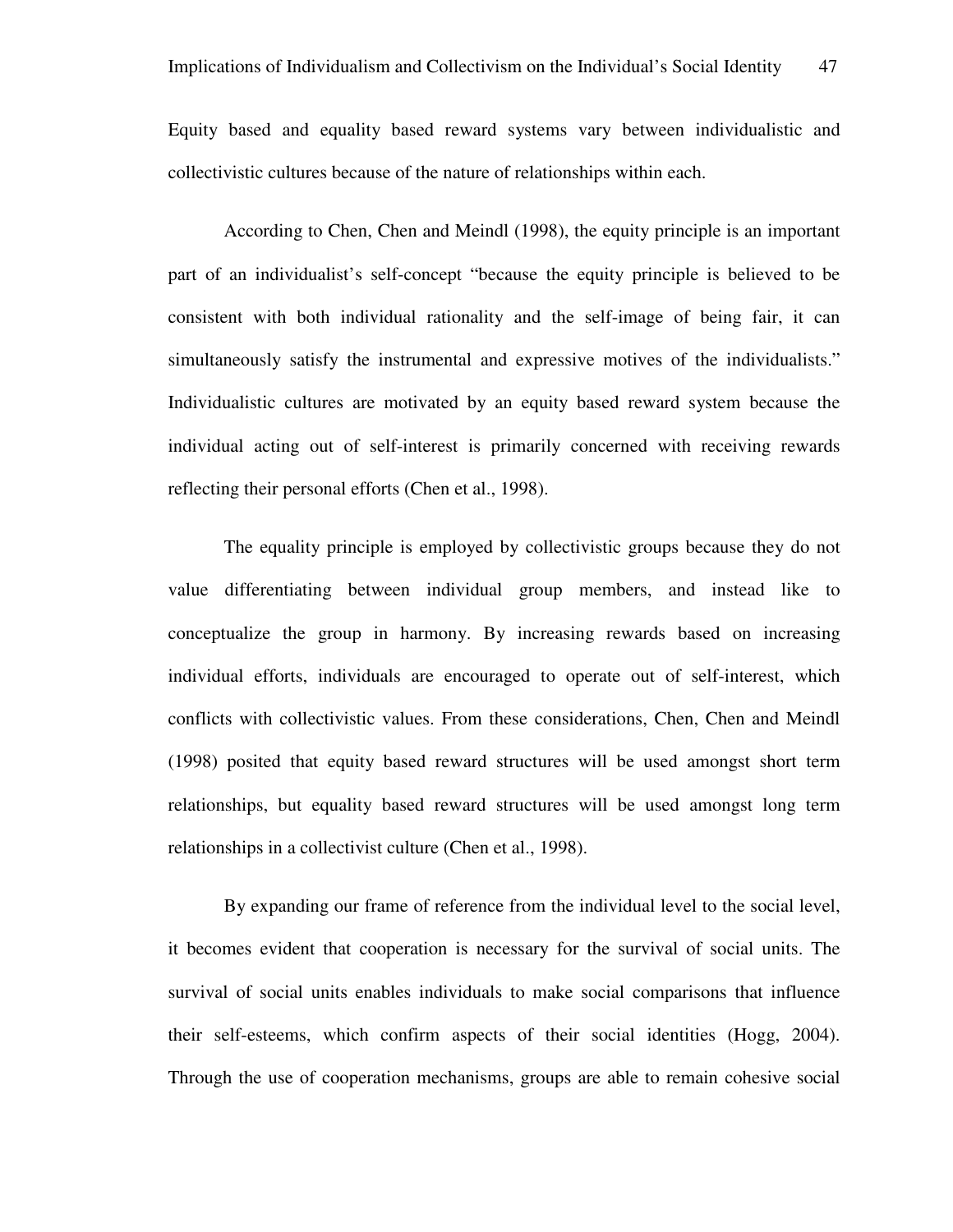Equity based and equality based reward systems vary between individualistic and collectivistic cultures because of the nature of relationships within each.

According to Chen, Chen and Meindl (1998), the equity principle is an important part of an individualist's self-concept "because the equity principle is believed to be consistent with both individual rationality and the self-image of being fair, it can simultaneously satisfy the instrumental and expressive motives of the individualists." Individualistic cultures are motivated by an equity based reward system because the individual acting out of self-interest is primarily concerned with receiving rewards reflecting their personal efforts (Chen et al., 1998).

The equality principle is employed by collectivistic groups because they do not value differentiating between individual group members, and instead like to conceptualize the group in harmony. By increasing rewards based on increasing individual efforts, individuals are encouraged to operate out of self-interest, which conflicts with collectivistic values. From these considerations, Chen, Chen and Meindl (1998) posited that equity based reward structures will be used amongst short term relationships, but equality based reward structures will be used amongst long term relationships in a collectivist culture (Chen et al., 1998).

By expanding our frame of reference from the individual level to the social level, it becomes evident that cooperation is necessary for the survival of social units. The survival of social units enables individuals to make social comparisons that influence their self-esteems, which confirm aspects of their social identities (Hogg, 2004). Through the use of cooperation mechanisms, groups are able to remain cohesive social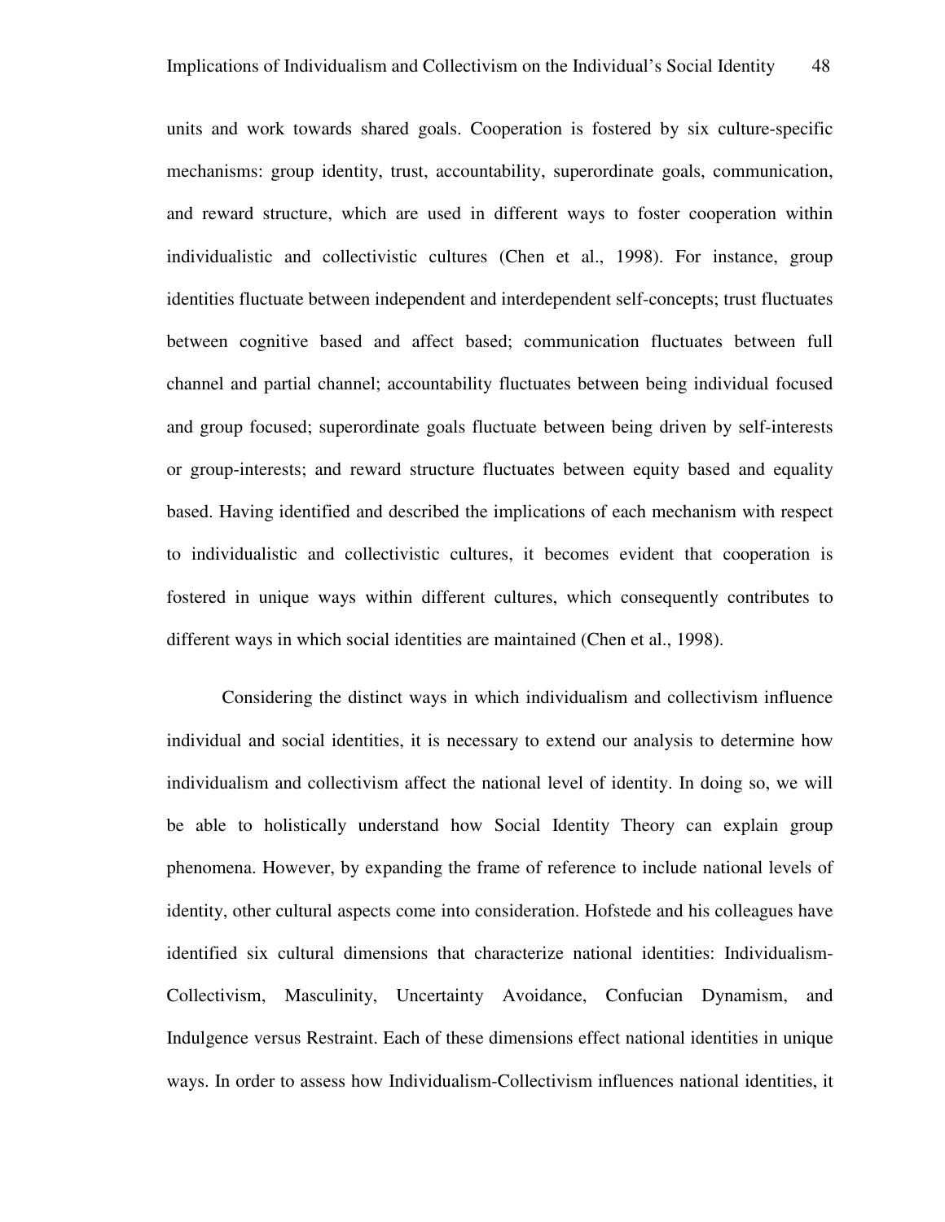units and work towards shared goals. Cooperation is fostered by six culture-specific mechanisms: group identity, trust, accountability, superordinate goals, communication, and reward structure, which are used in different ways to foster cooperation within individualistic and collectivistic cultures (Chen et al., 1998). For instance, group identities fluctuate between independent and interdependent self-concepts; trust fluctuates between cognitive based and affect based; communication fluctuates between full channel and partial channel; accountability fluctuates between being individual focused and group focused; superordinate goals fluctuate between being driven by self-interests or group-interests; and reward structure fluctuates between equity based and equality based. Having identified and described the implications of each mechanism with respect to individualistic and collectivistic cultures, it becomes evident that cooperation is fostered in unique ways within different cultures, which consequently contributes to different ways in which social identities are maintained (Chen et al., 1998).

Considering the distinct ways in which individualism and collectivism influence individual and social identities, it is necessary to extend our analysis to determine how individualism and collectivism affect the national level of identity. In doing so, we will be able to holistically understand how Social Identity Theory can explain group phenomena. However, by expanding the frame of reference to include national levels of identity, other cultural aspects come into consideration. Hofstede and his colleagues have identified six cultural dimensions that characterize national identities: Individualism-Collectivism, Masculinity, Uncertainty Avoidance, Confucian Dynamism, and Indulgence versus Restraint. Each of these dimensions effect national identities in unique ways. In order to assess how Individualism-Collectivism influences national identities, it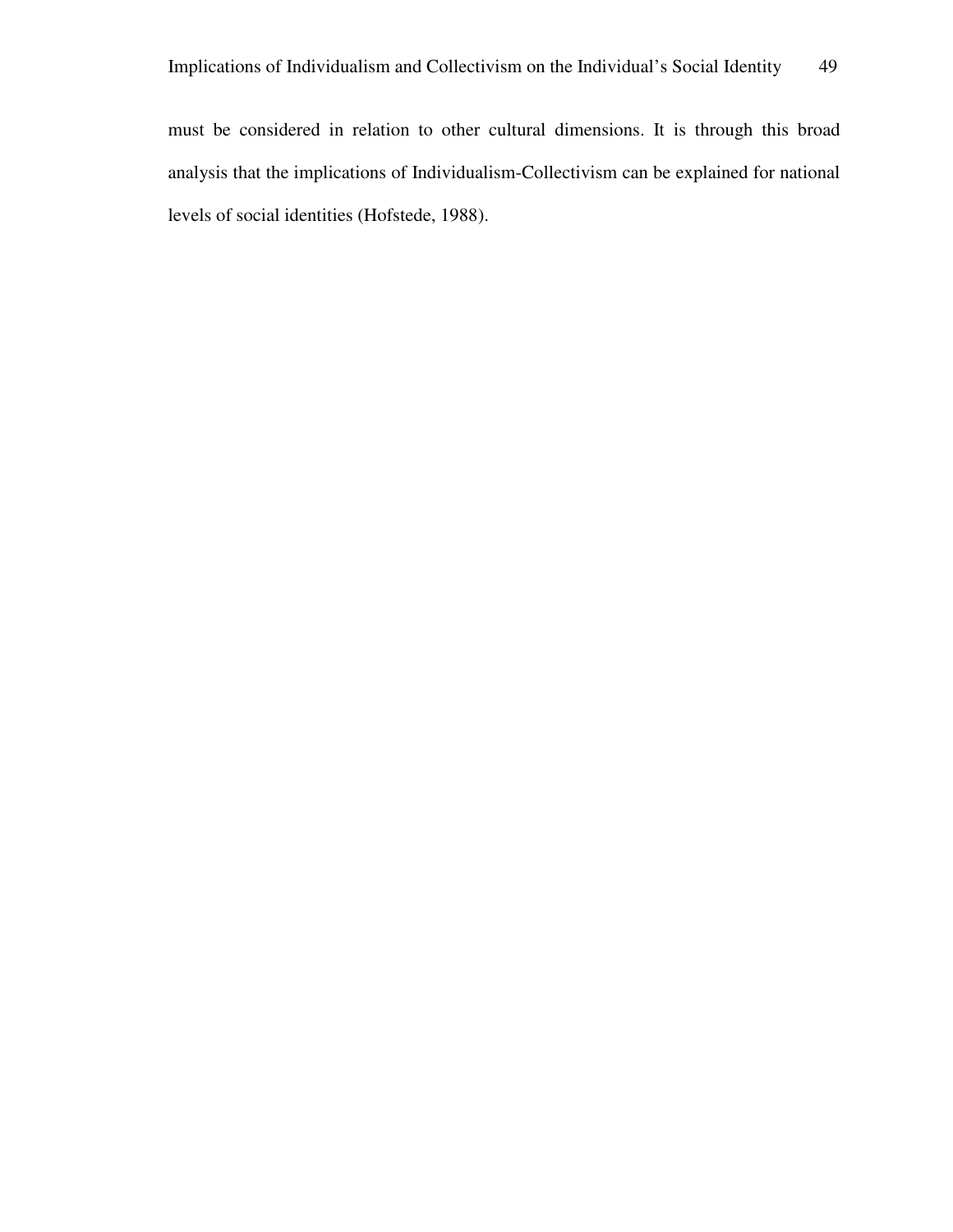must be considered in relation to other cultural dimensions. It is through this broad analysis that the implications of Individualism-Collectivism can be explained for national levels of social identities (Hofstede, 1988).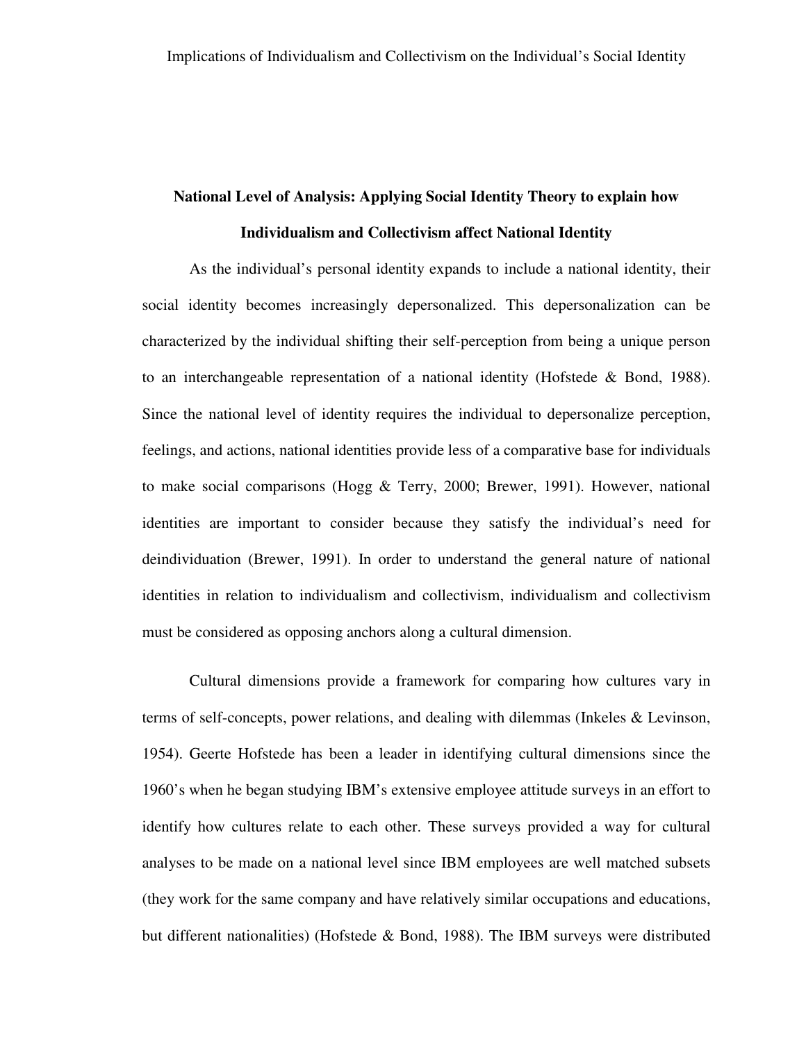## National Level of Analysis: Applying Social Identity Theory to explain how Individualism and Collectivism affect National Identity

As the individual's personal identity expands to include a national identity, their social identity becomes increasingly depersonalized. This depersonalization can be characterized by the individual shifting their self-perception from being a unique person to an interchangeable representation of a national identity (Hofstede & Bond, 1988). Since the national level of identity requires the individual to depersonalize perception, feelings, and actions, national identities provide less of a comparative base for individuals to make social comparisons (Hogg & Terry, 2000; Brewer, 1991). However, national identities are important to consider because they satisfy the individual's need for deindividuation (Brewer, 1991). In order to understand the general nature of national identities in relation to individualism and collectivism, individualism and collectivism must be considered as opposing anchors along a cultural dimension.

Cultural dimensions provide a framework for comparing how cultures vary in terms of self-concepts, power relations, and dealing with dilemmas (Inkeles & Levinson, 1954). Geerte Hofstede has been a leader in identifying cultural dimensions since the 1960's when he began studying IBM's extensive employee attitude surveys in an effort to identify how cultures relate to each other. These surveys provided a way for cultural analyses to be made on a national level since IBM employees are well matched subsets (they work for the same company and have relatively similar occupations and educations, but different nationalities) (Hofstede & Bond, 1988). The IBM surveys were distributed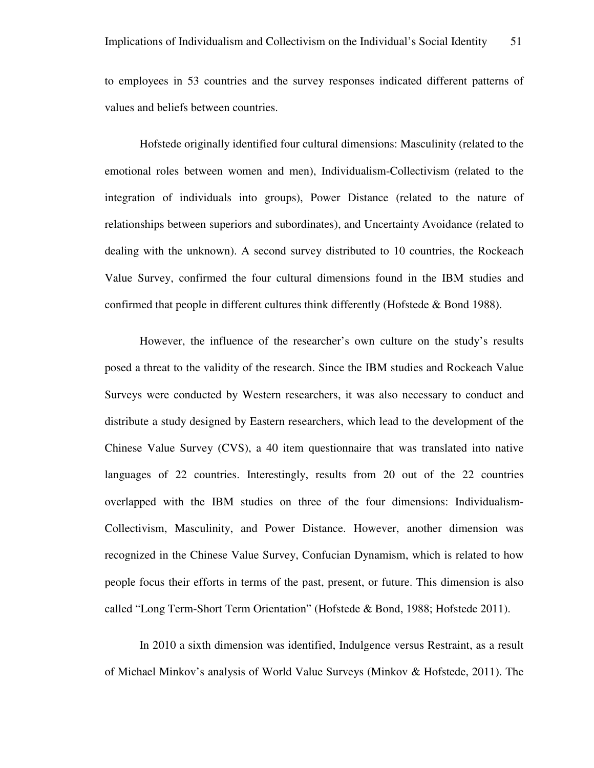to employees in 53 countries and the survey responses indicated different patterns of values and beliefs between countries.

Hofstede originally identified four cultural dimensions: Masculinity (related to the emotional roles between women and men), Individualism-Collectivism (related to the integration of individuals into groups), Power Distance (related to the nature of relationships between superiors and subordinates), and Uncertainty Avoidance (related to dealing with the unknown). A second survey distributed to 10 countries, the Rockeach Value Survey, confirmed the four cultural dimensions found in the IBM studies and confirmed that people in different cultures think differently (Hofstede & Bond 1988).

However, the influence of the researcher's own culture on the study's results posed a threat to the validity of the research. Since the IBM studies and Rockeach Value Surveys were conducted by Western researchers, it was also necessary to conduct and distribute a study designed by Eastern researchers, which lead to the development of the Chinese Value Survey (CVS), a 40 item questionnaire that was translated into native languages of 22 countries. Interestingly, results from 20 out of the 22 countries overlapped with the IBM studies on three of the four dimensions: Individualism-Collectivism, Masculinity, and Power Distance. However, another dimension was recognized in the Chinese Value Survey, Confucian Dynamism, which is related to how people focus their efforts in terms of the past, present, or future. This dimension is also called "Long Term-Short Term Orientation" (Hofstede & Bond, 1988; Hofstede 2011).

In 2010 a sixth dimension was identified, Indulgence versus Restraint, as a result of Michael Minkov's analysis of World Value Surveys (Minkov & Hofstede, 2011). The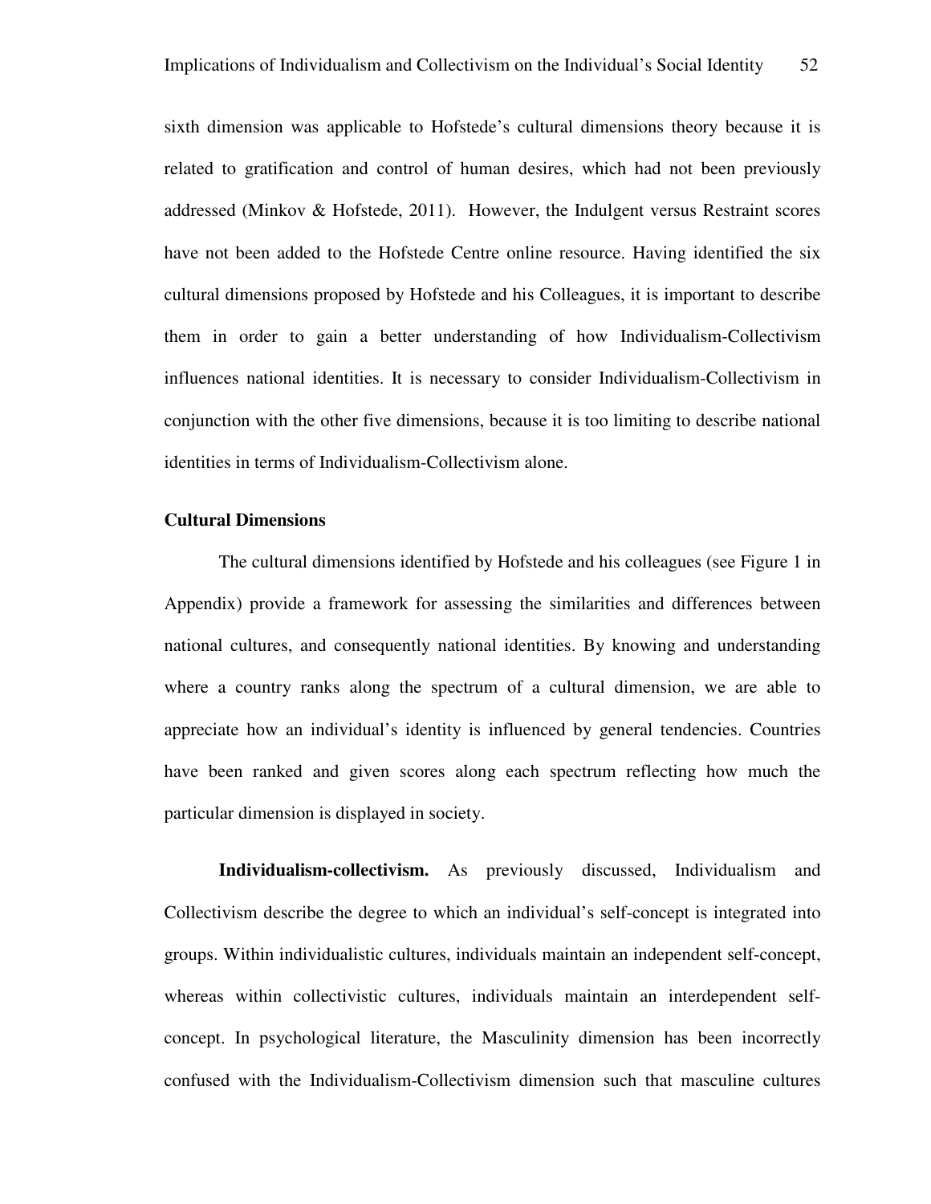sixth dimension was applicable to Hofstede's cultural dimensions theory because it is related to gratification and control of human desires, which had not been previously addressed (Minkov & Hofstede, 2011). However, the Indulgent versus Restraint scores have not been added to the Hofstede Centre online resource. Having identified the six cultural dimensions proposed by Hofstede and his Colleagues, it is important to describe them in order to gain a better understanding of how Individualism-Collectivism influences national identities. It is necessary to consider Individualism-Collectivism in conjunction with the other five dimensions, because it is too limiting to describe national identities in terms of Individualism-Collectivism alone.

## Cultural Dimensions

The cultural dimensions identified by Hofstede and his colleagues (see Figure 1 in Appendix) provide a framework for assessing the similarities and differences between national cultures, and consequently national identities. By knowing and understanding where a country ranks along the spectrum of a cultural dimension, we are able to appreciate how an individual's identity is influenced by general tendencies. Countries have been ranked and given scores along each spectrum reflecting how much the particular dimension is displayed in society.

**Individualism-collectivism.** As previously discussed, Individualism and Collectivism describe the degree to which an individual's self-concept is integrated into groups. Within individualistic cultures, individuals maintain an independent self-concept, whereas within collectivistic cultures, individuals maintain an interdependent self-concept. In psychological literature, the Masculinity dimension has been incorrectly confused with the Individualism-Collectivism dimension such that masculine cultures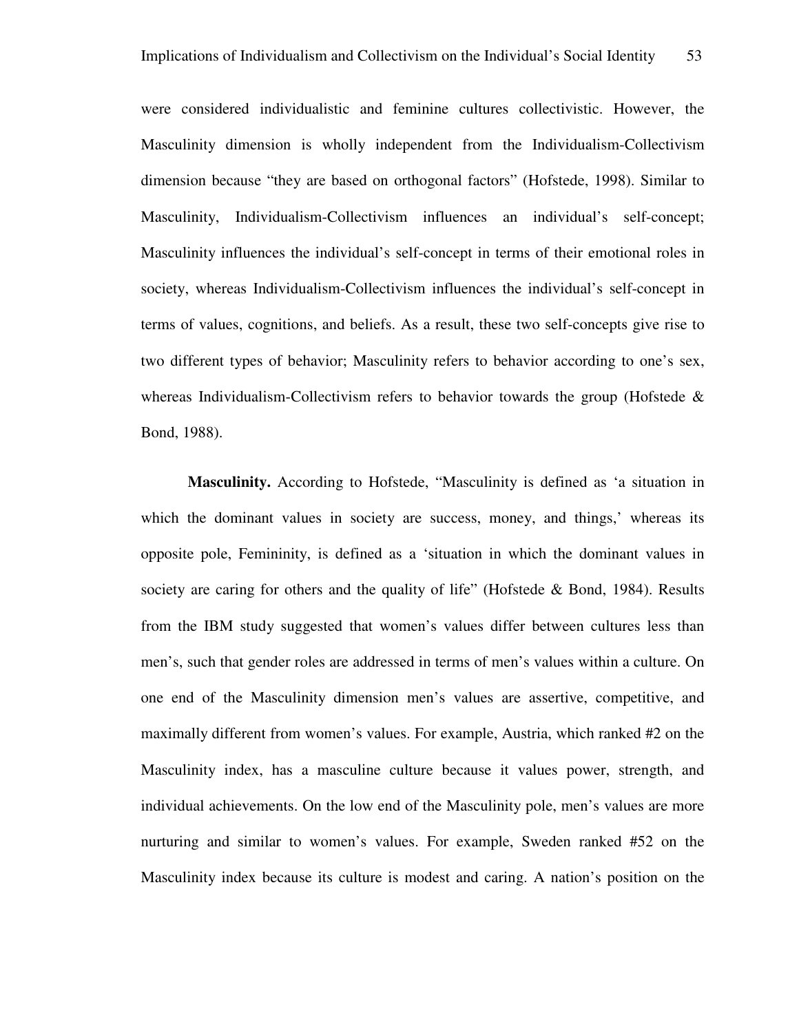were considered individualistic and feminine cultures collectivistic. However, the Masculinity dimension is wholly independent from the Individualism-Collectivism dimension because "they are based on orthogonal factors" (Hofstede, 1998). Similar to Masculinity, Individualism-Collectivism influences an individual's self-concept; Masculinity influences the individual's self-concept in terms of their emotional roles in society, whereas Individualism-Collectivism influences the individual's self-concept in terms of values, cognitions, and beliefs. As a result, these two self-concepts give rise to two different types of behavior; Masculinity refers to behavior according to one's sex, whereas Individualism-Collectivism refers to behavior towards the group (Hofstede & Bond, 1988).

**Masculinity.** According to Hofstede, "Masculinity is defined as 'a situation in which the dominant values in society are success, money, and things,' whereas its opposite pole, Femininity, is defined as a 'situation in which the dominant values in society are caring for others and the quality of life" (Hofstede & Bond, 1984). Results from the IBM study suggested that women's values differ between cultures less than men's, such that gender roles are addressed in terms of men's values within a culture. On one end of the Masculinity dimension men's values are assertive, competitive, and maximally different from women's values. For example, Austria, which ranked #2 on the Masculinity index, has a masculine culture because it values power, strength, and individual achievements. On the low end of the Masculinity pole, men's values are more nurturing and similar to women's values. For example, Sweden ranked #52 on the Masculinity index because its culture is modest and caring. A nation's position on the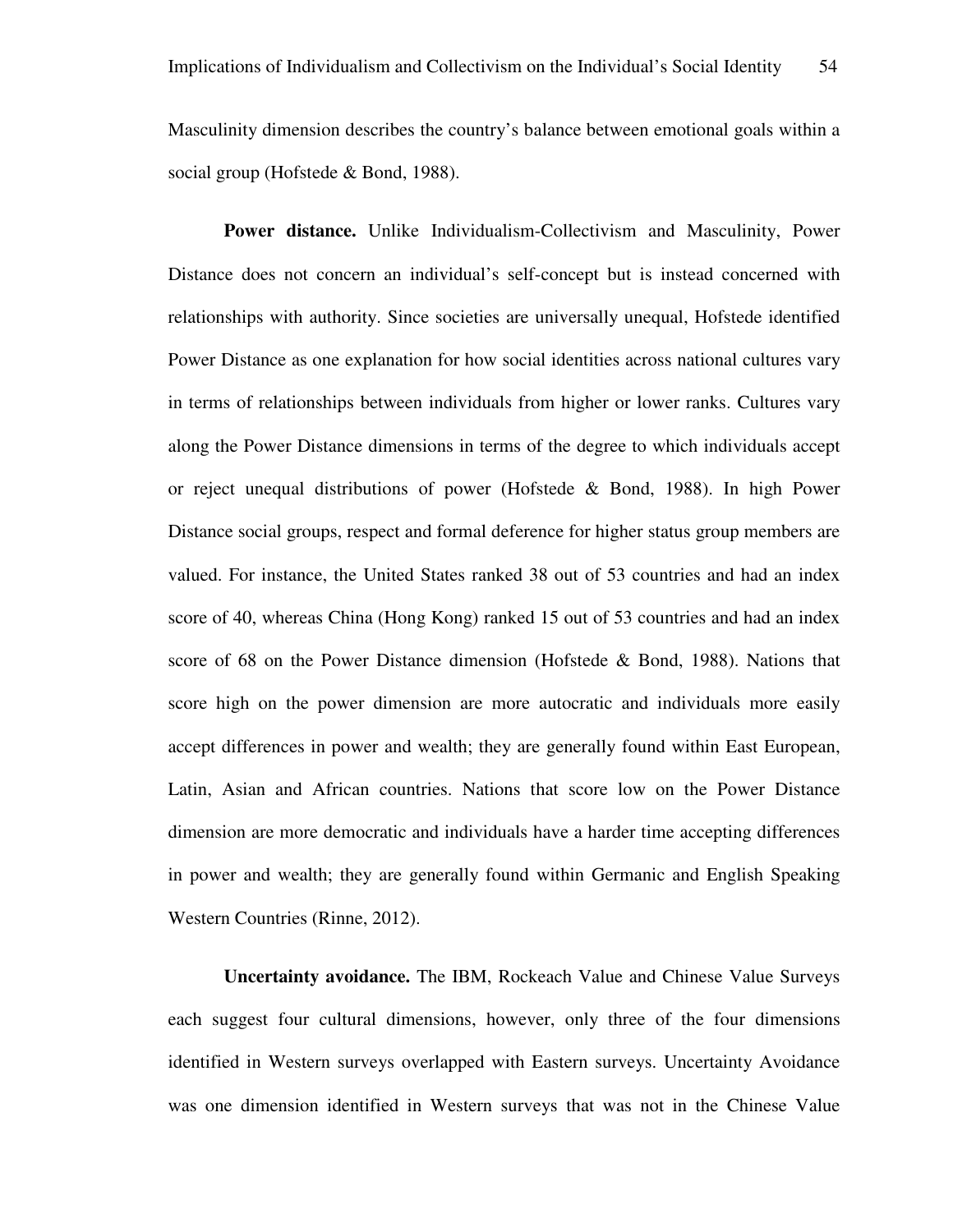Masculinity dimension describes the country's balance between emotional goals within a social group (Hofstede & Bond, 1988).

**Power distance.** Unlike Individualism-Collectivism and Masculinity, Power Distance does not concern an individual's self-concept but is instead concerned with relationships with authority. Since societies are universally unequal, Hofstede identified Power Distance as one explanation for how social identities across national cultures vary in terms of relationships between individuals from higher or lower ranks. Cultures vary along the Power Distance dimensions in terms of the degree to which individuals accept or reject unequal distributions of power (Hofstede & Bond, 1988). In high Power Distance social groups, respect and formal deference for higher status group members are valued. For instance, the United States ranked 38 out of 53 countries and had an index score of 40, whereas China (Hong Kong) ranked 15 out of 53 countries and had an index score of 68 on the Power Distance dimension (Hofstede & Bond, 1988). Nations that score high on the power dimension are more autocratic and individuals more easily accept differences in power and wealth; they are generally found within East European, Latin, Asian and African countries. Nations that score low on the Power Distance dimension are more democratic and individuals have a harder time accepting differences in power and wealth; they are generally found within Germanic and English Speaking Western Countries (Rinne, 2012).

**Uncertainty avoidance.** The IBM, Rockeach Value and Chinese Value Surveys each suggest four cultural dimensions, however, only three of the four dimensions identified in Western surveys overlapped with Eastern surveys. Uncertainty Avoidance was one dimension identified in Western surveys that was not in the Chinese Value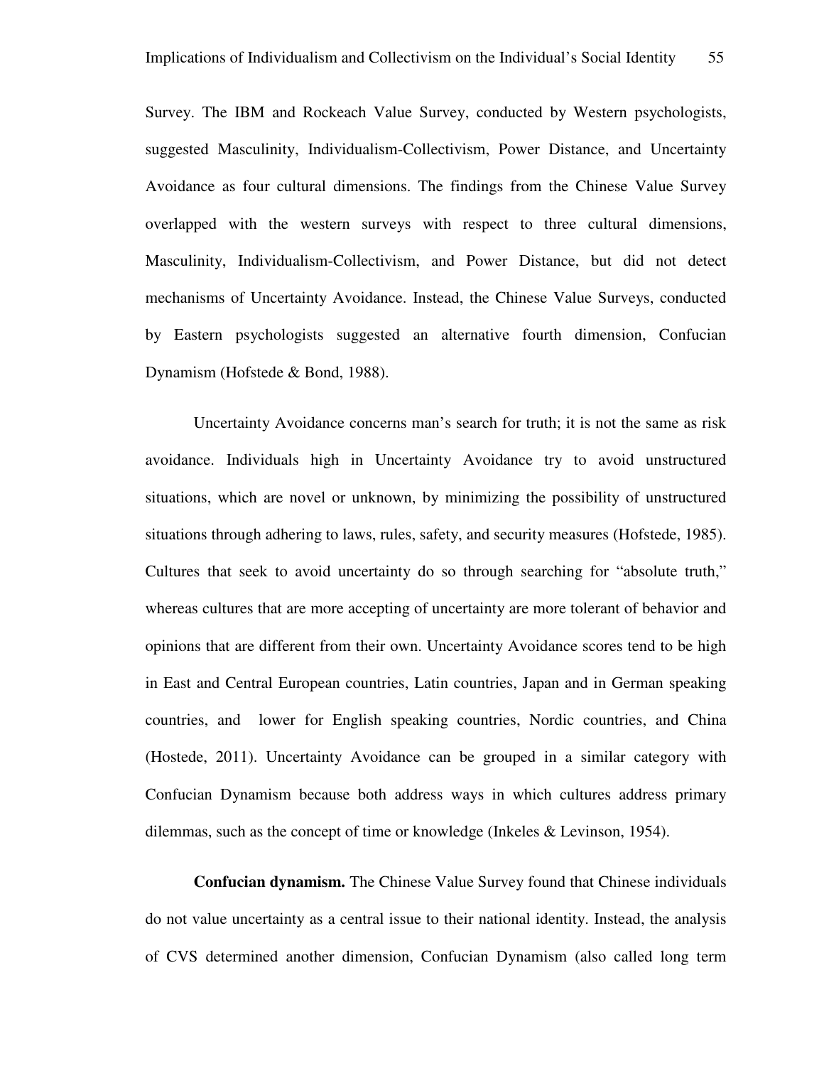Survey. The IBM and Rockeach Value Survey, conducted by Western psychologists, suggested Masculinity, Individualism-Collectivism, Power Distance, and Uncertainty Avoidance as four cultural dimensions. The findings from the Chinese Value Survey overlapped with the western surveys with respect to three cultural dimensions, Masculinity, Individualism-Collectivism, and Power Distance, but did not detect mechanisms of Uncertainty Avoidance. Instead, the Chinese Value Surveys, conducted by Eastern psychologists suggested an alternative fourth dimension, Confucian Dynamism (Hofstede & Bond, 1988).

Uncertainty Avoidance concerns man's search for truth; it is not the same as risk avoidance. Individuals high in Uncertainty Avoidance try to avoid unstructured situations, which are novel or unknown, by minimizing the possibility of unstructured situations through adhering to laws, rules, safety, and security measures (Hofstede, 1985). Cultures that seek to avoid uncertainty do so through searching for "absolute truth," whereas cultures that are more accepting of uncertainty are more tolerant of behavior and opinions that are different from their own. Uncertainty Avoidance scores tend to be high in East and Central European countries, Latin countries, Japan and in German speaking countries, and lower for English speaking countries, Nordic countries, and China (Hostede, 2011). Uncertainty Avoidance can be grouped in a similar category with Confucian Dynamism because both address ways in which cultures address primary dilemmas, such as the concept of time or knowledge (Inkeles & Levinson, 1954).

**Confucian dynamism.** The Chinese Value Survey found that Chinese individuals do not value uncertainty as a central issue to their national identity. Instead, the analysis of CVS determined another dimension, Confucian Dynamism (also called long term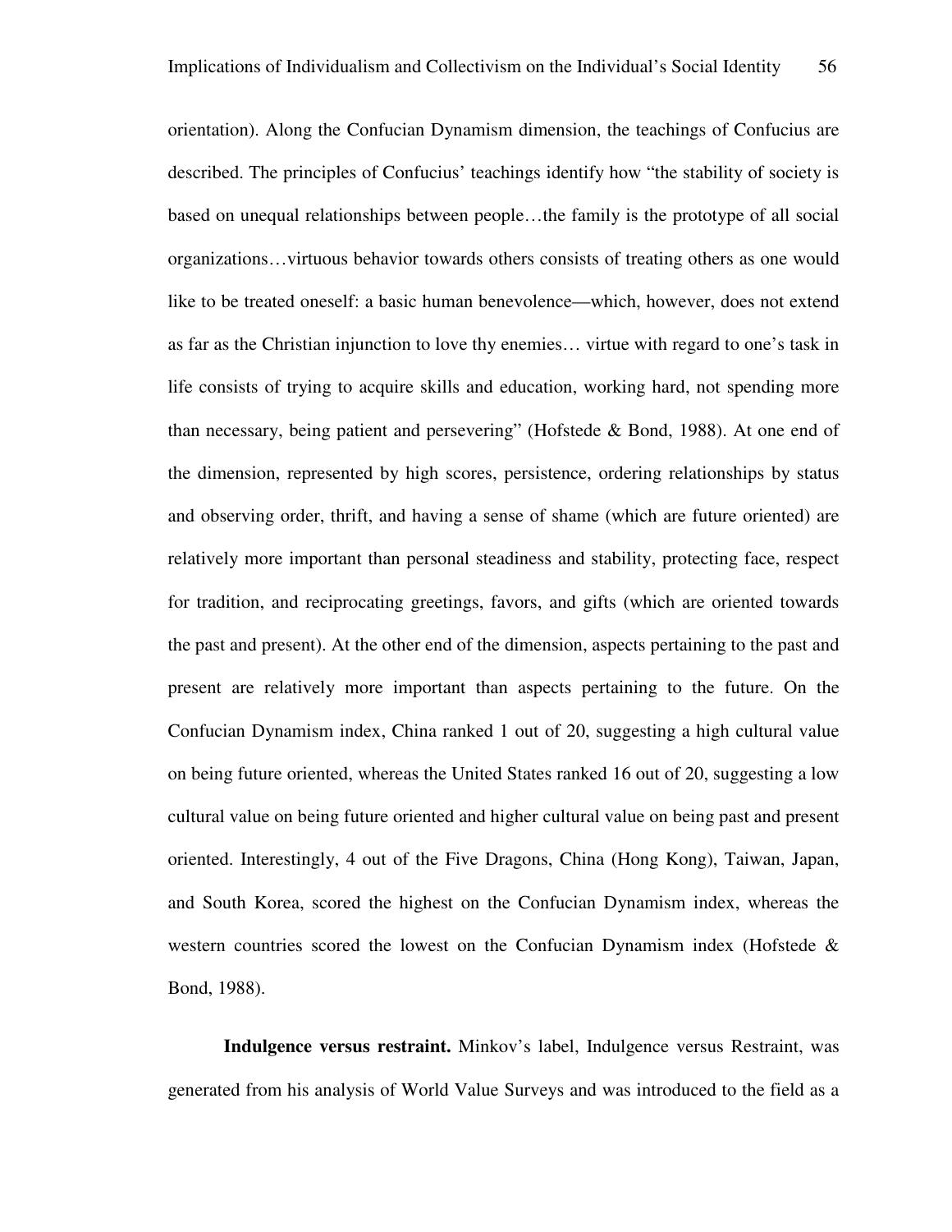orientation). Along the Confucian Dynamism dimension, the teachings of Confucius are described. The principles of Confucius' teachings identify how "the stability of society is based on unequal relationships between people…the family is the prototype of all social organizations…virtuous behavior towards others consists of treating others as one would like to be treated oneself: a basic human benevolence—which, however, does not extend as far as the Christian injunction to love thy enemies… virtue with regard to one's task in life consists of trying to acquire skills and education, working hard, not spending more than necessary, being patient and persevering" (Hofstede & Bond, 1988). At one end of the dimension, represented by high scores, persistence, ordering relationships by status and observing order, thrift, and having a sense of shame (which are future oriented) are relatively more important than personal steadiness and stability, protecting face, respect for tradition, and reciprocating greetings, favors, and gifts (which are oriented towards the past and present). At the other end of the dimension, aspects pertaining to the past and present are relatively more important than aspects pertaining to the future. On the Confucian Dynamism index, China ranked 1 out of 20, suggesting a high cultural value on being future oriented, whereas the United States ranked 16 out of 20, suggesting a low cultural value on being future oriented and higher cultural value on being past and present oriented. Interestingly, 4 out of the Five Dragons, China (Hong Kong), Taiwan, Japan, and South Korea, scored the highest on the Confucian Dynamism index, whereas the western countries scored the lowest on the Confucian Dynamism index (Hofstede & Bond, 1988).

**Indulgence versus restraint.** Minkov's label, Indulgence versus Restraint, was generated from his analysis of World Value Surveys and was introduced to the field as a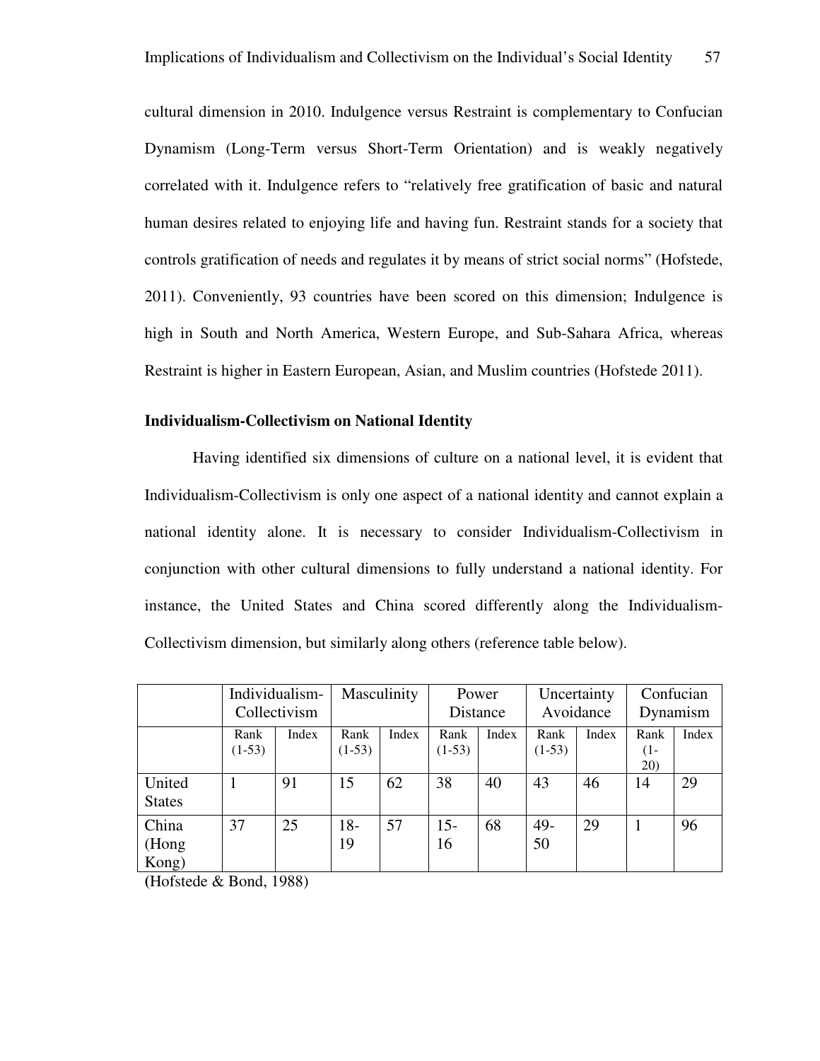cultural dimension in 2010. Indulgence versus Restraint is complementary to Confucian Dynamism (Long-Term versus Short-Term Orientation) and is weakly negatively correlated with it. Indulgence refers to "relatively free gratification of basic and natural human desires related to enjoying life and having fun. Restraint stands for a society that controls gratification of needs and regulates it by means of strict social norms" (Hofstede, 2011). Conveniently, 93 countries have been scored on this dimension; Indulgence is high in South and North America, Western Europe, and Sub-Sahara Africa, whereas Restraint is higher in Eastern European, Asian, and Muslim countries (Hofstede 2011).

**Individualism-Collectivism on National Identity**

Having identified six dimensions of culture on a national level, it is evident that Individualism-Collectivism is only one aspect of a national identity and cannot explain a national identity alone. It is necessary to consider Individualism-Collectivism in conjunction with other cultural dimensions to fully understand a national identity. For instance, the United States and China scored differently along the Individualism-Collectivism dimension, but similarly along others (reference table below).

| | Individualism-Collectivism | | Masculinity | | Power Distance | | Uncertainty Avoidance | | Confucian Dynamism | |
|---|---|---|---|---|---|---|---|---|---|---|
| | Rank (1-53) | Index | Rank (1-53) | Index | Rank (1-53) | Index | Rank (1-53) | Index | Rank (1-20) | Index |
| United States | 1 | 91 | 15 | 62 | 38 | 40 | 43 | 46 | 14 | 29 |
| China (Hong Kong) | 37 | 25 | 18-19 | 57 | 15-16 | 68 | 49-50 | 29 | 1 | 96 |

(Hofstede & Bond, 1988)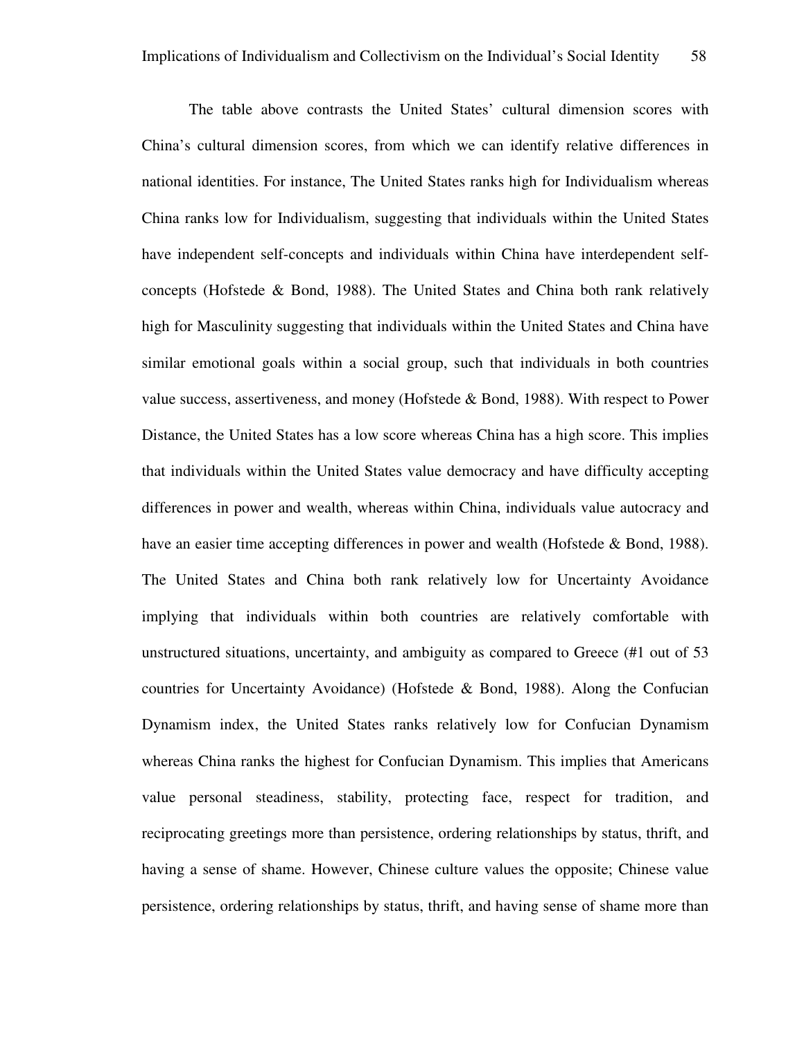The table above contrasts the United States' cultural dimension scores with China's cultural dimension scores, from which we can identify relative differences in national identities. For instance, The United States ranks high for Individualism whereas China ranks low for Individualism, suggesting that individuals within the United States have independent self-concepts and individuals within China have interdependent self-concepts (Hofstede & Bond, 1988). The United States and China both rank relatively high for Masculinity suggesting that individuals within the United States and China have similar emotional goals within a social group, such that individuals in both countries value success, assertiveness, and money (Hofstede & Bond, 1988). With respect to Power Distance, the United States has a low score whereas China has a high score. This implies that individuals within the United States value democracy and have difficulty accepting differences in power and wealth, whereas within China, individuals value autocracy and have an easier time accepting differences in power and wealth (Hofstede & Bond, 1988). The United States and China both rank relatively low for Uncertainty Avoidance implying that individuals within both countries are relatively comfortable with unstructured situations, uncertainty, and ambiguity as compared to Greece (#1 out of 53 countries for Uncertainty Avoidance) (Hofstede & Bond, 1988). Along the Confucian Dynamism index, the United States ranks relatively low for Confucian Dynamism whereas China ranks the highest for Confucian Dynamism. This implies that Americans value personal steadiness, stability, protecting face, respect for tradition, and reciprocating greetings more than persistence, ordering relationships by status, thrift, and having a sense of shame. However, Chinese culture values the opposite; Chinese value persistence, ordering relationships by status, thrift, and having sense of shame more than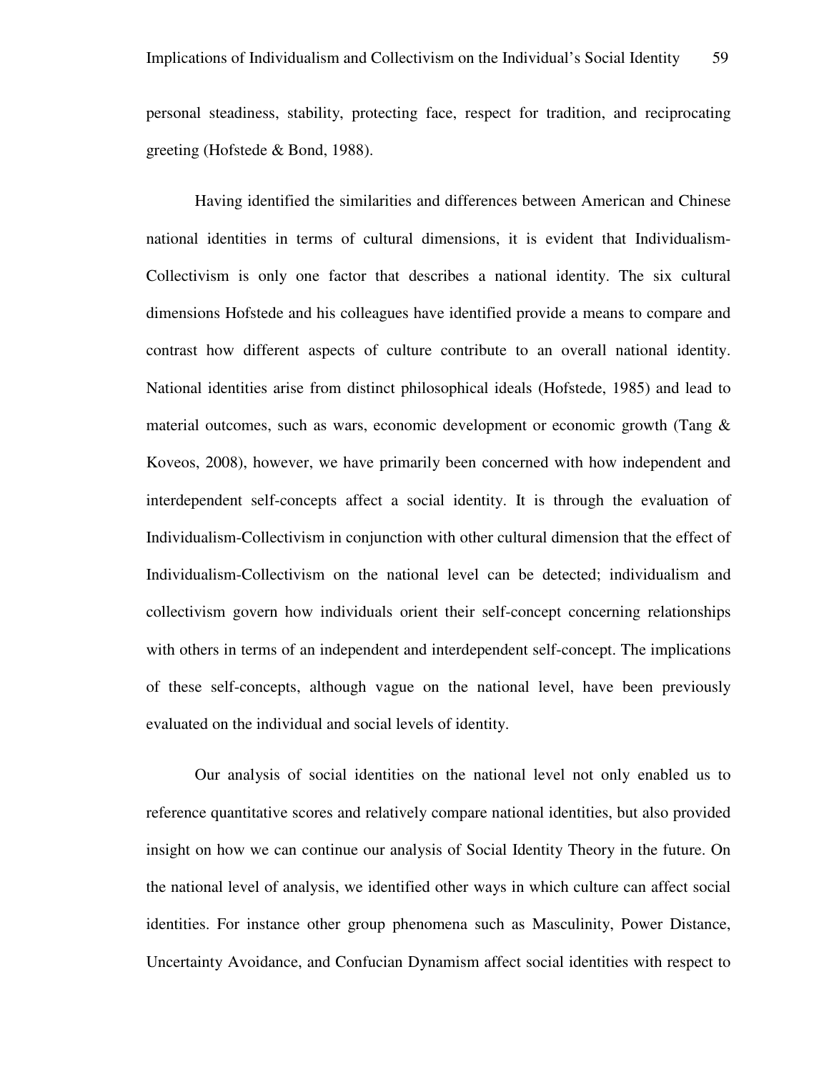personal steadiness, stability, protecting face, respect for tradition, and reciprocating greeting (Hofstede & Bond, 1988).

Having identified the similarities and differences between American and Chinese national identities in terms of cultural dimensions, it is evident that Individualism-Collectivism is only one factor that describes a national identity. The six cultural dimensions Hofstede and his colleagues have identified provide a means to compare and contrast how different aspects of culture contribute to an overall national identity. National identities arise from distinct philosophical ideals (Hofstede, 1985) and lead to material outcomes, such as wars, economic development or economic growth (Tang & Koveos, 2008), however, we have primarily been concerned with how independent and interdependent self-concepts affect a social identity. It is through the evaluation of Individualism-Collectivism in conjunction with other cultural dimension that the effect of Individualism-Collectivism on the national level can be detected; individualism and collectivism govern how individuals orient their self-concept concerning relationships with others in terms of an independent and interdependent self-concept. The implications of these self-concepts, although vague on the national level, have been previously evaluated on the individual and social levels of identity.

Our analysis of social identities on the national level not only enabled us to reference quantitative scores and relatively compare national identities, but also provided insight on how we can continue our analysis of Social Identity Theory in the future. On the national level of analysis, we identified other ways in which culture can affect social identities. For instance other group phenomena such as Masculinity, Power Distance, Uncertainty Avoidance, and Confucian Dynamism affect social identities with respect to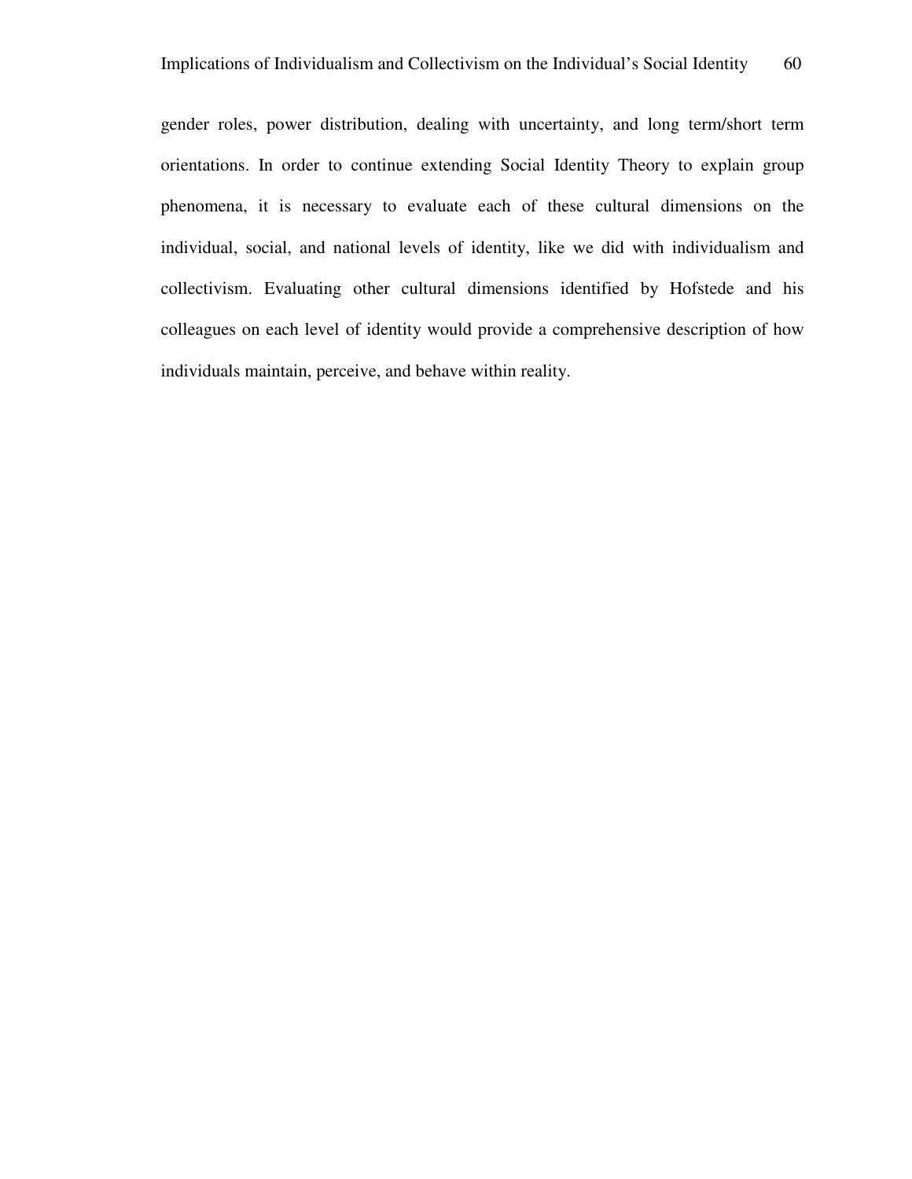gender roles, power distribution, dealing with uncertainty, and long term/short term orientations. In order to continue extending Social Identity Theory to explain group phenomena, it is necessary to evaluate each of these cultural dimensions on the individual, social, and national levels of identity, like we did with individualism and collectivism. Evaluating other cultural dimensions identified by Hofstede and his colleagues on each level of identity would provide a comprehensive description of how individuals maintain, perceive, and behave within reality.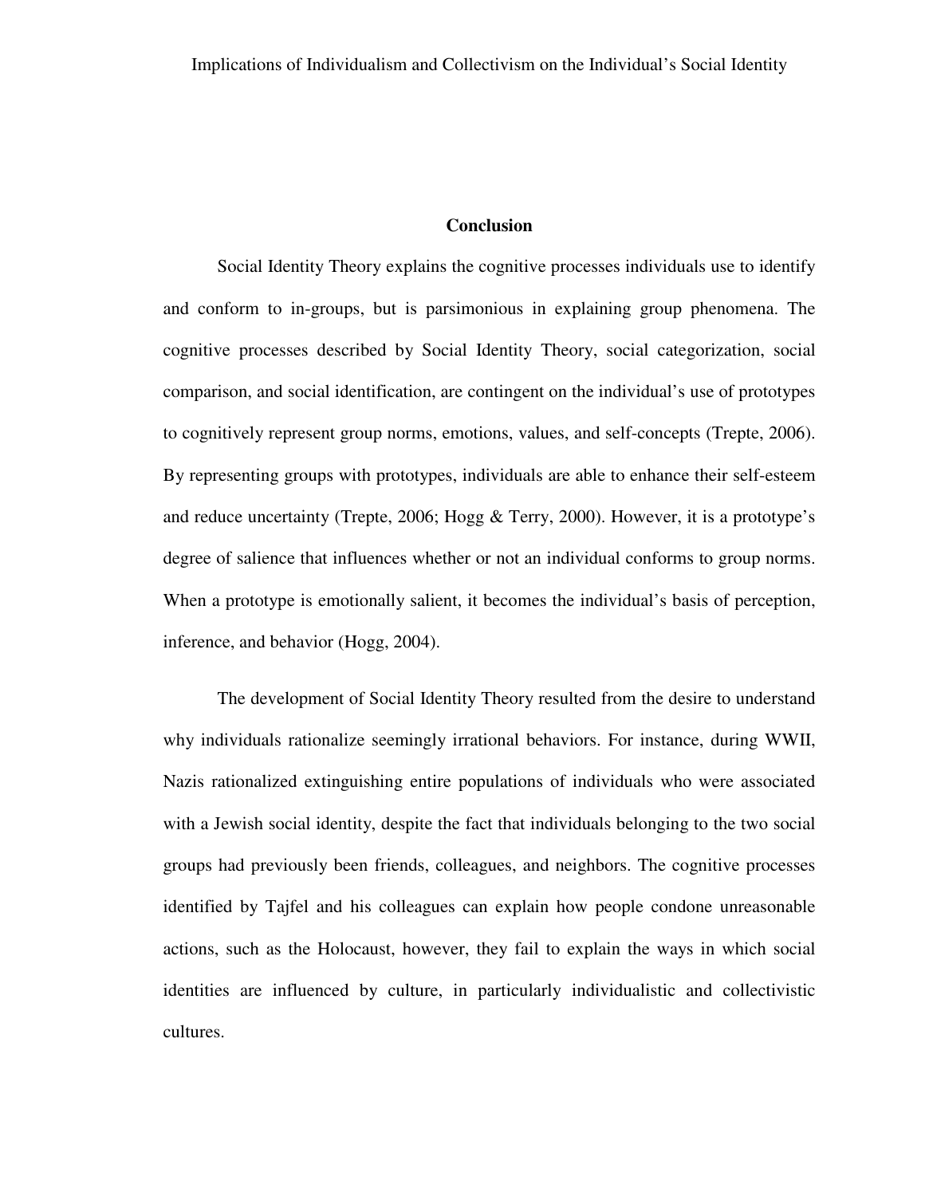## Conclusion

Social Identity Theory explains the cognitive processes individuals use to identify and conform to in-groups, but is parsimonious in explaining group phenomena. The cognitive processes described by Social Identity Theory, social categorization, social comparison, and social identification, are contingent on the individual's use of prototypes to cognitively represent group norms, emotions, values, and self-concepts (Trepte, 2006). By representing groups with prototypes, individuals are able to enhance their self-esteem and reduce uncertainty (Trepte, 2006; Hogg & Terry, 2000). However, it is a prototype's degree of salience that influences whether or not an individual conforms to group norms. When a prototype is emotionally salient, it becomes the individual's basis of perception, inference, and behavior (Hogg, 2004).

The development of Social Identity Theory resulted from the desire to understand why individuals rationalize seemingly irrational behaviors. For instance, during WWII, Nazis rationalized extinguishing entire populations of individuals who were associated with a Jewish social identity, despite the fact that individuals belonging to the two social groups had previously been friends, colleagues, and neighbors. The cognitive processes identified by Tajfel and his colleagues can explain how people condone unreasonable actions, such as the Holocaust, however, they fail to explain the ways in which social identities are influenced by culture, in particularly individualistic and collectivistic cultures.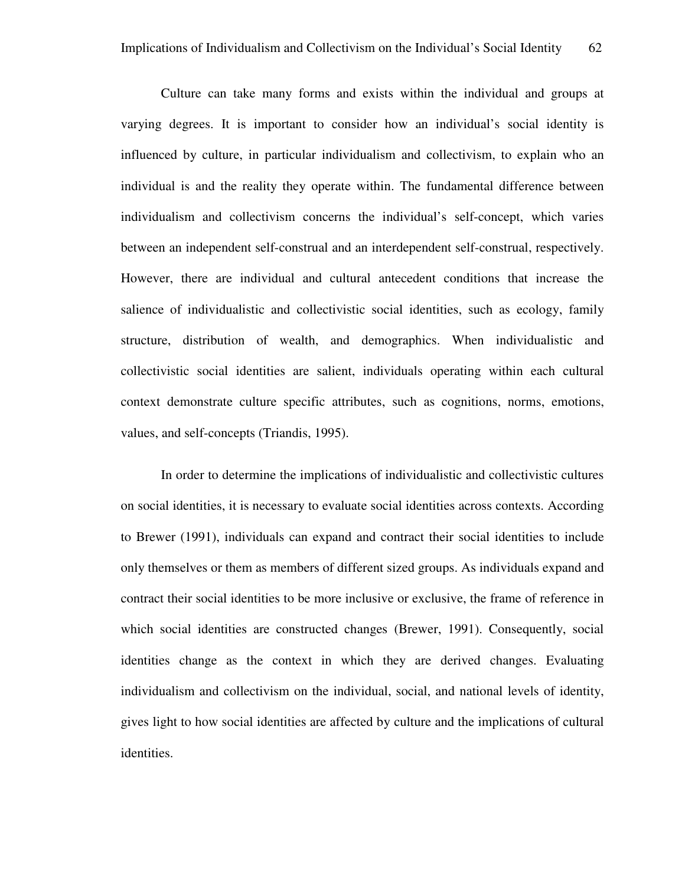Culture can take many forms and exists within the individual and groups at varying degrees. It is important to consider how an individual's social identity is influenced by culture, in particular individualism and collectivism, to explain who an individual is and the reality they operate within. The fundamental difference between individualism and collectivism concerns the individual's self-concept, which varies between an independent self-construal and an interdependent self-construal, respectively. However, there are individual and cultural antecedent conditions that increase the salience of individualistic and collectivistic social identities, such as ecology, family structure, distribution of wealth, and demographics. When individualistic and collectivistic social identities are salient, individuals operating within each cultural context demonstrate culture specific attributes, such as cognitions, norms, emotions, values, and self-concepts (Triandis, 1995).

In order to determine the implications of individualistic and collectivistic cultures on social identities, it is necessary to evaluate social identities across contexts. According to Brewer (1991), individuals can expand and contract their social identities to include only themselves or them as members of different sized groups. As individuals expand and contract their social identities to be more inclusive or exclusive, the frame of reference in which social identities are constructed changes (Brewer, 1991). Consequently, social identities change as the context in which they are derived changes. Evaluating individualism and collectivism on the individual, social, and national levels of identity, gives light to how social identities are affected by culture and the implications of cultural identities.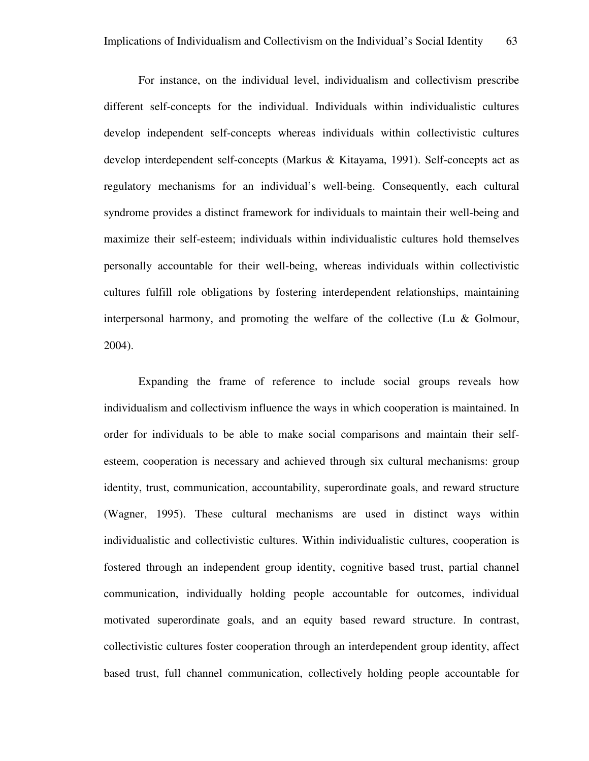For instance, on the individual level, individualism and collectivism prescribe different self-concepts for the individual. Individuals within individualistic cultures develop independent self-concepts whereas individuals within collectivistic cultures develop interdependent self-concepts (Markus & Kitayama, 1991). Self-concepts act as regulatory mechanisms for an individual's well-being. Consequently, each cultural syndrome provides a distinct framework for individuals to maintain their well-being and maximize their self-esteem; individuals within individualistic cultures hold themselves personally accountable for their well-being, whereas individuals within collectivistic cultures fulfill role obligations by fostering interdependent relationships, maintaining interpersonal harmony, and promoting the welfare of the collective (Lu & Golmour, 2004).

Expanding the frame of reference to include social groups reveals how individualism and collectivism influence the ways in which cooperation is maintained. In order for individuals to be able to make social comparisons and maintain their self-esteem, cooperation is necessary and achieved through six cultural mechanisms: group identity, trust, communication, accountability, superordinate goals, and reward structure (Wagner, 1995). These cultural mechanisms are used in distinct ways within individualistic and collectivistic cultures. Within individualistic cultures, cooperation is fostered through an independent group identity, cognitive based trust, partial channel communication, individually holding people accountable for outcomes, individual motivated superordinate goals, and an equity based reward structure. In contrast, collectivistic cultures foster cooperation through an interdependent group identity, affect based trust, full channel communication, collectively holding people accountable for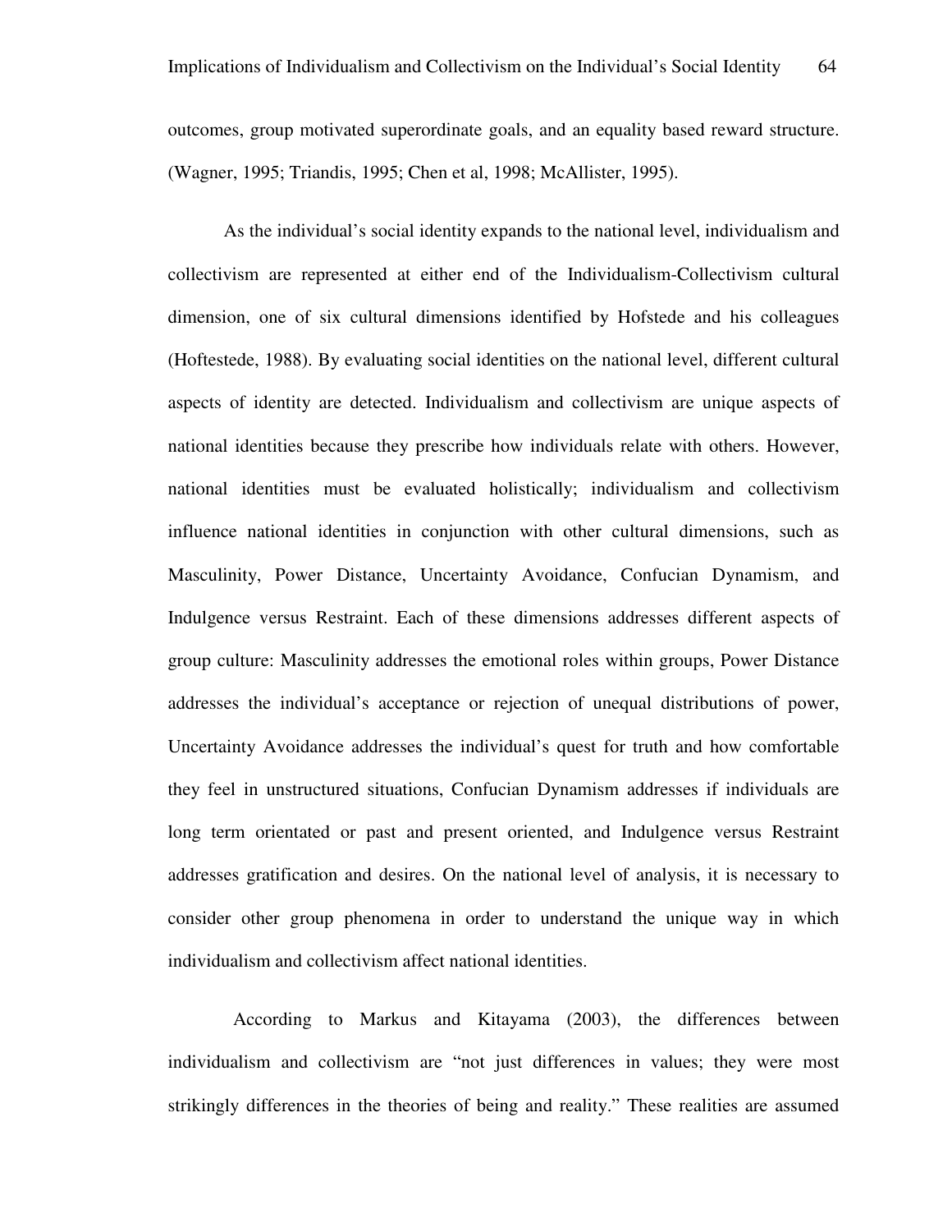outcomes, group motivated superordinate goals, and an equality based reward structure. (Wagner, 1995; Triandis, 1995; Chen et al, 1998; McAllister, 1995).

As the individual's social identity expands to the national level, individualism and collectivism are represented at either end of the Individualism-Collectivism cultural dimension, one of six cultural dimensions identified by Hofstede and his colleagues (Hoftestede, 1988). By evaluating social identities on the national level, different cultural aspects of identity are detected. Individualism and collectivism are unique aspects of national identities because they prescribe how individuals relate with others. However, national identities must be evaluated holistically; individualism and collectivism influence national identities in conjunction with other cultural dimensions, such as Masculinity, Power Distance, Uncertainty Avoidance, Confucian Dynamism, and Indulgence versus Restraint. Each of these dimensions addresses different aspects of group culture: Masculinity addresses the emotional roles within groups, Power Distance addresses the individual's acceptance or rejection of unequal distributions of power, Uncertainty Avoidance addresses the individual's quest for truth and how comfortable they feel in unstructured situations, Confucian Dynamism addresses if individuals are long term orientated or past and present oriented, and Indulgence versus Restraint addresses gratification and desires. On the national level of analysis, it is necessary to consider other group phenomena in order to understand the unique way in which individualism and collectivism affect national identities.

According to Markus and Kitayama (2003), the differences between individualism and collectivism are "not just differences in values; they were most strikingly differences in the theories of being and reality." These realities are assumed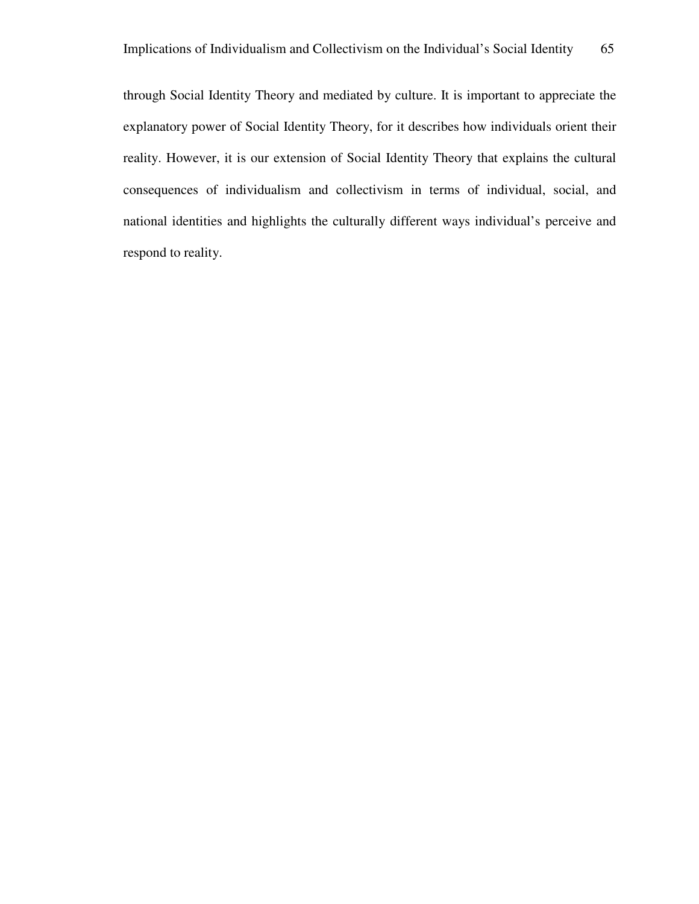through Social Identity Theory and mediated by culture. It is important to appreciate the explanatory power of Social Identity Theory, for it describes how individuals orient their reality. However, it is our extension of Social Identity Theory that explains the cultural consequences of individualism and collectivism in terms of individual, social, and national identities and highlights the culturally different ways individual's perceive and respond to reality.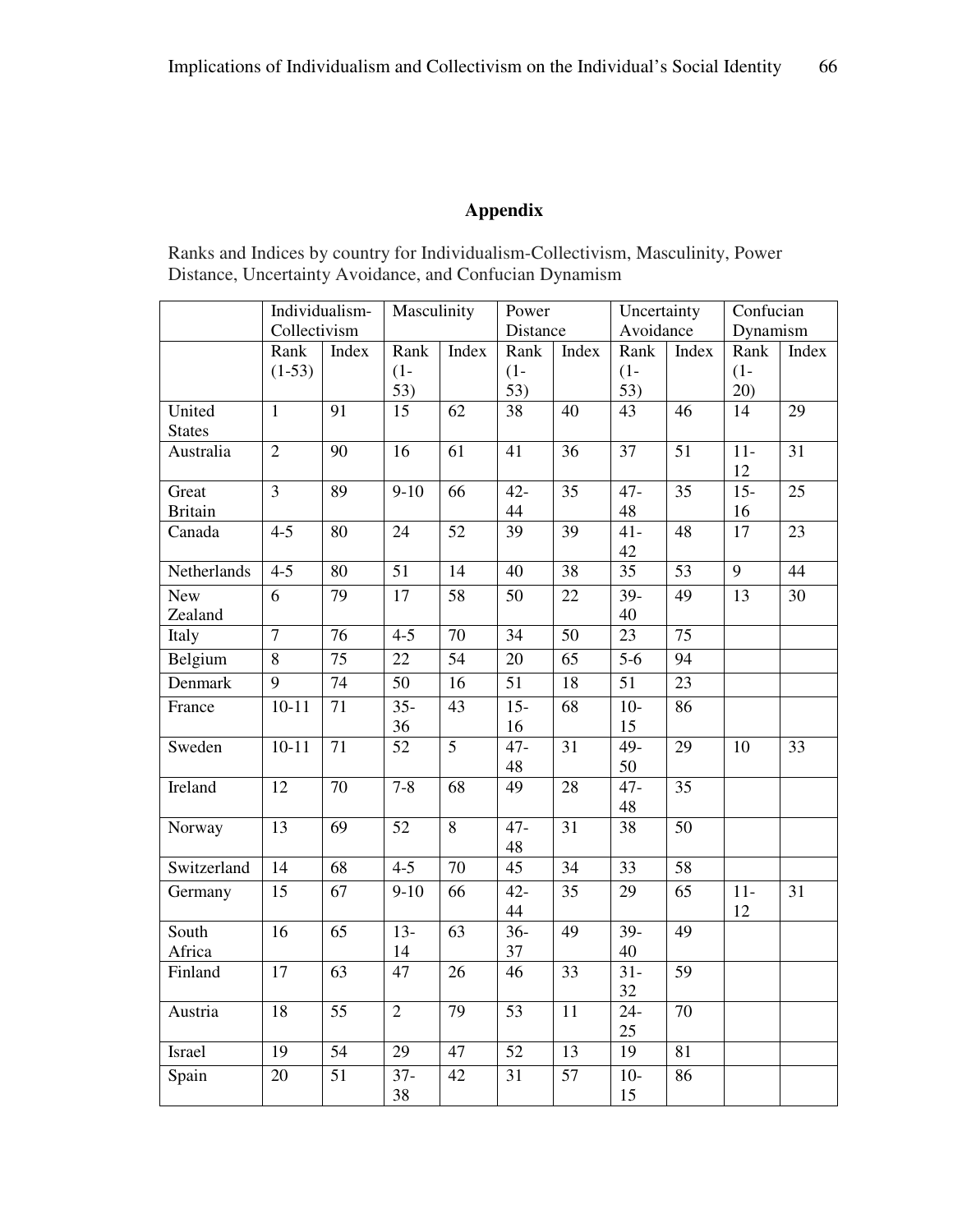## Appendix

Ranks and Indices by country for Individualism-Collectivism, Masculinity, Power Distance, Uncertainty Avoidance, and Confucian Dynamism

| | Individualism-Collectivism | | Masculinity | | Power Distance | | Uncertainty Avoidance | | Confucian Dynamism | |
|---|---|---|---|---|---|---|---|---|---|---|
| | Rank (1-53) | Index | Rank (1-53) | Index | Rank (1-53) | Index | Rank (1-53) | Index | Rank (1-20) | Index |
| United States | 1 | 91 | 15 | 62 | 38 | 40 | 43 | 46 | 14 | 29 |
| Australia | 2 | 90 | 16 | 61 | 41 | 36 | 37 | 51 | 11-12 | 31 |
| Great Britain | 3 | 89 | 9-10 | 66 | 42-44 | 35 | 47-48 | 35 | 15-16 | 25 |
| Canada | 4-5 | 80 | 24 | 52 | 39 | 39 | 41-42 | 48 | 17 | 23 |
| Netherlands | 4-5 | 80 | 51 | 14 | 40 | 38 | 35 | 53 | 9 | 44 |
| New Zealand | 6 | 79 | 17 | 58 | 50 | 22 | 39-40 | 49 | 13 | 30 |
| Italy | 7 | 76 | 4-5 | 70 | 34 | 50 | 23 | 75 | | |
| Belgium | 8 | 75 | 22 | 54 | 20 | 65 | 5-6 | 94 | | |
| Denmark | 9 | 74 | 50 | 16 | 51 | 18 | 51 | 23 | | |
| France | 10-11 | 71 | 35-36 | 43 | 15-16 | 68 | 10-15 | 86 | | |
| Sweden | 10-11 | 71 | 52 | 5 | 47-48 | 31 | 49-50 | 29 | 10 | 33 |
| Ireland | 12 | 70 | 7-8 | 68 | 49 | 28 | 47-48 | 35 | | |
| Norway | 13 | 69 | 52 | 8 | 47-48 | 31 | 38 | 50 | | |
| Switzerland | 14 | 68 | 4-5 | 70 | 45 | 34 | 33 | 58 | | |
| Germany | 15 | 67 | 9-10 | 66 | 42-44 | 35 | 29 | 65 | 11-12 | 31 |
| South Africa | 16 | 65 | 13-14 | 63 | 36-37 | 49 | 39-40 | 49 | | |
| Finland | 17 | 63 | 47 | 26 | 46 | 33 | 31-32 | 59 | | |
| Austria | 18 | 55 | 2 | 79 | 53 | 11 | 24-25 | 70 | | |
| Israel | 19 | 54 | 29 | 47 | 52 | 13 | 19 | 81 | | |
| Spain | 20 | 51 | 37-38 | 42 | 31 | 57 | 10-15 | 86 | | |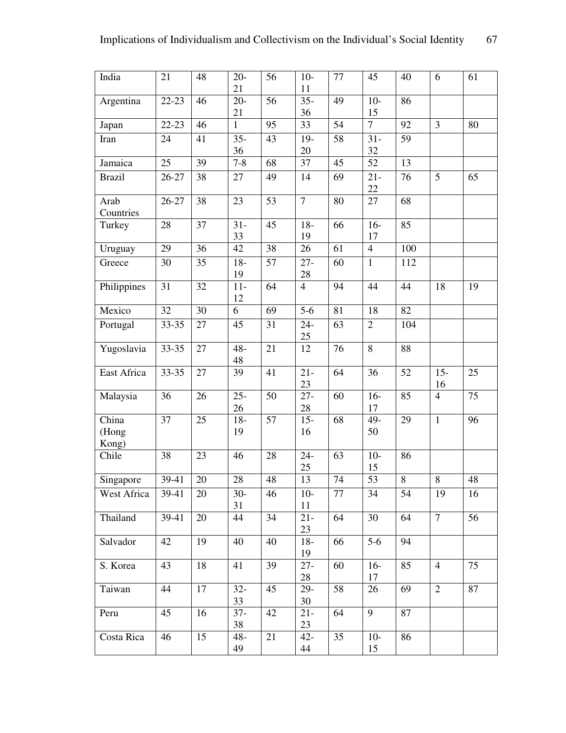| India | 21 | 48 | 20-21 | 56 | 10-11 | 77 | 45 | 40 | 6 | 61 |
|---|---|---|---|---|---|---|---|---|---|---|
| Argentina | 22-23 | 46 | 20-21 | 56 | 35-36 | 49 | 10-15 | 86 | | |
| Japan | 22-23 | 46 | 1 | 95 | 33 | 54 | 7 | 92 | 3 | 80 |
| Iran | 24 | 41 | 35-36 | 43 | 19-20 | 58 | 31-32 | 59 | | |
| Jamaica | 25 | 39 | 7-8 | 68 | 37 | 45 | 52 | 13 | | |
| Brazil | 26-27 | 38 | 27 | 49 | 14 | 69 | 21-22 | 76 | 5 | 65 |
| Arab Countries | 26-27 | 38 | 23 | 53 | 7 | 80 | 27 | 68 | | |
| Turkey | 28 | 37 | 31-33 | 45 | 18-19 | 66 | 16-17 | 85 | | |
| Uruguay | 29 | 36 | 42 | 38 | 26 | 61 | 4 | 100 | | |
| Greece | 30 | 35 | 18-19 | 57 | 27-28 | 60 | 1 | 112 | | |
| Philippines | 31 | 32 | 11-12 | 64 | 4 | 94 | 44 | 44 | 18 | 19 |
| Mexico | 32 | 30 | 6 | 69 | 5-6 | 81 | 18 | 82 | | |
| Portugal | 33-35 | 27 | 45 | 31 | 24-25 | 63 | 2 | 104 | | |
| Yugoslavia | 33-35 | 27 | 48-48 | 21 | 12 | 76 | 8 | 88 | | |
| East Africa | 33-35 | 27 | 39 | 41 | 21-23 | 64 | 36 | 52 | 15-16 | 25 |
| Malaysia | 36 | 26 | 25-26 | 50 | 27-28 | 60 | 16-17 | 85 | 4 | 75 |
| China (Hong Kong) | 37 | 25 | 18-19 | 57 | 15-16 | 68 | 49-50 | 29 | 1 | 96 |
| Chile | 38 | 23 | 46 | 28 | 24-25 | 63 | 10-15 | 86 | | |
| Singapore | 39-41 | 20 | 28 | 48 | 13 | 74 | 53 | 8 | 8 | 48 |
| West Africa | 39-41 | 20 | 30-31 | 46 | 10-11 | 77 | 34 | 54 | 19 | 16 |
| Thailand | 39-41 | 20 | 44 | 34 | 21-23 | 64 | 30 | 64 | 7 | 56 |
| Salvador | 42 | 19 | 40 | 40 | 18-19 | 66 | 5-6 | 94 | | |
| S. Korea | 43 | 18 | 41 | 39 | 27-28 | 60 | 16-17 | 85 | 4 | 75 |
| Taiwan | 44 | 17 | 32-33 | 45 | 29-30 | 58 | 26 | 69 | 2 | 87 |
| Peru | 45 | 16 | 37-38 | 42 | 21-23 | 64 | 9 | 87 | | |
| Costa Rica | 46 | 15 | 48-49 | 21 | 42-44 | 35 | 10-15 | 86 | | |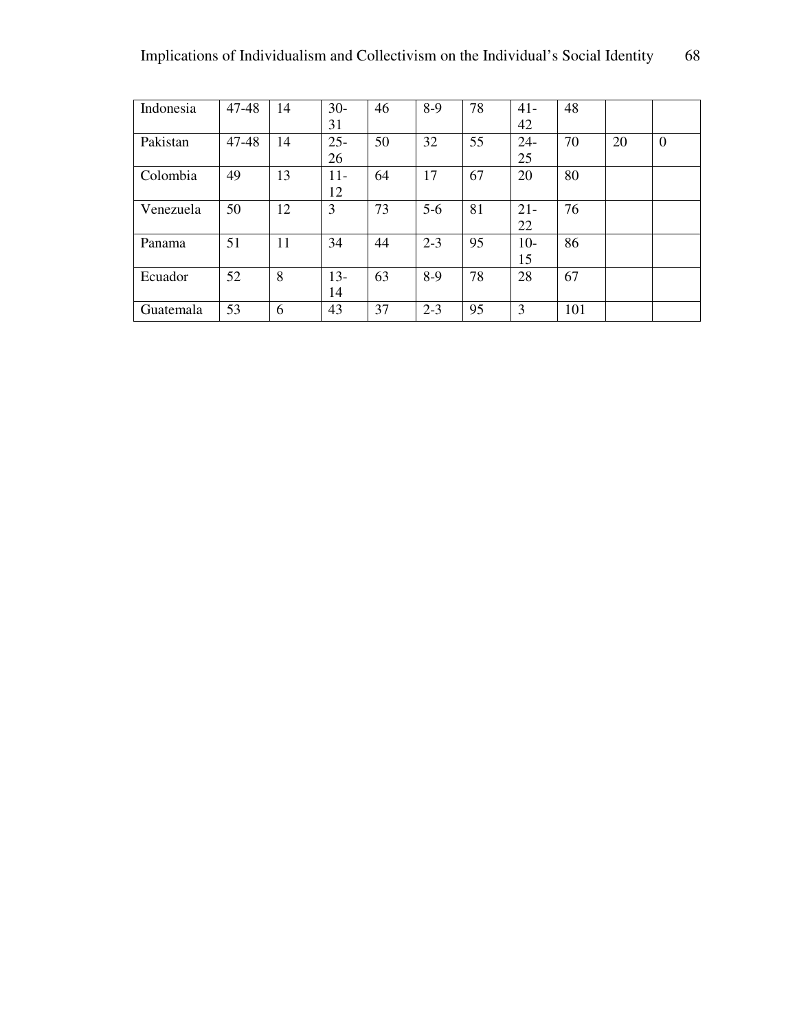| | | | | | | | | | | |
|---|---|---|---|---|---|---|---|---|---|---|
| Indonesia | 47-48 | 14 | 30-31 | 46 | 8-9 | 78 | 41-42 | 48 | | |
| Pakistan | 47-48 | 14 | 25-26 | 50 | 32 | 55 | 24-25 | 70 | 20 | 0 |
| Colombia | 49 | 13 | 11-12 | 64 | 17 | 67 | 20 | 80 | | |
| Venezuela | 50 | 12 | 3 | 73 | 5-6 | 81 | 21-22 | 76 | | |
| Panama | 51 | 11 | 34 | 44 | 2-3 | 95 | 10-15 | 86 | | |
| Ecuador | 52 | 8 | 13-14 | 63 | 8-9 | 78 | 28 | 67 | | |
| Guatemala | 53 | 6 | 43 | 37 | 2-3 | 95 | 3 | 101 | | |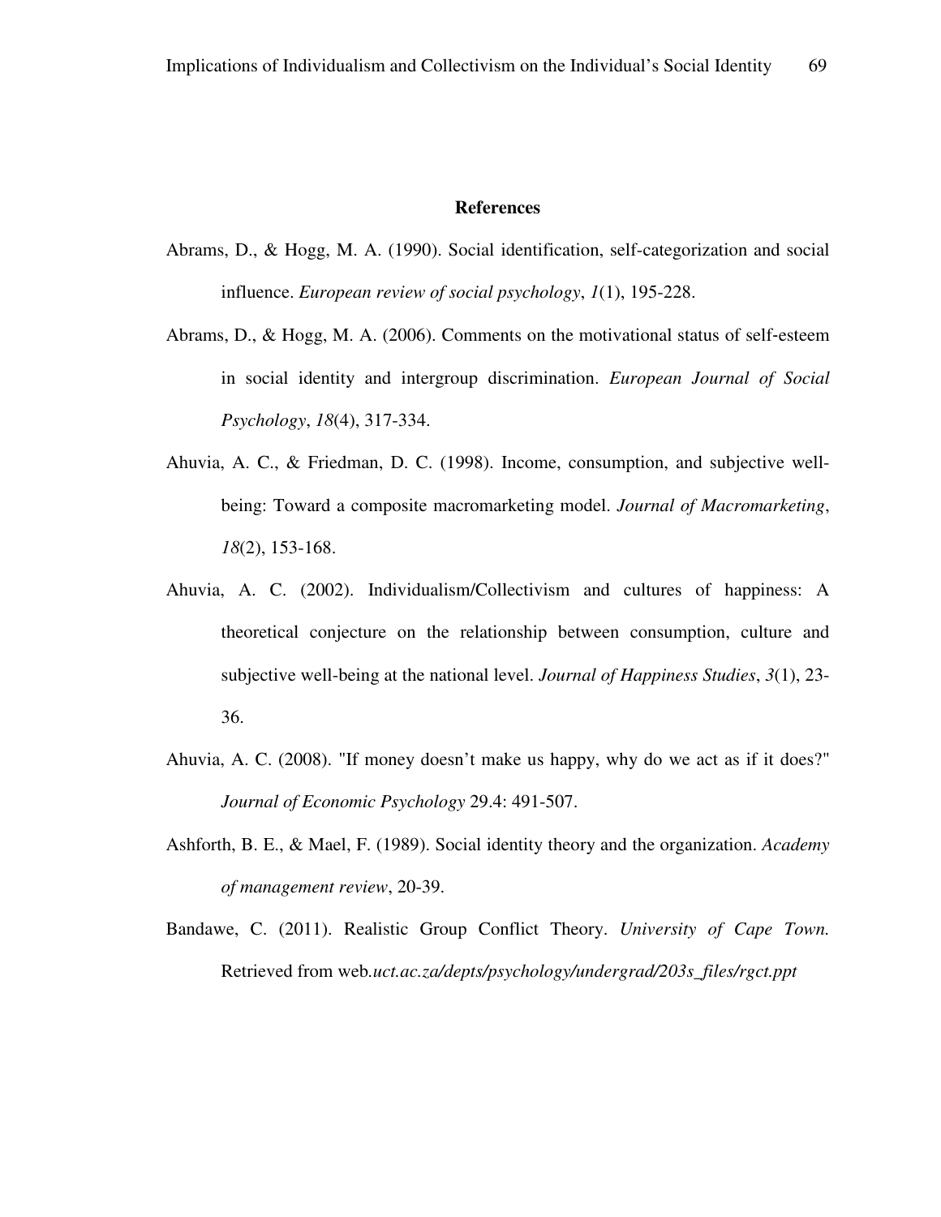# References

Abrams, D., & Hogg, M. A. (1990). Social identification, self-categorization and social influence. *European review of social psychology*, *1*(1), 195-228.

Abrams, D., & Hogg, M. A. (2006). Comments on the motivational status of self-esteem in social identity and intergroup discrimination. *European Journal of Social Psychology*, *18*(4), 317-334.

Ahuvia, A. C., & Friedman, D. C. (1998). Income, consumption, and subjective well-being: Toward a composite macromarketing model. *Journal of Macromarketing*, *18*(2), 153-168.

Ahuvia, A. C. (2002). Individualism/Collectivism and cultures of happiness: A theoretical conjecture on the relationship between consumption, culture and subjective well-being at the national level. *Journal of Happiness Studies*, *3*(1), 23-36.

Ahuvia, A. C. (2008). "If money doesn't make us happy, why do we act as if it does?" *Journal of Economic Psychology* 29.4: 491-507.

Ashforth, B. E., & Mael, F. (1989). Social identity theory and the organization. *Academy of management review*, 20-39.

Bandawe, C. (2011). Realistic Group Conflict Theory. *University of Cape Town.* Retrieved from web.*uct.ac.za/depts/psychology/undergrad/203s_files/rgct.ppt*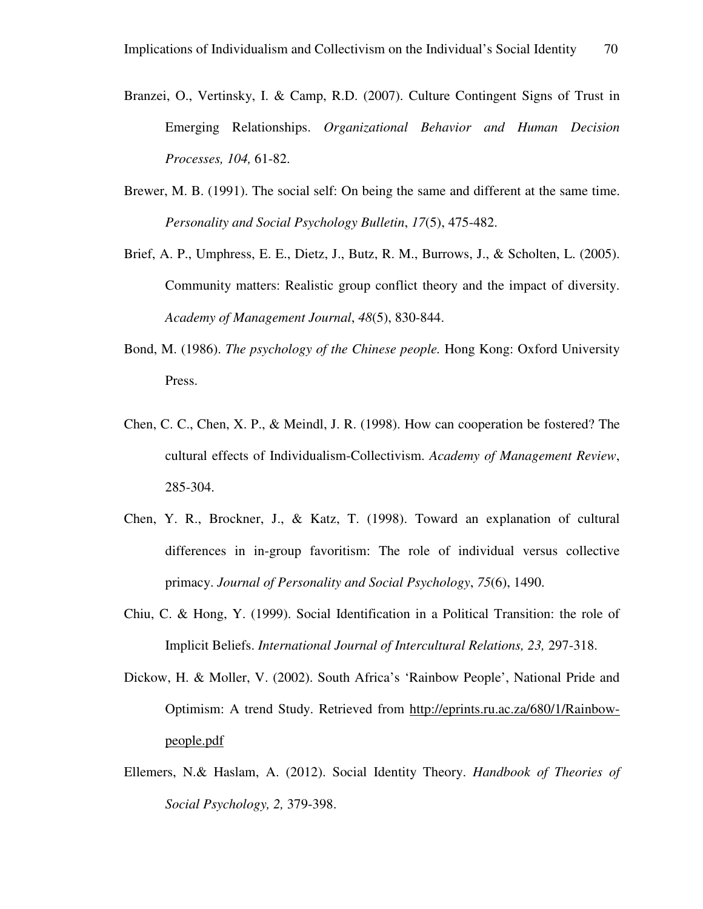Branzei, O., Vertinsky, I. & Camp, R.D. (2007). Culture Contingent Signs of Trust in Emerging Relationships. *Organizational Behavior and Human Decision Processes, 104,* 61-82.

Brewer, M. B. (1991). The social self: On being the same and different at the same time. *Personality and Social Psychology Bulletin*, *17*(5), 475-482.

Brief, A. P., Umphress, E. E., Dietz, J., Butz, R. M., Burrows, J., & Scholten, L. (2005). Community matters: Realistic group conflict theory and the impact of diversity. *Academy of Management Journal*, *48*(5), 830-844.

Bond, M. (1986). *The psychology of the Chinese people.* Hong Kong: Oxford University Press.

Chen, C. C., Chen, X. P., & Meindl, J. R. (1998). How can cooperation be fostered? The cultural effects of Individualism-Collectivism. *Academy of Management Review*, 285-304.

Chen, Y. R., Brockner, J., & Katz, T. (1998). Toward an explanation of cultural differences in in-group favoritism: The role of individual versus collective primacy. *Journal of Personality and Social Psychology*, *75*(6), 1490.

Chiu, C. & Hong, Y. (1999). Social Identification in a Political Transition: the role of Implicit Beliefs. *International Journal of Intercultural Relations, 23,* 297-318.

Dickow, H. & Moller, V. (2002). South Africa's 'Rainbow People', National Pride and Optimism: A trend Study. Retrieved from http://eprints.ru.ac.za/680/1/Rainbow-people.pdf

Ellemers, N.& Haslam, A. (2012). Social Identity Theory. *Handbook of Theories of Social Psychology, 2,* 379-398.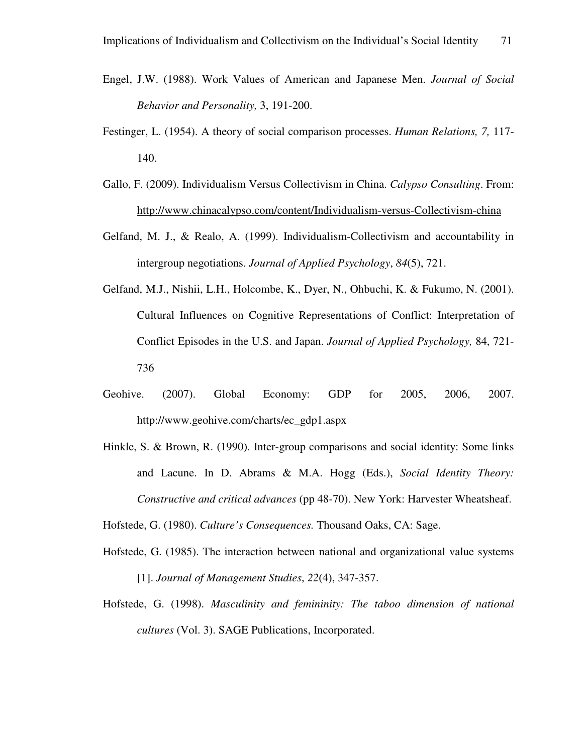Engel, J.W. (1988). Work Values of American and Japanese Men. *Journal of Social Behavior and Personality,* 3, 191-200.

Festinger, L. (1954). A theory of social comparison processes. *Human Relations, 7,* 117-140.

Gallo, F. (2009). Individualism Versus Collectivism in China. *Calypso Consulting*. From: http://www.chinacalypso.com/content/Individualism-versus-Collectivism-china

Gelfand, M. J., & Realo, A. (1999). Individualism-Collectivism and accountability in intergroup negotiations. *Journal of Applied Psychology*, *84*(5), 721.

Gelfand, M.J., Nishii, L.H., Holcombe, K., Dyer, N., Ohbuchi, K. & Fukumo, N. (2001). Cultural Influences on Cognitive Representations of Conflict: Interpretation of Conflict Episodes in the U.S. and Japan. *Journal of Applied Psychology,* 84, 721-736

Geohive. (2007). Global Economy: GDP for 2005, 2006, 2007. http://www.geohive.com/charts/ec_gdp1.aspx

Hinkle, S. & Brown, R. (1990). Inter-group comparisons and social identity: Some links and Lacune. In D. Abrams & M.A. Hogg (Eds.), *Social Identity Theory: Constructive and critical advances* (pp 48-70). New York: Harvester Wheatsheaf.

Hofstede, G. (1980). *Culture's Consequences.* Thousand Oaks, CA: Sage.

Hofstede, G. (1985). The interaction between national and organizational value systems [1]. *Journal of Management Studies*, *22*(4), 347-357.

Hofstede, G. (1998). *Masculinity and femininity: The taboo dimension of national cultures* (Vol. 3). SAGE Publications, Incorporated.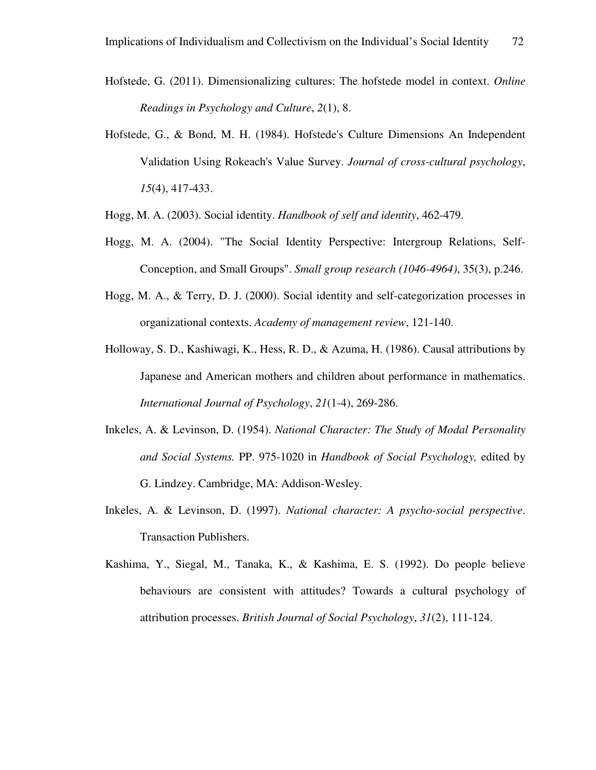Hofstede, G. (2011). Dimensionalizing cultures: The hofstede model in context. *Online Readings in Psychology and Culture*, *2*(1), 8.

Hofstede, G., & Bond, M. H. (1984). Hofstede's Culture Dimensions An Independent Validation Using Rokeach's Value Survey. *Journal of cross-cultural psychology*, *15*(4), 417-433.

Hogg, M. A. (2003). Social identity. *Handbook of self and identity*, 462-479.

Hogg, M. A. (2004). "The Social Identity Perspective: Intergroup Relations, Self-Conception, and Small Groups". *Small group research (1046-4964)*, 35(3), p.246.

Hogg, M. A., & Terry, D. J. (2000). Social identity and self-categorization processes in organizational contexts. *Academy of management review*, 121-140.

Holloway, S. D., Kashiwagi, K., Hess, R. D., & Azuma, H. (1986). Causal attributions by Japanese and American mothers and children about performance in mathematics. *International Journal of Psychology*, *21*(1-4), 269-286.

Inkeles, A. & Levinson, D. (1954). *National Character: The Study of Modal Personality and Social Systems.* PP. 975-1020 in *Handbook of Social Psychology,* edited by G. Lindzey. Cambridge, MA: Addison-Wesley.

Inkeles, A. & Levinson, D. (1997). *National character: A psycho-social perspective*. Transaction Publishers.

Kashima, Y., Siegal, M., Tanaka, K., & Kashima, E. S. (1992). Do people believe behaviours are consistent with attitudes? Towards a cultural psychology of attribution processes. *British Journal of Social Psychology*, *31*(2), 111-124.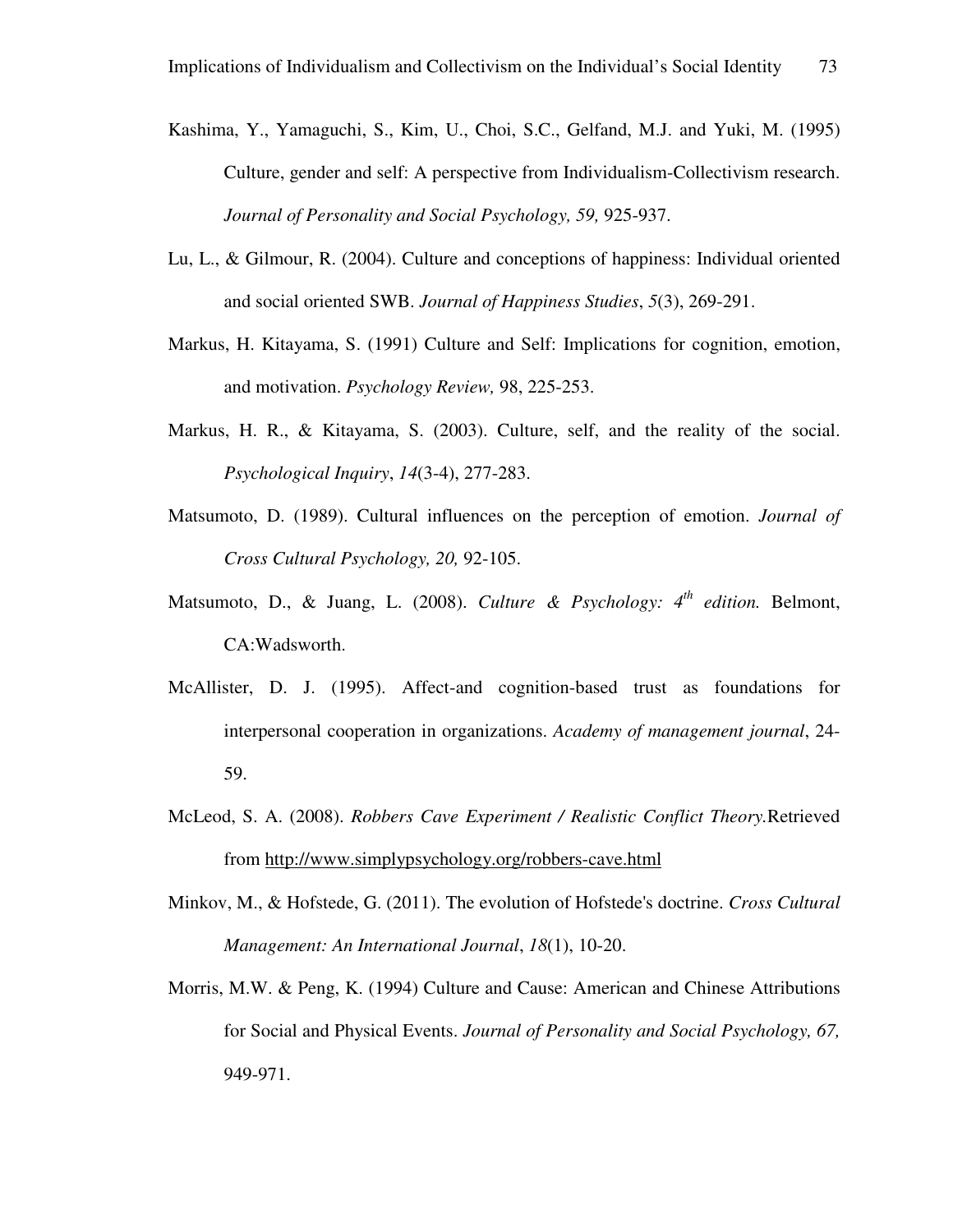Kashima, Y., Yamaguchi, S., Kim, U., Choi, S.C., Gelfand, M.J. and Yuki, M. (1995) Culture, gender and self: A perspective from Individualism-Collectivism research. *Journal of Personality and Social Psychology, 59,* 925-937.

Lu, L., & Gilmour, R. (2004). Culture and conceptions of happiness: Individual oriented and social oriented SWB. *Journal of Happiness Studies*, *5*(3), 269-291.

Markus, H. Kitayama, S. (1991) Culture and Self: Implications for cognition, emotion, and motivation. *Psychology Review,* 98, 225-253.

Markus, H. R., & Kitayama, S. (2003). Culture, self, and the reality of the social. *Psychological Inquiry*, *14*(3-4), 277-283.

Matsumoto, D. (1989). Cultural influences on the perception of emotion. *Journal of Cross Cultural Psychology, 20,* 92-105.

Matsumoto, D., & Juang, L. (2008). *Culture & Psychology: 4th edition.* Belmont, CA:Wadsworth.

McAllister, D. J. (1995). Affect-and cognition-based trust as foundations for interpersonal cooperation in organizations. *Academy of management journal*, 24-59.

McLeod, S. A. (2008). *Robbers Cave Experiment / Realistic Conflict Theory.*Retrieved from http://www.simplypsychology.org/robbers-cave.html

Minkov, M., & Hofstede, G. (2011). The evolution of Hofstede's doctrine. *Cross Cultural Management: An International Journal*, *18*(1), 10-20.

Morris, M.W. & Peng, K. (1994) Culture and Cause: American and Chinese Attributions for Social and Physical Events. *Journal of Personality and Social Psychology, 67,* 949-971.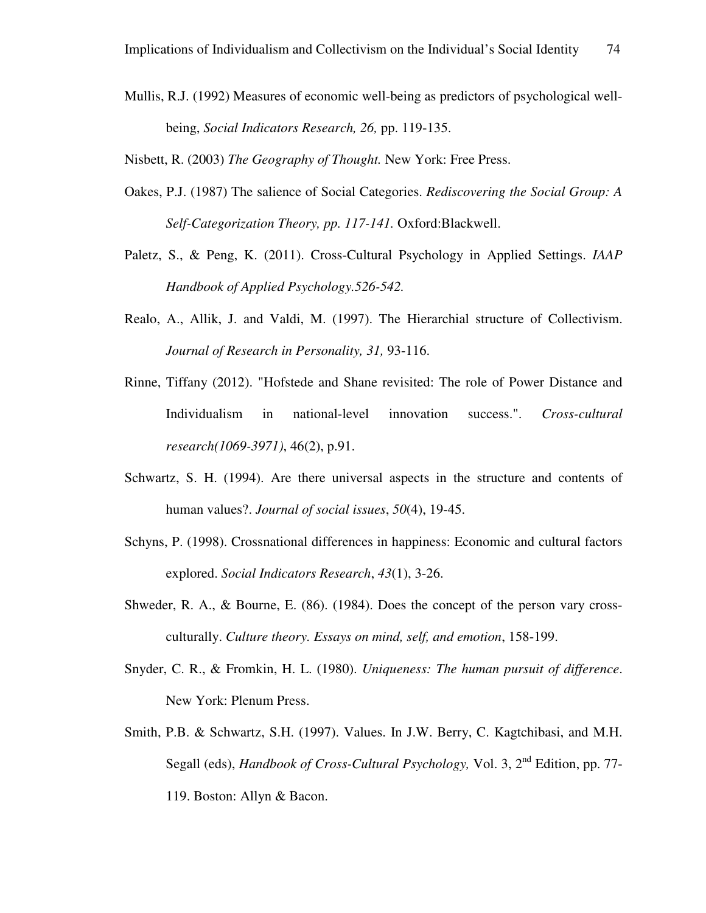Mullis, R.J. (1992) Measures of economic well-being as predictors of psychological well-being, *Social Indicators Research, 26,* pp. 119-135.

Nisbett, R. (2003) *The Geography of Thought.* New York: Free Press.

Oakes, P.J. (1987) The salience of Social Categories. *Rediscovering the Social Group: A Self-Categorization Theory, pp. 117-141.* Oxford:Blackwell.

Paletz, S., & Peng, K. (2011). Cross-Cultural Psychology in Applied Settings. *IAAP Handbook of Applied Psychology.526-542.*

Realo, A., Allik, J. and Valdi, M. (1997). The Hierarchial structure of Collectivism. *Journal of Research in Personality, 31,* 93-116.

Rinne, Tiffany (2012). "Hofstede and Shane revisited: The role of Power Distance and Individualism in national-level innovation success.". *Cross-cultural research(1069-3971)*, 46(2), p.91.

Schwartz, S. H. (1994). Are there universal aspects in the structure and contents of human values?. *Journal of social issues*, *50*(4), 19-45.

Schyns, P. (1998). Crossnational differences in happiness: Economic and cultural factors explored. *Social Indicators Research*, *43*(1), 3-26.

Shweder, R. A., & Bourne, E. (86). (1984). Does the concept of the person vary cross-culturally. *Culture theory. Essays on mind, self, and emotion*, 158-199.

Snyder, C. R., & Fromkin, H. L. (1980). *Uniqueness: The human pursuit of difference*. New York: Plenum Press.

Smith, P.B. & Schwartz, S.H. (1997). Values. In J.W. Berry, C. Kagtchibasi, and M.H. Segall (eds), *Handbook of Cross-Cultural Psychology,* Vol. 3, 2nd Edition, pp. 77-119. Boston: Allyn & Bacon.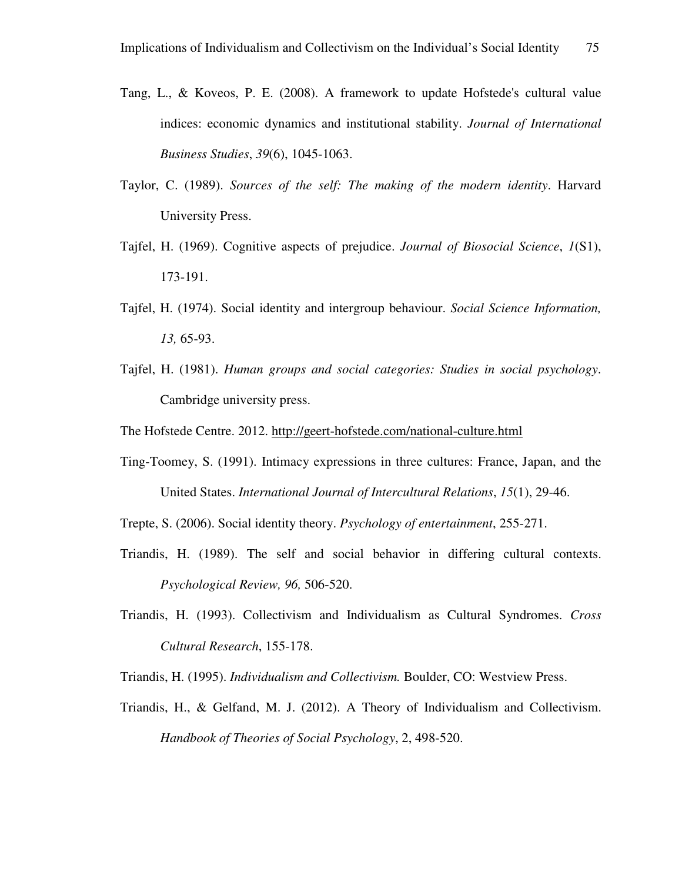Tang, L., & Koveos, P. E. (2008). A framework to update Hofstede's cultural value indices: economic dynamics and institutional stability. *Journal of International Business Studies*, *39*(6), 1045-1063.

Taylor, C. (1989). *Sources of the self: The making of the modern identity*. Harvard University Press.

Tajfel, H. (1969). Cognitive aspects of prejudice. *Journal of Biosocial Science*, *1*(S1), 173-191.

Tajfel, H. (1974). Social identity and intergroup behaviour. *Social Science Information, 13,* 65-93.

Tajfel, H. (1981). *Human groups and social categories: Studies in social psychology*. Cambridge university press.

The Hofstede Centre. 2012. http://geert-hofstede.com/national-culture.html

Ting-Toomey, S. (1991). Intimacy expressions in three cultures: France, Japan, and the United States. *International Journal of Intercultural Relations*, *15*(1), 29-46.

Trepte, S. (2006). Social identity theory. *Psychology of entertainment*, 255-271.

Triandis, H. (1989). The self and social behavior in differing cultural contexts. *Psychological Review, 96,* 506-520.

Triandis, H. (1993). Collectivism and Individualism as Cultural Syndromes. *Cross Cultural Research*, 155-178.

Triandis, H. (1995). *Individualism and Collectivism.* Boulder, CO: Westview Press.

Triandis, H., & Gelfand, M. J. (2012). A Theory of Individualism and Collectivism. *Handbook of Theories of Social Psychology*, 2, 498-520.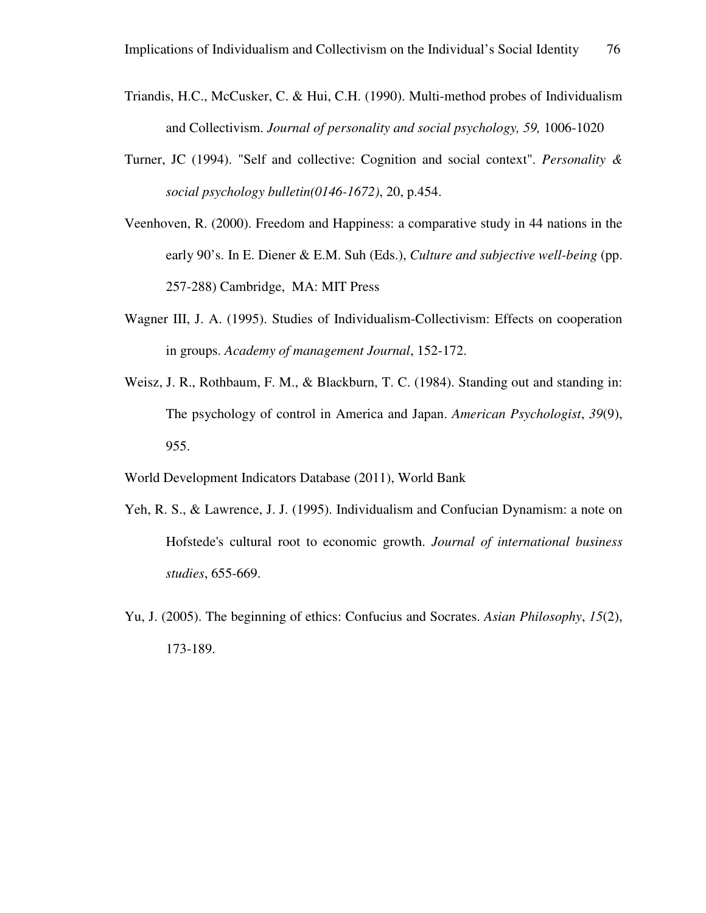Triandis, H.C., McCusker, C. & Hui, C.H. (1990). Multi-method probes of Individualism and Collectivism. *Journal of personality and social psychology, 59,* 1006-1020

Turner, JC (1994). "Self and collective: Cognition and social context". *Personality & social psychology bulletin(0146-1672)*, 20, p.454.

Veenhoven, R. (2000). Freedom and Happiness: a comparative study in 44 nations in the early 90's. In E. Diener & E.M. Suh (Eds.), *Culture and subjective well-being* (pp. 257-288) Cambridge, MA: MIT Press

Wagner III, J. A. (1995). Studies of Individualism-Collectivism: Effects on cooperation in groups. *Academy of management Journal*, 152-172.

Weisz, J. R., Rothbaum, F. M., & Blackburn, T. C. (1984). Standing out and standing in: The psychology of control in America and Japan. *American Psychologist*, *39*(9), 955.

World Development Indicators Database (2011), World Bank

Yeh, R. S., & Lawrence, J. J. (1995). Individualism and Confucian Dynamism: a note on Hofstede's cultural root to economic growth. *Journal of international business studies*, 655-669.

Yu, J. (2005). The beginning of ethics: Confucius and Socrates. *Asian Philosophy*, *15*(2), 173-189.